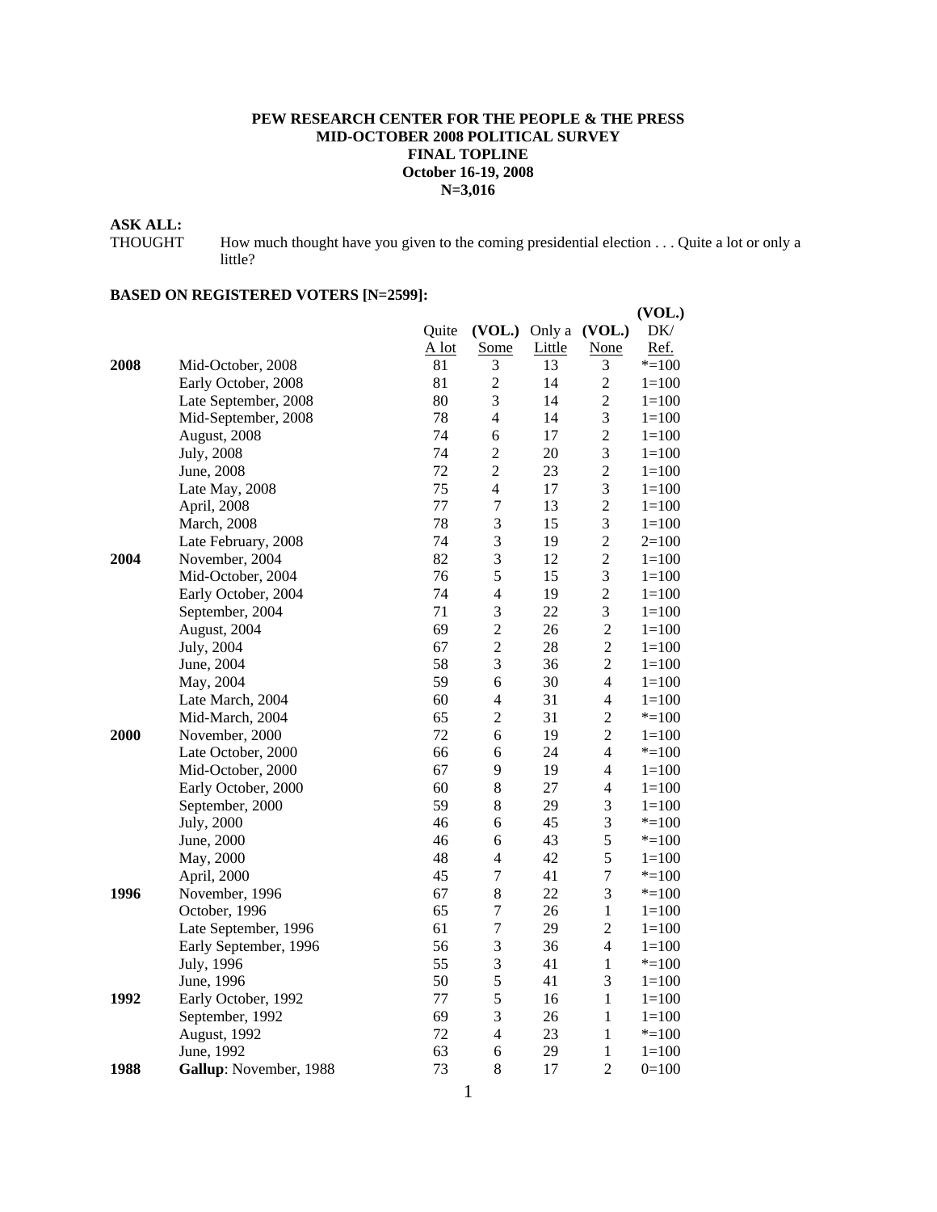**PEW RESEARCH CENTER FOR THE PEOPLE & THE PRESS**
**MID-OCTOBER 2008 POLITICAL SURVEY**
**FINAL TOPLINE**
**October 16-19, 2008**
**N=3,016**

**ASK ALL:**
THOUGHT How much thought have you given to the coming presidential election . . . Quite a lot or only a little?

**BASED ON REGISTERED VOTERS [N=2599]:**

| | | Quite A lot | (VOL.) Some | Only a Little | (VOL.) None | (VOL.) DK/ Ref. |
|---|---|---|---|---|---|---|
| **2008** | Mid-October, 2008 | 81 | 3 | 13 | 3 | *=100 |
| | Early October, 2008 | 81 | 2 | 14 | 2 | 1=100 |
| | Late September, 2008 | 80 | 3 | 14 | 2 | 1=100 |
| | Mid-September, 2008 | 78 | 4 | 14 | 3 | 1=100 |
| | August, 2008 | 74 | 6 | 17 | 2 | 1=100 |
| | July, 2008 | 74 | 2 | 20 | 3 | 1=100 |
| | June, 2008 | 72 | 2 | 23 | 2 | 1=100 |
| | Late May, 2008 | 75 | 4 | 17 | 3 | 1=100 |
| | April, 2008 | 77 | 7 | 13 | 2 | 1=100 |
| | March, 2008 | 78 | 3 | 15 | 3 | 1=100 |
| | Late February, 2008 | 74 | 3 | 19 | 2 | 2=100 |
| **2004** | November, 2004 | 82 | 3 | 12 | 2 | 1=100 |
| | Mid-October, 2004 | 76 | 5 | 15 | 3 | 1=100 |
| | Early October, 2004 | 74 | 4 | 19 | 2 | 1=100 |
| | September, 2004 | 71 | 3 | 22 | 3 | 1=100 |
| | August, 2004 | 69 | 2 | 26 | 2 | 1=100 |
| | July, 2004 | 67 | 2 | 28 | 2 | 1=100 |
| | June, 2004 | 58 | 3 | 36 | 2 | 1=100 |
| | May, 2004 | 59 | 6 | 30 | 4 | 1=100 |
| | Late March, 2004 | 60 | 4 | 31 | 4 | 1=100 |
| | Mid-March, 2004 | 65 | 2 | 31 | 2 | *=100 |
| **2000** | November, 2000 | 72 | 6 | 19 | 2 | 1=100 |
| | Late October, 2000 | 66 | 6 | 24 | 4 | *=100 |
| | Mid-October, 2000 | 67 | 9 | 19 | 4 | 1=100 |
| | Early October, 2000 | 60 | 8 | 27 | 4 | 1=100 |
| | September, 2000 | 59 | 8 | 29 | 3 | 1=100 |
| | July, 2000 | 46 | 6 | 45 | 3 | *=100 |
| | June, 2000 | 46 | 6 | 43 | 5 | *=100 |
| | May, 2000 | 48 | 4 | 42 | 5 | 1=100 |
| | April, 2000 | 45 | 7 | 41 | 7 | *=100 |
| **1996** | November, 1996 | 67 | 8 | 22 | 3 | *=100 |
| | October, 1996 | 65 | 7 | 26 | 1 | 1=100 |
| | Late September, 1996 | 61 | 7 | 29 | 2 | 1=100 |
| | Early September, 1996 | 56 | 3 | 36 | 4 | 1=100 |
| | July, 1996 | 55 | 3 | 41 | 1 | *=100 |
| | June, 1996 | 50 | 5 | 41 | 3 | 1=100 |
| **1992** | Early October, 1992 | 77 | 5 | 16 | 1 | 1=100 |
| | September, 1992 | 69 | 3 | 26 | 1 | 1=100 |
| | August, 1992 | 72 | 4 | 23 | 1 | *=100 |
| | June, 1992 | 63 | 6 | 29 | 1 | 1=100 |
| **1988** | **Gallup**: November, 1988 | 73 | 8 | 17 | 2 | 0=100 |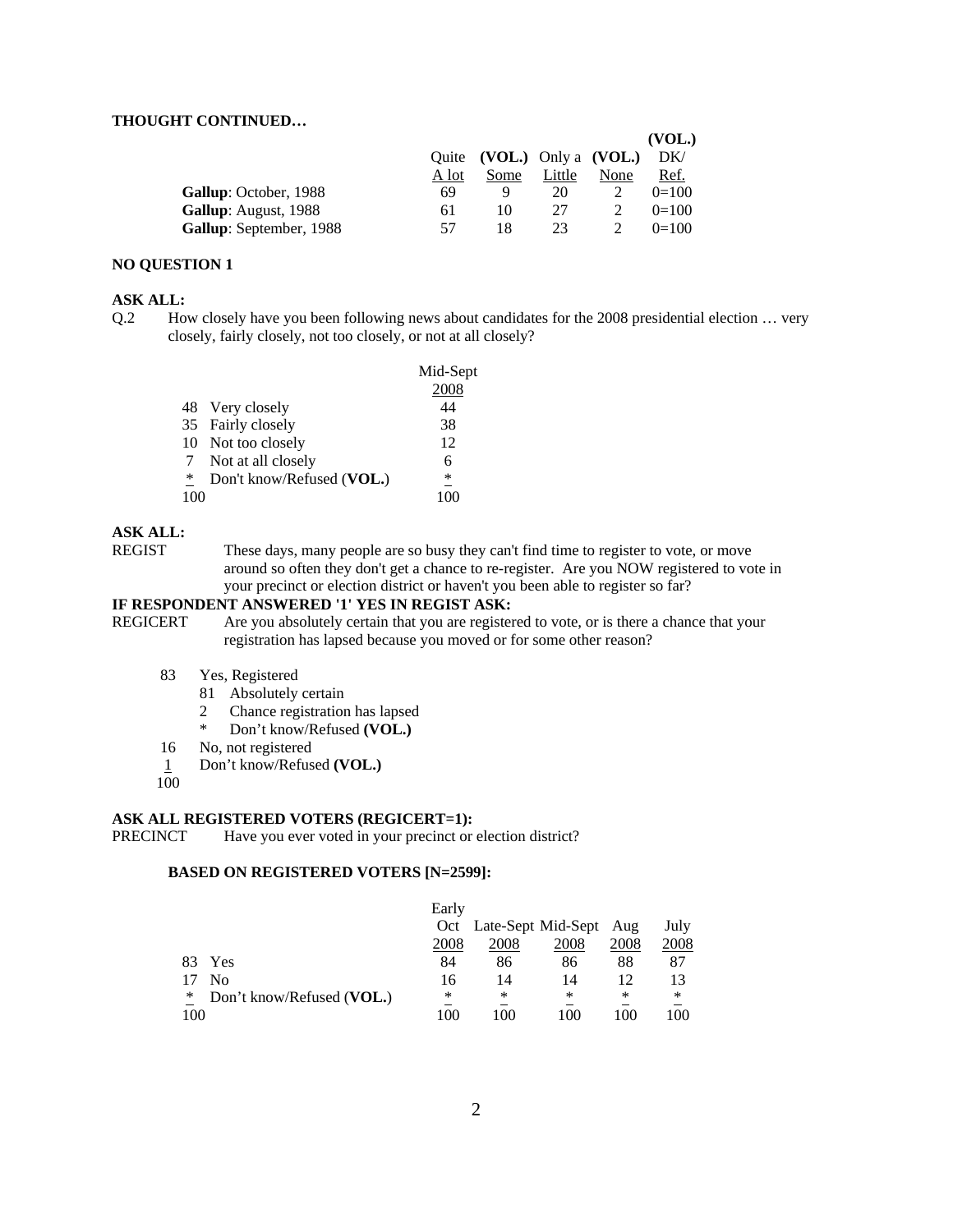**THOUGHT CONTINUED…**

| | Quite A lot | (VOL.) Some | Only a Little | (VOL.) None | (VOL.) DK/ Ref. |
|---|---|---|---|---|---|
| **Gallup**: October, 1988 | 69 | 9 | 20 | 2 | 0=100 |
| **Gallup**: August, 1988 | 61 | 10 | 27 | 2 | 0=100 |
| **Gallup**: September, 1988 | 57 | 18 | 23 | 2 | 0=100 |

**NO QUESTION 1**

**ASK ALL:**

Q.2 How closely have you been following news about candidates for the 2008 presidential election … very closely, fairly closely, not too closely, or not at all closely?

| | | Mid-Sept 2008 |
|---|---|---|
| 48 | Very closely | 44 |
| 35 | Fairly closely | 38 |
| 10 | Not too closely | 12 |
| 7 | Not at all closely | 6 |
| * | Don't know/Refused (**VOL.**) | * |
| 100 | | 100 |

**ASK ALL:**

REGIST These days, many people are so busy they can't find time to register to vote, or move around so often they don't get a chance to re-register. Are you NOW registered to vote in your precinct or election district or haven't you been able to register so far?

**IF RESPONDENT ANSWERED '1' YES IN REGIST ASK:**

REGICERT Are you absolutely certain that you are registered to vote, or is there a chance that your registration has lapsed because you moved or for some other reason?

- 83 Yes, Registered
  - 81 Absolutely certain
  - 2 Chance registration has lapsed
  - \* Don't know/Refused **(VOL.)**
- 16 No, not registered
- 1 Don't know/Refused **(VOL.)**
- 100

**ASK ALL REGISTERED VOTERS (REGICERT=1):**

PRECINCT Have you ever voted in your precinct or election district?

**BASED ON REGISTERED VOTERS [N=2599]:**

| | | Early Oct 2008 | Late-Sept 2008 | Mid-Sept 2008 | Aug 2008 | July 2008 |
|---|---|---|---|---|---|---|
| 83 | Yes | 84 | 86 | 86 | 88 | 87 |
| 17 | No | 16 | 14 | 14 | 12 | 13 |
| * | Don't know/Refused (**VOL.**) | * | * | * | * | * |
| 100 | | 100 | 100 | 100 | 100 | 100 |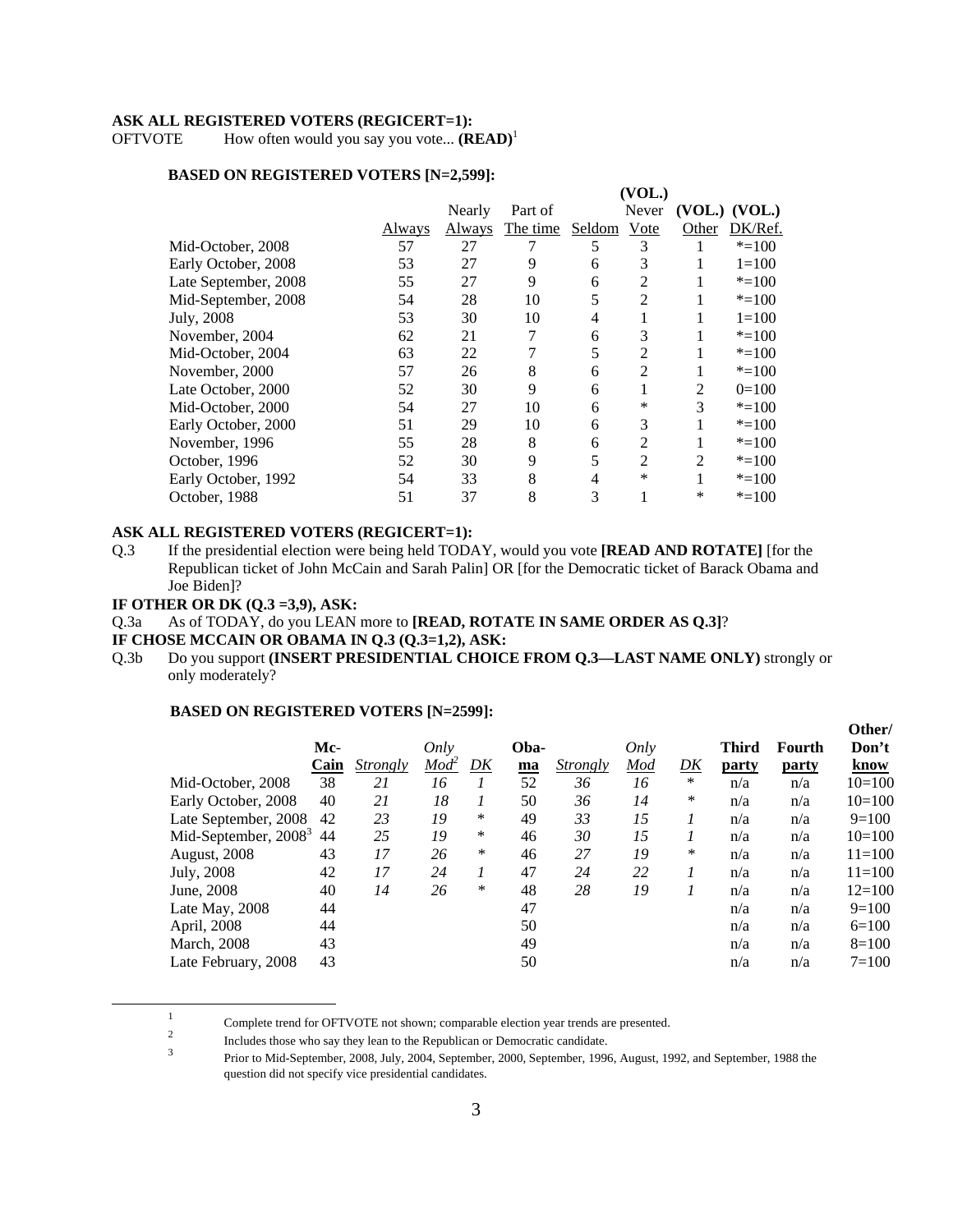**ASK ALL REGISTERED VOTERS (REGICERT=1):**

OFTVOTE How often would you say you vote... **(READ)**[1]

**BASED ON REGISTERED VOTERS [N=2,599]:**

| | Always | Nearly Always | Part of The time | Seldom | (VOL.) Never Vote | (VOL.) Other | (VOL.) DK/Ref. |
|---|---|---|---|---|---|---|---|
| Mid-October, 2008 | 57 | 27 | 7 | 5 | 3 | 1 | *=100 |
| Early October, 2008 | 53 | 27 | 9 | 6 | 3 | 1 | 1=100 |
| Late September, 2008 | 55 | 27 | 9 | 6 | 2 | 1 | *=100 |
| Mid-September, 2008 | 54 | 28 | 10 | 5 | 2 | 1 | *=100 |
| July, 2008 | 53 | 30 | 10 | 4 | 1 | 1 | 1=100 |
| November, 2004 | 62 | 21 | 7 | 6 | 3 | 1 | *=100 |
| Mid-October, 2004 | 63 | 22 | 7 | 5 | 2 | 1 | *=100 |
| November, 2000 | 57 | 26 | 8 | 6 | 2 | 1 | *=100 |
| Late October, 2000 | 52 | 30 | 9 | 6 | 1 | 2 | 0=100 |
| Mid-October, 2000 | 54 | 27 | 10 | 6 | * | 3 | *=100 |
| Early October, 2000 | 51 | 29 | 10 | 6 | 3 | 1 | *=100 |
| November, 1996 | 55 | 28 | 8 | 6 | 2 | 1 | *=100 |
| October, 1996 | 52 | 30 | 9 | 5 | 2 | 2 | *=100 |
| Early October, 1992 | 54 | 33 | 8 | 4 | * | 1 | *=100 |
| October, 1988 | 51 | 37 | 8 | 3 | 1 | * | *=100 |

**ASK ALL REGISTERED VOTERS (REGICERT=1):**

Q.3 If the presidential election were being held TODAY, would you vote **[READ AND ROTATE]** [for the Republican ticket of John McCain and Sarah Palin] OR [for the Democratic ticket of Barack Obama and Joe Biden]?

**IF OTHER OR DK (Q.3 =3,9), ASK:**

Q.3a As of TODAY, do you LEAN more to **[READ, ROTATE IN SAME ORDER AS Q.3]**?

**IF CHOSE MCCAIN OR OBAMA IN Q.3 (Q.3=1,2), ASK:**

Q.3b Do you support **(INSERT PRESIDENTIAL CHOICE FROM Q.3—LAST NAME ONLY)** strongly or only moderately?

**BASED ON REGISTERED VOTERS [N=2599]:**

| | McCain | *Strongly* | *Only Mod*[2] | *DK* | Obama | *Strongly* | *Only Mod* | *DK* | Third party | Fourth party | Other/ Don't know |
|---|---|---|---|---|---|---|---|---|---|---|---|
| Mid-October, 2008 | 38 | *21* | *16* | *1* | 52 | *36* | *16* | * | n/a | n/a | 10=100 |
| Early October, 2008 | 40 | *21* | *18* | *1* | 50 | *36* | *14* | * | n/a | n/a | 10=100 |
| Late September, 2008 | 42 | *23* | *19* | * | 49 | *33* | *15* | *1* | n/a | n/a | 9=100 |
| Mid-September, 2008[3] | 44 | *25* | *19* | * | 46 | *30* | *15* | *1* | n/a | n/a | 10=100 |
| August, 2008 | 43 | *17* | *26* | * | 46 | *27* | *19* | * | n/a | n/a | 11=100 |
| July, 2008 | 42 | *17* | *24* | *1* | 47 | *24* | *22* | *1* | n/a | n/a | 11=100 |
| June, 2008 | 40 | *14* | *26* | * | 48 | *28* | *19* | *1* | n/a | n/a | 12=100 |
| Late May, 2008 | 44 | | | | 47 | | | | n/a | n/a | 9=100 |
| April, 2008 | 44 | | | | 50 | | | | n/a | n/a | 6=100 |
| March, 2008 | 43 | | | | 49 | | | | n/a | n/a | 8=100 |
| Late February, 2008 | 43 | | | | 50 | | | | n/a | n/a | 7=100 |

[1] Complete trend for OFTVOTE not shown; comparable election year trends are presented.

[2] Includes those who say they lean to the Republican or Democratic candidate.

[3] Prior to Mid-September, 2008, July, 2004, September, 2000, September, 1996, August, 1992, and September, 1988 the question did not specify vice presidential candidates.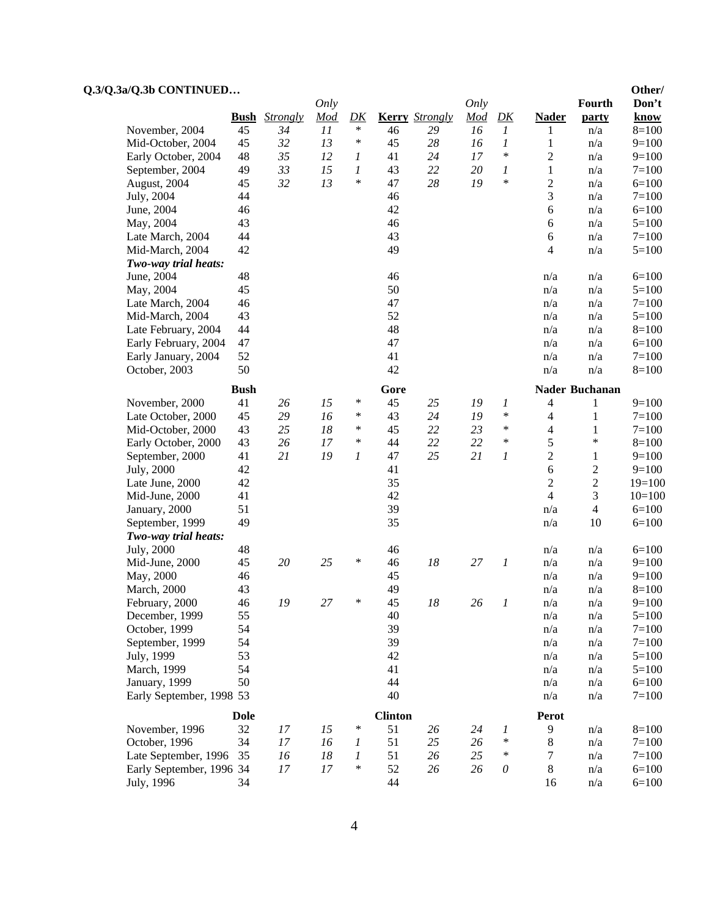**Q.3/Q.3a/Q.3b CONTINUED…**

| | Bush | *Strongly* | *Only Mod* | *DK* | Kerry | *Strongly* | *Only Mod* | *DK* | Nader | Fourth party | Other/ Don't know |
|---|---|---|---|---|---|---|---|---|---|---|---|
| November, 2004 | 45 | *34* | *11* | * | 46 | *29* | *16* | *1* | 1 | n/a | 8=100 |
| Mid-October, 2004 | 45 | *32* | *13* | * | 45 | *28* | *16* | *1* | 1 | n/a | 9=100 |
| Early October, 2004 | 48 | *35* | *12* | *1* | 41 | *24* | *17* | * | 2 | n/a | 9=100 |
| September, 2004 | 49 | *33* | *15* | *1* | 43 | *22* | *20* | *1* | 1 | n/a | 7=100 |
| August, 2004 | 45 | *32* | *13* | * | 47 | *28* | *19* | * | 2 | n/a | 6=100 |
| July, 2004 | 44 | | | | 46 | | | | 3 | n/a | 7=100 |
| June, 2004 | 46 | | | | 42 | | | | 6 | n/a | 6=100 |
| May, 2004 | 43 | | | | 46 | | | | 6 | n/a | 5=100 |
| Late March, 2004 | 44 | | | | 43 | | | | 6 | n/a | 7=100 |
| Mid-March, 2004 | 42 | | | | 49 | | | | 4 | n/a | 5=100 |
| ***Two-way trial heats:*** | | | | | | | | | | | |
| June, 2004 | 48 | | | | 46 | | | | n/a | n/a | 6=100 |
| May, 2004 | 45 | | | | 50 | | | | n/a | n/a | 5=100 |
| Late March, 2004 | 46 | | | | 47 | | | | n/a | n/a | 7=100 |
| Mid-March, 2004 | 43 | | | | 52 | | | | n/a | n/a | 5=100 |
| Late February, 2004 | 44 | | | | 48 | | | | n/a | n/a | 8=100 |
| Early February, 2004 | 47 | | | | 47 | | | | n/a | n/a | 6=100 |
| Early January, 2004 | 52 | | | | 41 | | | | n/a | n/a | 7=100 |
| October, 2003 | 50 | | | | 42 | | | | n/a | n/a | 8=100 |
| | **Bush** | | | | **Gore** | | | | **Nader** | **Buchanan** | |
| November, 2000 | 41 | *26* | *15* | * | 45 | *25* | *19* | *1* | 4 | 1 | 9=100 |
| Late October, 2000 | 45 | *29* | *16* | * | 43 | *24* | *19* | * | 4 | 1 | 7=100 |
| Mid-October, 2000 | 43 | *25* | *18* | * | 45 | *22* | *23* | * | 4 | 1 | 7=100 |
| Early October, 2000 | 43 | *26* | *17* | * | 44 | *22* | *22* | * | 5 | * | 8=100 |
| September, 2000 | 41 | *21* | *19* | *1* | 47 | *25* | *21* | *1* | 2 | 1 | 9=100 |
| July, 2000 | 42 | | | | 41 | | | | 6 | 2 | 9=100 |
| Late June, 2000 | 42 | | | | 35 | | | | 2 | 2 | 19=100 |
| Mid-June, 2000 | 41 | | | | 42 | | | | 4 | 3 | 10=100 |
| January, 2000 | 51 | | | | 39 | | | | n/a | 4 | 6=100 |
| September, 1999 | 49 | | | | 35 | | | | n/a | 10 | 6=100 |
| ***Two-way trial heats:*** | | | | | | | | | | | |
| July, 2000 | 48 | | | | 46 | | | | n/a | n/a | 6=100 |
| Mid-June, 2000 | 45 | *20* | *25* | * | 46 | *18* | *27* | *1* | n/a | n/a | 9=100 |
| May, 2000 | 46 | | | | 45 | | | | n/a | n/a | 9=100 |
| March, 2000 | 43 | | | | 49 | | | | n/a | n/a | 8=100 |
| February, 2000 | 46 | *19* | *27* | * | 45 | *18* | *26* | *1* | n/a | n/a | 9=100 |
| December, 1999 | 55 | | | | 40 | | | | n/a | n/a | 5=100 |
| October, 1999 | 54 | | | | 39 | | | | n/a | n/a | 7=100 |
| September, 1999 | 54 | | | | 39 | | | | n/a | n/a | 7=100 |
| July, 1999 | 53 | | | | 42 | | | | n/a | n/a | 5=100 |
| March, 1999 | 54 | | | | 41 | | | | n/a | n/a | 5=100 |
| January, 1999 | 50 | | | | 44 | | | | n/a | n/a | 6=100 |
| Early September, 1998 | 53 | | | | 40 | | | | n/a | n/a | 7=100 |
| | **Dole** | | | | **Clinton** | | | | **Perot** | | |
| November, 1996 | 32 | *17* | *15* | * | 51 | *26* | *24* | *1* | 9 | n/a | 8=100 |
| October, 1996 | 34 | *17* | *16* | *1* | 51 | *25* | *26* | * | 8 | n/a | 7=100 |
| Late September, 1996 | 35 | *16* | *18* | *1* | 51 | *26* | *25* | * | 7 | n/a | 7=100 |
| Early September, 1996 | 34 | *17* | *17* | * | 52 | *26* | *26* | *0* | 8 | n/a | 6=100 |
| July, 1996 | 34 | | | | 44 | | | | 16 | n/a | 6=100 |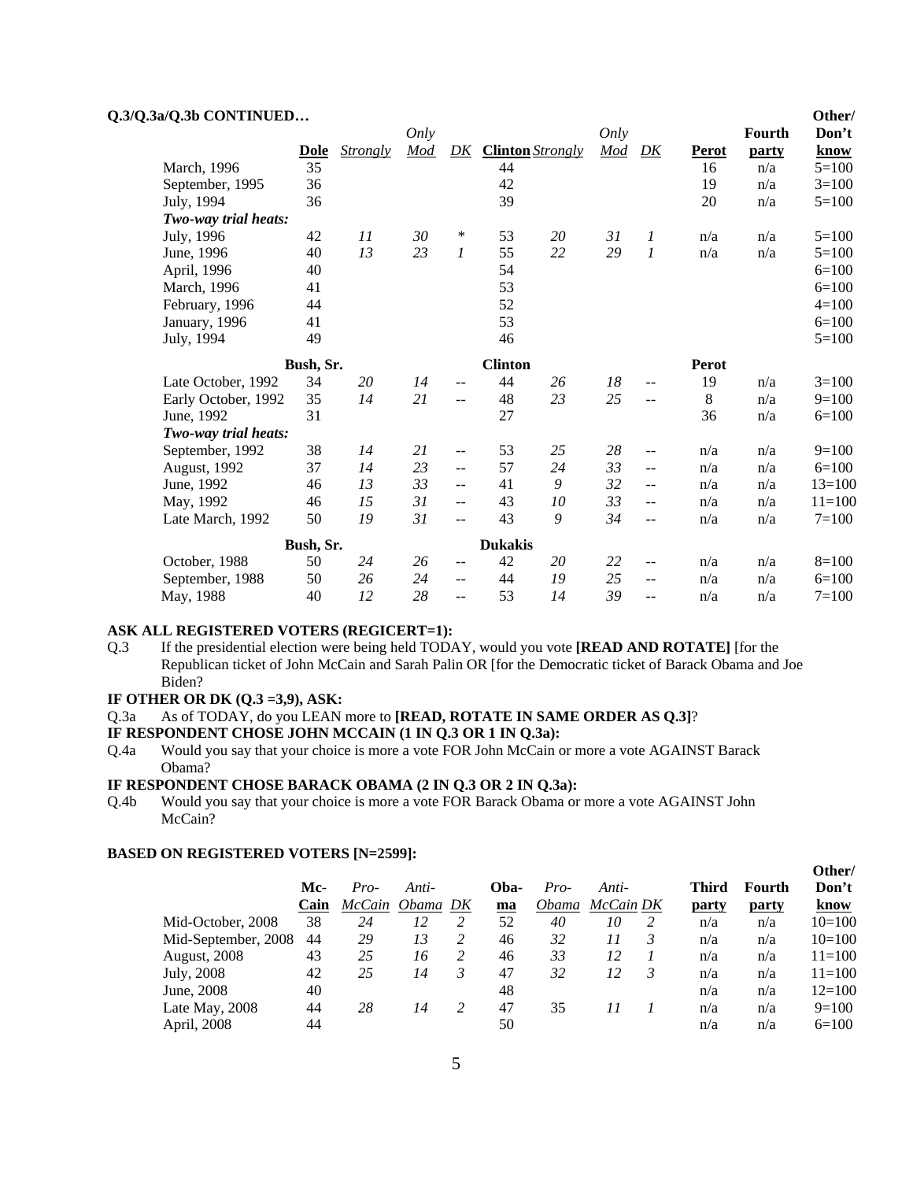**Q.3/Q.3a/Q.3b CONTINUED…**

| | Dole | *Strongly* | *Only Mod* | *DK* | Clinton | *Strongly* | *Only Mod* | *DK* | Perot | Fourth party | Other/ Don't know |
|---|---|---|---|---|---|---|---|---|---|---|---|
| March, 1996 | 35 | | | | 44 | | | | 16 | n/a | 5=100 |
| September, 1995 | 36 | | | | 42 | | | | 19 | n/a | 3=100 |
| July, 1994 | 36 | | | | 39 | | | | 20 | n/a | 5=100 |
| ***Two-way trial heats:*** | | | | | | | | | | | |
| July, 1996 | 42 | *11* | *30* | *** | 53 | *20* | *31* | *1* | n/a | n/a | 5=100 |
| June, 1996 | 40 | *13* | *23* | *1* | 55 | *22* | *29* | *1* | n/a | n/a | 5=100 |
| April, 1996 | 40 | | | | 54 | | | | | | 6=100 |
| March, 1996 | 41 | | | | 53 | | | | | | 6=100 |
| February, 1996 | 44 | | | | 52 | | | | | | 4=100 |
| January, 1996 | 41 | | | | 53 | | | | | | 6=100 |
| July, 1994 | 49 | | | | 46 | | | | | | 5=100 |
| | **Bush, Sr.** | | | | **Clinton** | | | | **Perot** | | |
| Late October, 1992 | 34 | *20* | *14* | -- | 44 | *26* | *18* | -- | 19 | n/a | 3=100 |
| Early October, 1992 | 35 | *14* | *21* | -- | 48 | *23* | *25* | -- | 8 | n/a | 9=100 |
| June, 1992 | 31 | | | | 27 | | | | 36 | n/a | 6=100 |
| ***Two-way trial heats:*** | | | | | | | | | | | |
| September, 1992 | 38 | *14* | *21* | -- | 53 | *25* | *28* | -- | n/a | n/a | 9=100 |
| August, 1992 | 37 | *14* | *23* | -- | 57 | *24* | *33* | -- | n/a | n/a | 6=100 |
| June, 1992 | 46 | *13* | *33* | -- | 41 | *9* | *32* | -- | n/a | n/a | 13=100 |
| May, 1992 | 46 | *15* | *31* | -- | 43 | *10* | *33* | -- | n/a | n/a | 11=100 |
| Late March, 1992 | 50 | *19* | *31* | -- | 43 | *9* | *34* | -- | n/a | n/a | 7=100 |
| | **Bush, Sr.** | | | | **Dukakis** | | | | | | |
| October, 1988 | 50 | *24* | *26* | -- | 42 | *20* | *22* | -- | n/a | n/a | 8=100 |
| September, 1988 | 50 | *26* | *24* | -- | 44 | *19* | *25* | -- | n/a | n/a | 6=100 |
| May, 1988 | 40 | *12* | *28* | -- | 53 | *14* | *39* | -- | n/a | n/a | 7=100 |

**ASK ALL REGISTERED VOTERS (REGICERT=1):**

Q.3 If the presidential election were being held TODAY, would you vote **[READ AND ROTATE]** [for the Republican ticket of John McCain and Sarah Palin OR [for the Democratic ticket of Barack Obama and Joe Biden?

**IF OTHER OR DK (Q.3 =3,9), ASK:**

Q.3a As of TODAY, do you LEAN more to **[READ, ROTATE IN SAME ORDER AS Q.3]**?

**IF RESPONDENT CHOSE JOHN MCCAIN (1 IN Q.3 OR 1 IN Q.3a):**

Q.4a Would you say that your choice is more a vote FOR John McCain or more a vote AGAINST Barack Obama?

**IF RESPONDENT CHOSE BARACK OBAMA (2 IN Q.3 OR 2 IN Q.3a):**

Q.4b Would you say that your choice is more a vote FOR Barack Obama or more a vote AGAINST John McCain?

**BASED ON REGISTERED VOTERS [N=2599]:**

| | Mc-Cain | *Pro-McCain* | *Anti-Obama* | *DK* | Obama | *Pro-Obama* | *Anti-McCain* | *DK* | Third party | Fourth party | Other/ Don't know |
|---|---|---|---|---|---|---|---|---|---|---|---|
| Mid-October, 2008 | 38 | *24* | *12* | *2* | 52 | *40* | *10* | *2* | n/a | n/a | 10=100 |
| Mid-September, 2008 | 44 | *29* | *13* | *2* | 46 | *32* | *11* | *3* | n/a | n/a | 10=100 |
| August, 2008 | 43 | *25* | *16* | *2* | 46 | *33* | *12* | *1* | n/a | n/a | 11=100 |
| July, 2008 | 42 | *25* | *14* | *3* | 47 | *32* | *12* | *3* | n/a | n/a | 11=100 |
| June, 2008 | 40 | | | | 48 | | | | n/a | n/a | 12=100 |
| Late May, 2008 | 44 | *28* | *14* | *2* | 47 | 35 | *11* | *1* | n/a | n/a | 9=100 |
| April, 2008 | 44 | | | | 50 | | | | n/a | n/a | 6=100 |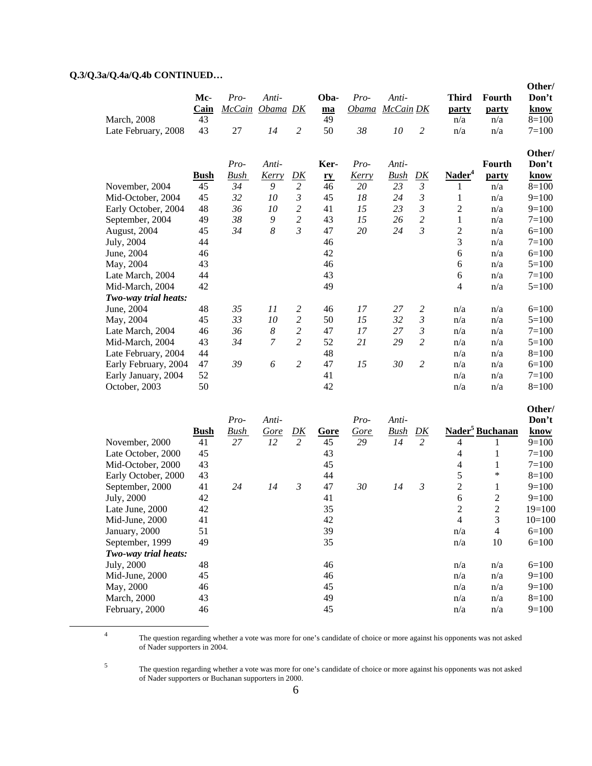**Q.3/Q.3a/Q.4a/Q.4b CONTINUED…**

| | McCain | *Pro-McCain* | *Anti-Obama* | *DK* | Obama | *Pro-Obama* | *Anti-McCain* | *DK* | Third party | Fourth party | Other/ Don't know |
|---|---|---|---|---|---|---|---|---|---|---|---|
| March, 2008 | 43 | | | | 49 | | | | n/a | n/a | 8=100 |
| Late February, 2008 | 43 | 27 | *14* | *2* | 50 | *38* | *10* | *2* | n/a | n/a | 7=100 |

| | Bush | *Pro-Bush* | *Anti-Kerry* | *DK* | Kerry | *Pro-Kerry* | *Anti-Bush* | *DK* | Nader[4] | Fourth party | Other/ Don't know |
|---|---|---|---|---|---|---|---|---|---|---|---|
| November, 2004 | 45 | *34* | *9* | *2* | 46 | *20* | *23* | *3* | 1 | n/a | 8=100 |
| Mid-October, 2004 | 45 | *32* | *10* | *3* | 45 | *18* | *24* | *3* | 1 | n/a | 9=100 |
| Early October, 2004 | 48 | *36* | *10* | *2* | 41 | *15* | *23* | *3* | 2 | n/a | 9=100 |
| September, 2004 | 49 | *38* | *9* | *2* | 43 | *15* | *26* | *2* | 1 | n/a | 7=100 |
| August, 2004 | 45 | *34* | *8* | *3* | 47 | *20* | *24* | *3* | 2 | n/a | 6=100 |
| July, 2004 | 44 | | | | 46 | | | | 3 | n/a | 7=100 |
| June, 2004 | 46 | | | | 42 | | | | 6 | n/a | 6=100 |
| May, 2004 | 43 | | | | 46 | | | | 6 | n/a | 5=100 |
| Late March, 2004 | 44 | | | | 43 | | | | 6 | n/a | 7=100 |
| Mid-March, 2004 | 42 | | | | 49 | | | | 4 | n/a | 5=100 |
| ***Two-way trial heats:*** | | | | | | | | | | | |
| June, 2004 | 48 | *35* | *11* | *2* | 46 | *17* | *27* | *2* | n/a | n/a | 6=100 |
| May, 2004 | 45 | *33* | *10* | *2* | 50 | *15* | *32* | *3* | n/a | n/a | 5=100 |
| Late March, 2004 | 46 | *36* | *8* | *2* | 47 | *17* | *27* | *3* | n/a | n/a | 7=100 |
| Mid-March, 2004 | 43 | *34* | *7* | *2* | 52 | *21* | *29* | *2* | n/a | n/a | 5=100 |
| Late February, 2004 | 44 | | | | 48 | | | | n/a | n/a | 8=100 |
| Early February, 2004 | 47 | *39* | *6* | *2* | 47 | *15* | *30* | *2* | n/a | n/a | 6=100 |
| Early January, 2004 | 52 | | | | 41 | | | | n/a | n/a | 7=100 |
| October, 2003 | 50 | | | | 42 | | | | n/a | n/a | 8=100 |

| | Bush | *Pro-Bush* | *Anti-Gore* | *DK* | Gore | *Pro-Gore* | *Anti-Bush* | *DK* | Nader[5] | Buchanan | Other/ Don't know |
|---|---|---|---|---|---|---|---|---|---|---|---|
| November, 2000 | 41 | *27* | *12* | *2* | 45 | *29* | *14* | *2* | 4 | 1 | 9=100 |
| Late October, 2000 | 45 | | | | 43 | | | | 4 | 1 | 7=100 |
| Mid-October, 2000 | 43 | | | | 45 | | | | 4 | 1 | 7=100 |
| Early October, 2000 | 43 | | | | 44 | | | | 5 | * | 8=100 |
| September, 2000 | 41 | *24* | *14* | *3* | 47 | *30* | *14* | *3* | 2 | 1 | 9=100 |
| July, 2000 | 42 | | | | 41 | | | | 6 | 2 | 9=100 |
| Late June, 2000 | 42 | | | | 35 | | | | 2 | 2 | 19=100 |
| Mid-June, 2000 | 41 | | | | 42 | | | | 4 | 3 | 10=100 |
| January, 2000 | 51 | | | | 39 | | | | n/a | 4 | 6=100 |
| September, 1999 | 49 | | | | 35 | | | | n/a | 10 | 6=100 |
| ***Two-way trial heats:*** | | | | | | | | | | | |
| July, 2000 | 48 | | | | 46 | | | | n/a | n/a | 6=100 |
| Mid-June, 2000 | 45 | | | | 46 | | | | n/a | n/a | 9=100 |
| May, 2000 | 46 | | | | 45 | | | | n/a | n/a | 9=100 |
| March, 2000 | 43 | | | | 49 | | | | n/a | n/a | 8=100 |
| February, 2000 | 46 | | | | 45 | | | | n/a | n/a | 9=100 |

[4] The question regarding whether a vote was more for one's candidate of choice or more against his opponents was not asked of Nader supporters in 2004.

[5] The question regarding whether a vote was more for one's candidate of choice or more against his opponents was not asked of Nader supporters or Buchanan supporters in 2000.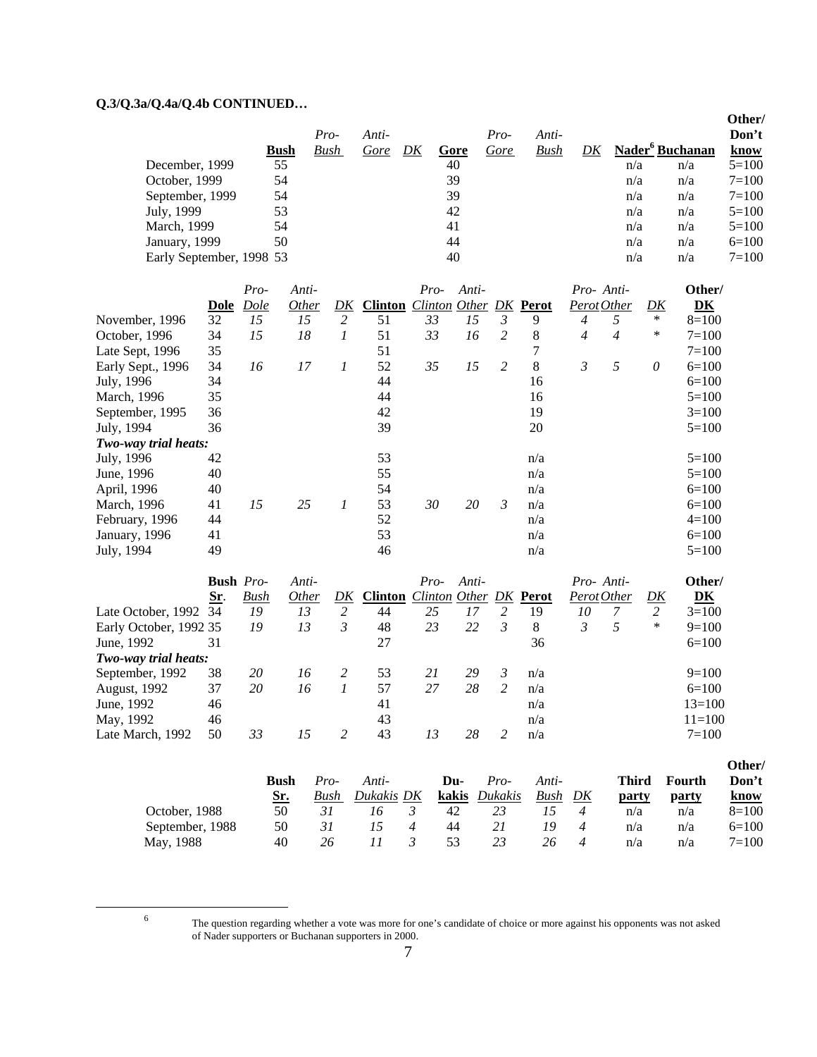**Q.3/Q.3a/Q.4a/Q.4b CONTINUED…**

| | Bush | *Pro-Bush* | *Anti-Gore* | *DK* | Gore | *Pro-Gore* | *Anti-Bush* | *DK* | Nader[6] | Buchanan | Other/ Don't know |
|---|---|---|---|---|---|---|---|---|---|---|---|
| December, 1999 | 55 | | | | 40 | | | | n/a | n/a | 5=100 |
| October, 1999 | 54 | | | | 39 | | | | n/a | n/a | 7=100 |
| September, 1999 | 54 | | | | 39 | | | | n/a | n/a | 7=100 |
| July, 1999 | 53 | | | | 42 | | | | n/a | n/a | 5=100 |
| March, 1999 | 54 | | | | 41 | | | | n/a | n/a | 5=100 |
| January, 1999 | 50 | | | | 44 | | | | n/a | n/a | 6=100 |
| Early September, 1998 | 53 | | | | 40 | | | | n/a | n/a | 7=100 |

| | Dole | *Pro-Dole* | *Anti-Other* | *DK* | Clinton | *Pro-Clinton* | *Anti-Other* | *DK* | Perot | *Pro-Perot* | *Anti-Other* | *DK* | Other/ DK |
|---|---|---|---|---|---|---|---|---|---|---|---|---|---|
| November, 1996 | 32 | *15* | *15* | *2* | 51 | *33* | *15* | *3* | 9 | *4* | *5* | * | 8=100 |
| October, 1996 | 34 | *15* | *18* | *1* | 51 | *33* | *16* | *2* | 8 | *4* | *4* | * | 7=100 |
| Late Sept, 1996 | 35 | | | | 51 | | | | 7 | | | | 7=100 |
| Early Sept., 1996 | 34 | *16* | *17* | *1* | 52 | *35* | *15* | *2* | 8 | *3* | *5* | *0* | 6=100 |
| July, 1996 | 34 | | | | 44 | | | | 16 | | | | 6=100 |
| March, 1996 | 35 | | | | 44 | | | | 16 | | | | 5=100 |
| September, 1995 | 36 | | | | 42 | | | | 19 | | | | 3=100 |
| July, 1994 | 36 | | | | 39 | | | | 20 | | | | 5=100 |
| ***Two-way trial heats:*** | | | | | | | | | | | | | |
| July, 1996 | 42 | | | | 53 | | | | n/a | | | | 5=100 |
| June, 1996 | 40 | | | | 55 | | | | n/a | | | | 5=100 |
| April, 1996 | 40 | | | | 54 | | | | n/a | | | | 6=100 |
| March, 1996 | 41 | *15* | *25* | *1* | 53 | *30* | *20* | *3* | n/a | | | | 6=100 |
| February, 1996 | 44 | | | | 52 | | | | n/a | | | | 4=100 |
| January, 1996 | 41 | | | | 53 | | | | n/a | | | | 6=100 |
| July, 1994 | 49 | | | | 46 | | | | n/a | | | | 5=100 |

| | Bush Sr. | *Pro-Bush* | *Anti-Other* | *DK* | Clinton | *Pro-Clinton* | *Anti-Other* | *DK* | Perot | *Pro-Perot* | *Anti-Other* | *DK* | Other/ DK |
|---|---|---|---|---|---|---|---|---|---|---|---|---|---|
| Late October, 1992 | 34 | *19* | *13* | *2* | 44 | *25* | *17* | *2* | 19 | *10* | *7* | *2* | 3=100 |
| Early October, 1992 | 35 | *19* | *13* | *3* | 48 | *23* | *22* | *3* | 8 | *3* | *5* | * | 9=100 |
| June, 1992 | 31 | | | | 27 | | | | 36 | | | | 6=100 |
| ***Two-way trial heats:*** | | | | | | | | | | | | | |
| September, 1992 | 38 | *20* | *16* | *2* | 53 | *21* | *29* | *3* | n/a | | | | 9=100 |
| August, 1992 | 37 | *20* | *16* | *1* | 57 | *27* | *28* | *2* | n/a | | | | 6=100 |
| June, 1992 | 46 | | | | 41 | | | | n/a | | | | 13=100 |
| May, 1992 | 46 | | | | 43 | | | | n/a | | | | 11=100 |
| Late March, 1992 | 50 | *33* | *15* | *2* | 43 | *13* | *28* | *2* | n/a | | | | 7=100 |

| | Bush Sr. | *Pro-Bush* | *Anti-Dukakis* | *DK* | Du-kakis | *Pro-Dukakis* | *Anti-Bush* | *DK* | Third party | Fourth party | Other/ Don't know |
|---|---|---|---|---|---|---|---|---|---|---|---|
| October, 1988 | 50 | *31* | *16* | *3* | 42 | *23* | *15* | *4* | n/a | n/a | 8=100 |
| September, 1988 | 50 | *31* | *15* | *4* | 44 | *21* | *19* | *4* | n/a | n/a | 6=100 |
| May, 1988 | 40 | *26* | *11* | *3* | 53 | *23* | *26* | *4* | n/a | n/a | 7=100 |

[6] The question regarding whether a vote was more for one's candidate of choice or more against his opponents was not asked of Nader supporters or Buchanan supporters in 2000.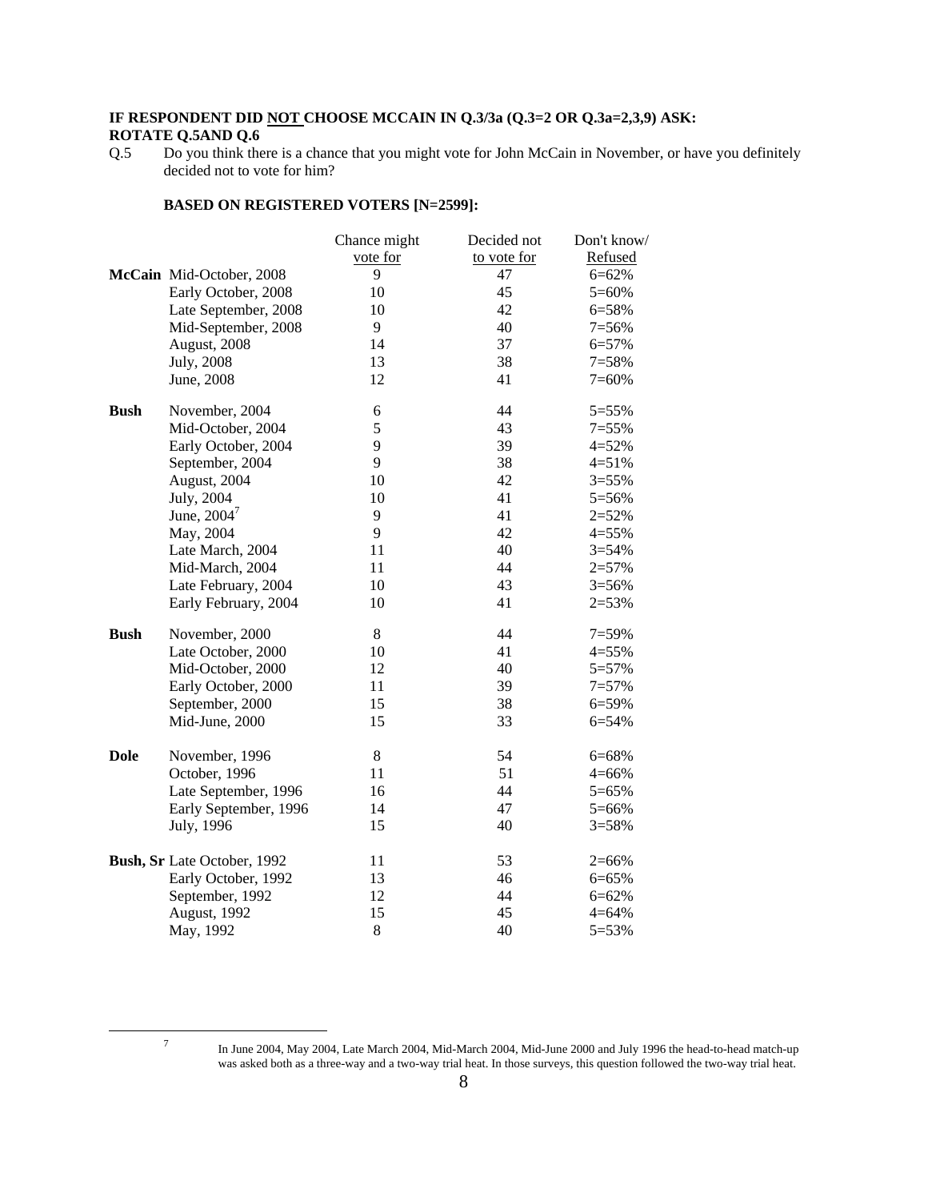**IF RESPONDENT DID NOT CHOOSE MCCAIN IN Q.3/3a (Q.3=2 OR Q.3a=2,3,9) ASK:**
**ROTATE Q.5AND Q.6**

Q.5 Do you think there is a chance that you might vote for John McCain in November, or have you definitely decided not to vote for him?

**BASED ON REGISTERED VOTERS [N=2599]:**

| | | Chance might vote for | Decided not to vote for | Don't know/ Refused |
|---|---|---|---|---|
| **McCain** | Mid-October, 2008 | 9 | 47 | 6=62% |
| | Early October, 2008 | 10 | 45 | 5=60% |
| | Late September, 2008 | 10 | 42 | 6=58% |
| | Mid-September, 2008 | 9 | 40 | 7=56% |
| | August, 2008 | 14 | 37 | 6=57% |
| | July, 2008 | 13 | 38 | 7=58% |
| | June, 2008 | 12 | 41 | 7=60% |
| **Bush** | November, 2004 | 6 | 44 | 5=55% |
| | Mid-October, 2004 | 5 | 43 | 7=55% |
| | Early October, 2004 | 9 | 39 | 4=52% |
| | September, 2004 | 9 | 38 | 4=51% |
| | August, 2004 | 10 | 42 | 3=55% |
| | July, 2004 | 10 | 41 | 5=56% |
| | June, 2004[7] | 9 | 41 | 2=52% |
| | May, 2004 | 9 | 42 | 4=55% |
| | Late March, 2004 | 11 | 40 | 3=54% |
| | Mid-March, 2004 | 11 | 44 | 2=57% |
| | Late February, 2004 | 10 | 43 | 3=56% |
| | Early February, 2004 | 10 | 41 | 2=53% |
| **Bush** | November, 2000 | 8 | 44 | 7=59% |
| | Late October, 2000 | 10 | 41 | 4=55% |
| | Mid-October, 2000 | 12 | 40 | 5=57% |
| | Early October, 2000 | 11 | 39 | 7=57% |
| | September, 2000 | 15 | 38 | 6=59% |
| | Mid-June, 2000 | 15 | 33 | 6=54% |
| **Dole** | November, 1996 | 8 | 54 | 6=68% |
| | October, 1996 | 11 | 51 | 4=66% |
| | Late September, 1996 | 16 | 44 | 5=65% |
| | Early September, 1996 | 14 | 47 | 5=66% |
| | July, 1996 | 15 | 40 | 3=58% |
| **Bush, Sr** | Late October, 1992 | 11 | 53 | 2=66% |
| | Early October, 1992 | 13 | 46 | 6=65% |
| | September, 1992 | 12 | 44 | 6=62% |
| | August, 1992 | 15 | 45 | 4=64% |
| | May, 1992 | 8 | 40 | 5=53% |

[7] In June 2004, May 2004, Late March 2004, Mid-March 2004, Mid-June 2000 and July 1996 the head-to-head match-up was asked both as a three-way and a two-way trial heat. In those surveys, this question followed the two-way trial heat.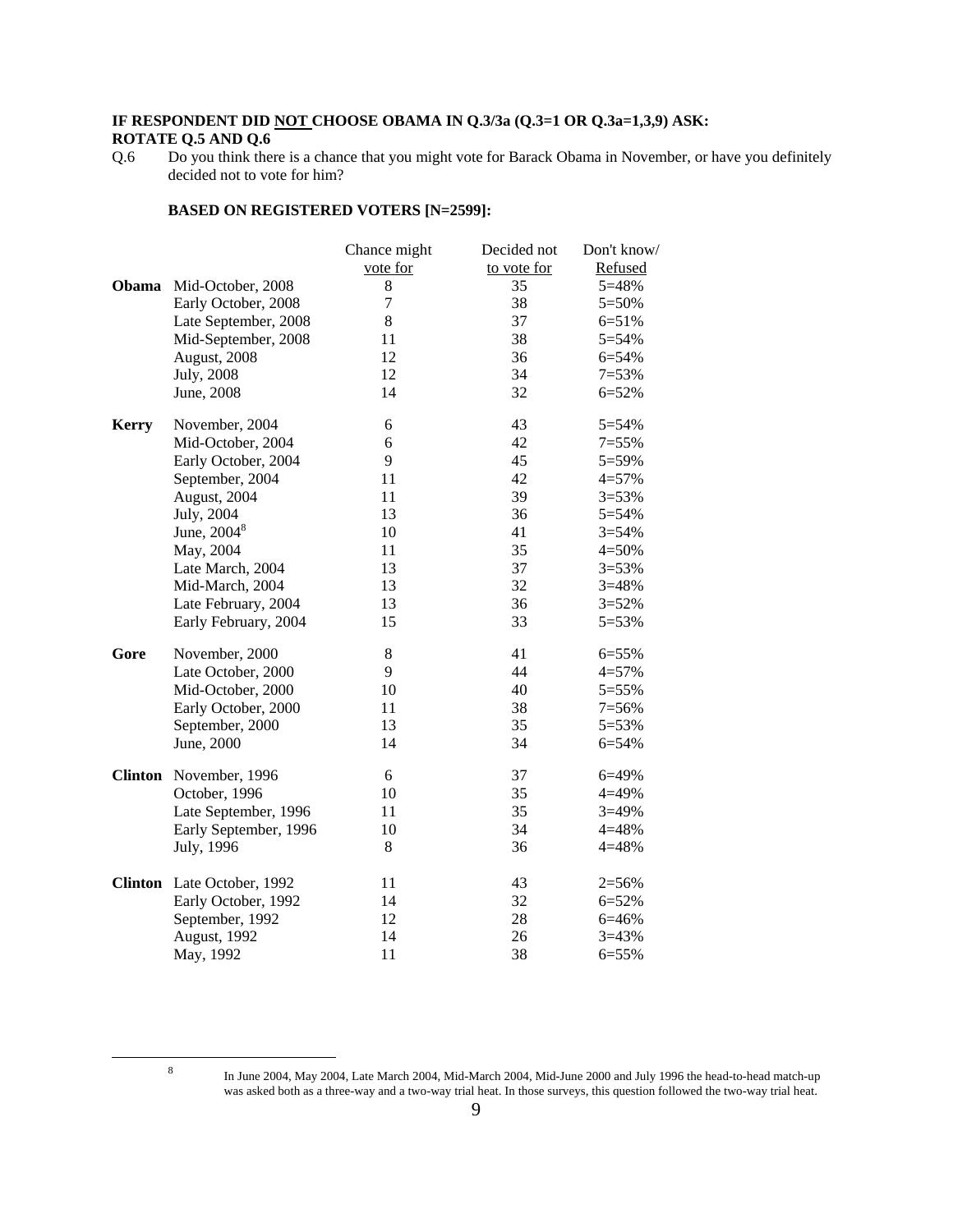**IF RESPONDENT DID NOT CHOOSE OBAMA IN Q.3/3a (Q.3=1 OR Q.3a=1,3,9) ASK:**
**ROTATE Q.5 AND Q.6**

Q.6 Do you think there is a chance that you might vote for Barack Obama in November, or have you definitely decided not to vote for him?

**BASED ON REGISTERED VOTERS [N=2599]:**

| | | Chance might vote for | Decided not to vote for | Don't know/ Refused |
|---|---|---|---|---|
| **Obama** | Mid-October, 2008 | 8 | 35 | 5=48% |
| | Early October, 2008 | 7 | 38 | 5=50% |
| | Late September, 2008 | 8 | 37 | 6=51% |
| | Mid-September, 2008 | 11 | 38 | 5=54% |
| | August, 2008 | 12 | 36 | 6=54% |
| | July, 2008 | 12 | 34 | 7=53% |
| | June, 2008 | 14 | 32 | 6=52% |
| **Kerry** | November, 2004 | 6 | 43 | 5=54% |
| | Mid-October, 2004 | 6 | 42 | 7=55% |
| | Early October, 2004 | 9 | 45 | 5=59% |
| | September, 2004 | 11 | 42 | 4=57% |
| | August, 2004 | 11 | 39 | 3=53% |
| | July, 2004 | 13 | 36 | 5=54% |
| | June, 2004[8] | 10 | 41 | 3=54% |
| | May, 2004 | 11 | 35 | 4=50% |
| | Late March, 2004 | 13 | 37 | 3=53% |
| | Mid-March, 2004 | 13 | 32 | 3=48% |
| | Late February, 2004 | 13 | 36 | 3=52% |
| | Early February, 2004 | 15 | 33 | 5=53% |
| **Gore** | November, 2000 | 8 | 41 | 6=55% |
| | Late October, 2000 | 9 | 44 | 4=57% |
| | Mid-October, 2000 | 10 | 40 | 5=55% |
| | Early October, 2000 | 11 | 38 | 7=56% |
| | September, 2000 | 13 | 35 | 5=53% |
| | June, 2000 | 14 | 34 | 6=54% |
| **Clinton** | November, 1996 | 6 | 37 | 6=49% |
| | October, 1996 | 10 | 35 | 4=49% |
| | Late September, 1996 | 11 | 35 | 3=49% |
| | Early September, 1996 | 10 | 34 | 4=48% |
| | July, 1996 | 8 | 36 | 4=48% |
| **Clinton** | Late October, 1992 | 11 | 43 | 2=56% |
| | Early October, 1992 | 14 | 32 | 6=52% |
| | September, 1992 | 12 | 28 | 6=46% |
| | August, 1992 | 14 | 26 | 3=43% |
| | May, 1992 | 11 | 38 | 6=55% |

[8] In June 2004, May 2004, Late March 2004, Mid-March 2004, Mid-June 2000 and July 1996 the head-to-head match-up was asked both as a three-way and a two-way trial heat. In those surveys, this question followed the two-way trial heat.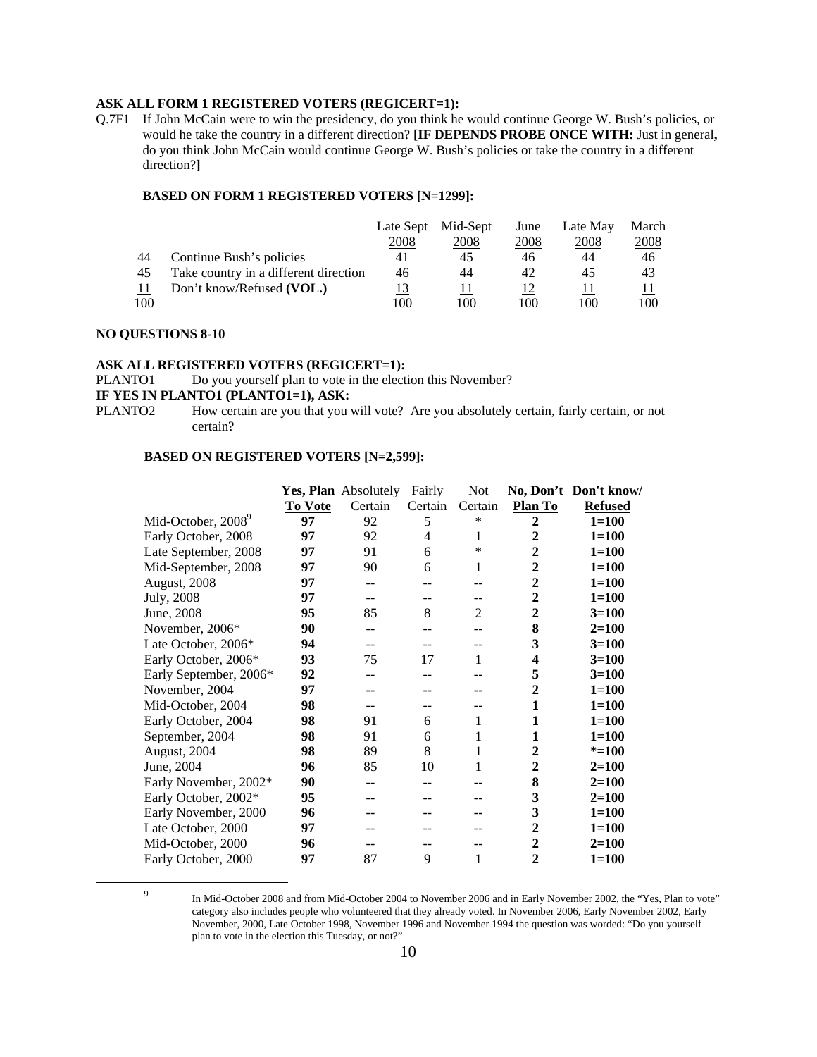**ASK ALL FORM 1 REGISTERED VOTERS (REGICERT=1):**

Q.7F1 If John McCain were to win the presidency, do you think he would continue George W. Bush's policies, or would he take the country in a different direction? **[IF DEPENDS PROBE ONCE WITH:** Just in general**,** do you think John McCain would continue George W. Bush's policies or take the country in a different direction?**]**

**BASED ON FORM 1 REGISTERED VOTERS [N=1299]:**

| | | Late Sept 2008 | Mid-Sept 2008 | June 2008 | Late May 2008 | March 2008 |
|---|---|---|---|---|---|---|
| 44 | Continue Bush's policies | 41 | 45 | 46 | 44 | 46 |
| 45 | Take country in a different direction | 46 | 44 | 42 | 45 | 43 |
| 11 | Don't know/Refused **(VOL.)** | 13 | 11 | 12 | 11 | 11 |
| 100 | | 100 | 100 | 100 | 100 | 100 |

**NO QUESTIONS 8-10**

**ASK ALL REGISTERED VOTERS (REGICERT=1):**

PLANTO1 Do you yourself plan to vote in the election this November?

**IF YES IN PLANTO1 (PLANTO1=1), ASK:**

PLANTO2 How certain are you that you will vote? Are you absolutely certain, fairly certain, or not certain?

**BASED ON REGISTERED VOTERS [N=2,599]:**

| | **Yes, Plan To Vote** | Absolutely Certain | Fairly Certain | Not Certain | **No, Don't Plan To** | **Don't know/ Refused** |
|---|---|---|---|---|---|---|
| Mid-October, 2008[9] | **97** | 92 | 5 | * | **2** | **1=100** |
| Early October, 2008 | **97** | 92 | 4 | 1 | **2** | **1=100** |
| Late September, 2008 | **97** | 91 | 6 | * | **2** | **1=100** |
| Mid-September, 2008 | **97** | 90 | 6 | 1 | **2** | **1=100** |
| August, 2008 | **97** | -- | -- | -- | **2** | **1=100** |
| July, 2008 | **97** | -- | -- | -- | **2** | **1=100** |
| June, 2008 | **95** | 85 | 8 | 2 | **2** | **3=100** |
| November, 2006* | **90** | -- | -- | -- | **8** | **2=100** |
| Late October, 2006* | **94** | -- | -- | -- | **3** | **3=100** |
| Early October, 2006* | **93** | 75 | 17 | 1 | **4** | **3=100** |
| Early September, 2006* | **92** | -- | -- | -- | **5** | **3=100** |
| November, 2004 | **97** | -- | -- | -- | **2** | **1=100** |
| Mid-October, 2004 | **98** | -- | -- | -- | **1** | **1=100** |
| Early October, 2004 | **98** | 91 | 6 | 1 | **1** | **1=100** |
| September, 2004 | **98** | 91 | 6 | 1 | **1** | **1=100** |
| August, 2004 | **98** | 89 | 8 | 1 | **2** | ***=100** |
| June, 2004 | **96** | 85 | 10 | 1 | **2** | **2=100** |
| Early November, 2002* | **90** | -- | -- | -- | **8** | **2=100** |
| Early October, 2002* | **95** | -- | -- | -- | **3** | **2=100** |
| Early November, 2000 | **96** | -- | -- | -- | **3** | **1=100** |
| Late October, 2000 | **97** | -- | -- | -- | **2** | **1=100** |
| Mid-October, 2000 | **96** | -- | -- | -- | **2** | **2=100** |
| Early October, 2000 | **97** | 87 | 9 | 1 | **2** | **1=100** |

[9] In Mid-October 2008 and from Mid-October 2004 to November 2006 and in Early November 2002, the "Yes, Plan to vote" category also includes people who volunteered that they already voted. In November 2006, Early November 2002, Early November, 2000, Late October 1998, November 1996 and November 1994 the question was worded: "Do you yourself plan to vote in the election this Tuesday, or not?"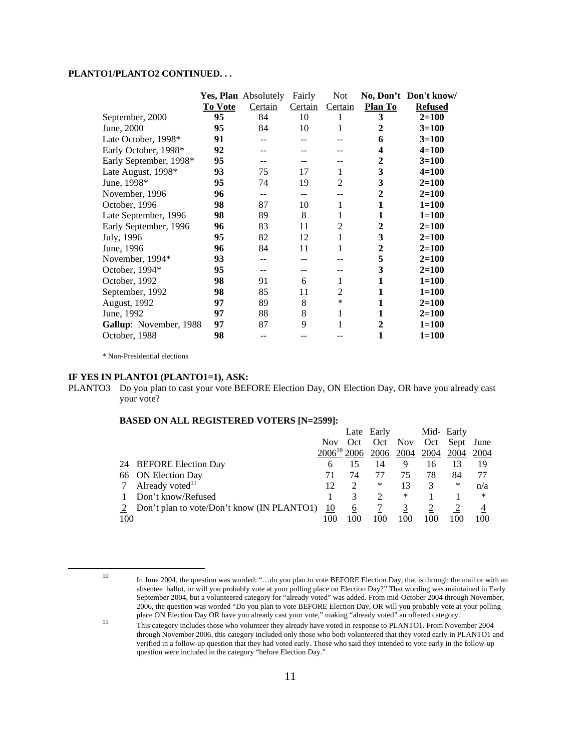**PLANTO1/PLANTO2 CONTINUED. . .**

| | Yes, Plan To Vote | Absolutely Certain | Fairly Certain | Not Certain | No, Don't Plan To | Don't know/ Refused |
|---|---|---|---|---|---|---|
| September, 2000 | **95** | 84 | 10 | 1 | **3** | **2=100** |
| June, 2000 | **95** | 84 | 10 | 1 | **2** | **3=100** |
| Late October, 1998* | **91** | -- | -- | -- | **6** | **3=100** |
| Early October, 1998* | **92** | -- | -- | -- | **4** | **4=100** |
| Early September, 1998* | **95** | -- | -- | -- | **2** | **3=100** |
| Late August, 1998* | **93** | 75 | 17 | 1 | **3** | **4=100** |
| June, 1998* | **95** | 74 | 19 | 2 | **3** | **2=100** |
| November, 1996 | **96** | -- | -- | -- | **2** | **2=100** |
| October, 1996 | **98** | 87 | 10 | 1 | **1** | **1=100** |
| Late September, 1996 | **98** | 89 | 8 | 1 | **1** | **1=100** |
| Early September, 1996 | **96** | 83 | 11 | 2 | **2** | **2=100** |
| July, 1996 | **95** | 82 | 12 | 1 | **3** | **2=100** |
| June, 1996 | **96** | 84 | 11 | 1 | **2** | **2=100** |
| November, 1994* | **93** | -- | -- | -- | **5** | **2=100** |
| October, 1994* | **95** | -- | -- | -- | **3** | **2=100** |
| October, 1992 | **98** | 91 | 6 | 1 | **1** | **1=100** |
| September, 1992 | **98** | 85 | 11 | 2 | **1** | **1=100** |
| August, 1992 | **97** | 89 | 8 | * | **1** | **2=100** |
| June, 1992 | **97** | 88 | 8 | 1 | **1** | **2=100** |
| **Gallup**: November, 1988 | **97** | 87 | 9 | 1 | **2** | **1=100** |
| October, 1988 | **98** | -- | -- | -- | **1** | **1=100** |

\* Non-Presidential elections

**IF YES IN PLANTO1 (PLANTO1=1), ASK:**

PLANTO3 Do you plan to cast your vote BEFORE Election Day, ON Election Day, OR have you already cast your vote?

**BASED ON ALL REGISTERED VOTERS [N=2599]:**

| | | Nov 2006[10] | Late Oct 2006 | Early Oct 2006 | Nov 2004 | Mid-Oct 2004 | Early Sept 2004 | June 2004 |
|---|---|---|---|---|---|---|---|---|
| 24 | BEFORE Election Day | 6 | 15 | 14 | 9 | 16 | 13 | 19 |
| 66 | ON Election Day | 71 | 74 | 77 | 75 | 78 | 84 | 77 |
| 7 | Already voted[11] | 12 | 2 | * | 13 | 3 | * | n/a |
| 1 | Don't know/Refused | 1 | 3 | 2 | * | 1 | 1 | * |
| 2 | Don't plan to vote/Don't know (IN PLANTO1) | 10 | 6 | 7 | 3 | 2 | 2 | 4 |
| 100 | | 100 | 100 | 100 | 100 | 100 | 100 | 100 |

---

[10] In June 2004, the question was worded: "…do you plan to vote BEFORE Election Day, that is through the mail or with an absentee ballot, or will you probably vote at your polling place on Election Day?" That wording was maintained in Early September 2004, but a volunteered category for "already voted" was added. From mid-October 2004 through November, 2006, the question was worded "Do you plan to vote BEFORE Election Day, OR will you probably vote at your polling place ON Election Day OR have you already cast your vote," making "already voted" an offered category.

[11] This category includes those who volunteer they already have voted in response to PLANTO1. From November 2004 through November 2006, this category included only those who both volunteered that they voted early in PLANTO1 and verified in a follow-up question that they had voted early. Those who said they intended to vote early in the follow-up question were included in the category "before Election Day."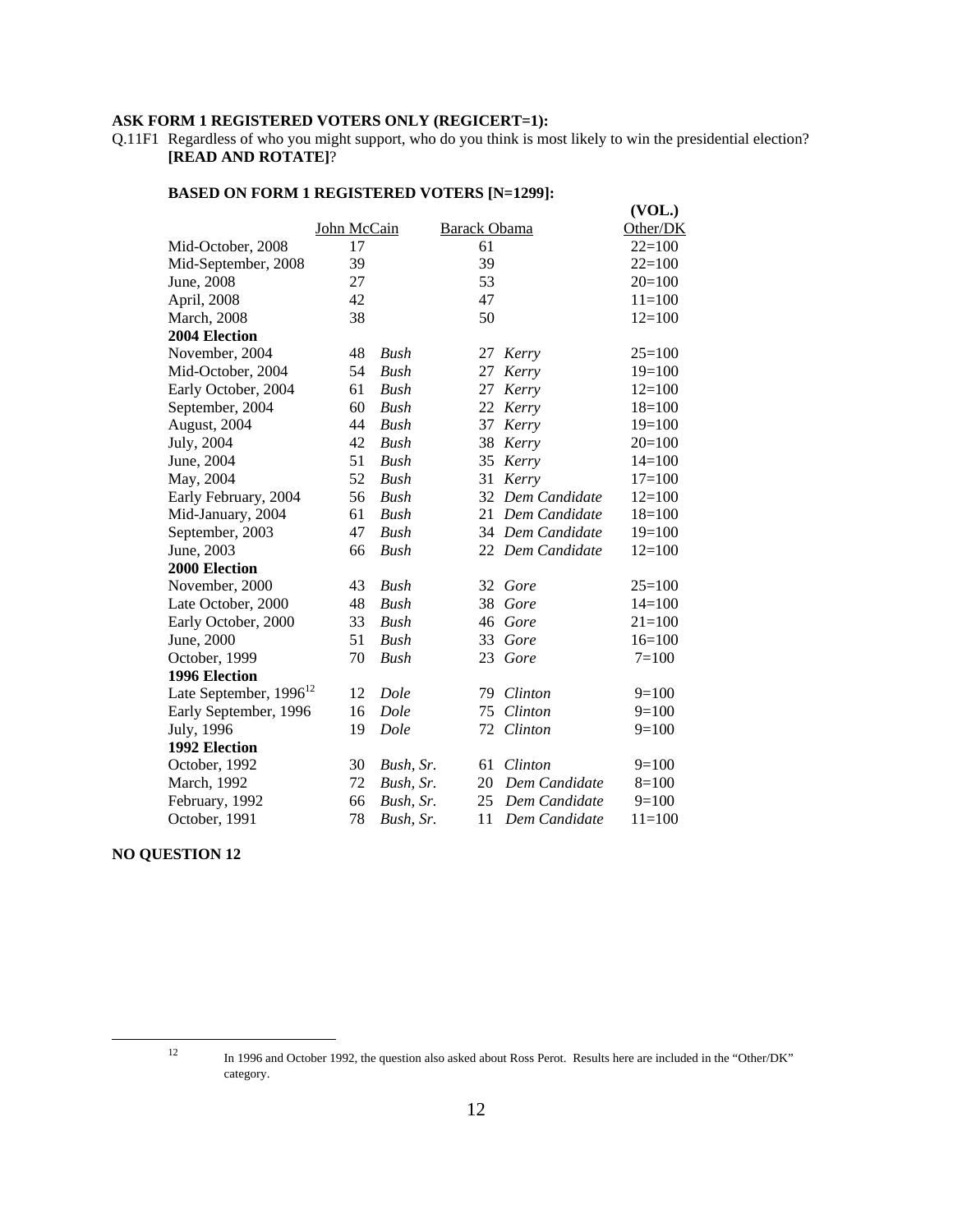**ASK FORM 1 REGISTERED VOTERS ONLY (REGICERT=1):**

Q.11F1 Regardless of who you might support, who do you think is most likely to win the presidential election? **[READ AND ROTATE]**?

**BASED ON FORM 1 REGISTERED VOTERS [N=1299]:**

| | John McCain | | Barack Obama | | (VOL.) Other/DK |
|---|---|---|---|---|---|
| Mid-October, 2008 | 17 | | 61 | | 22=100 |
| Mid-September, 2008 | 39 | | 39 | | 22=100 |
| June, 2008 | 27 | | 53 | | 20=100 |
| April, 2008 | 42 | | 47 | | 11=100 |
| March, 2008 | 38 | | 50 | | 12=100 |
| **2004 Election** | | | | | |
| November, 2004 | 48 | *Bush* | 27 | *Kerry* | 25=100 |
| Mid-October, 2004 | 54 | *Bush* | 27 | *Kerry* | 19=100 |
| Early October, 2004 | 61 | *Bush* | 27 | *Kerry* | 12=100 |
| September, 2004 | 60 | *Bush* | 22 | *Kerry* | 18=100 |
| August, 2004 | 44 | *Bush* | 37 | *Kerry* | 19=100 |
| July, 2004 | 42 | *Bush* | 38 | *Kerry* | 20=100 |
| June, 2004 | 51 | *Bush* | 35 | *Kerry* | 14=100 |
| May, 2004 | 52 | *Bush* | 31 | *Kerry* | 17=100 |
| Early February, 2004 | 56 | *Bush* | 32 | *Dem Candidate* | 12=100 |
| Mid-January, 2004 | 61 | *Bush* | 21 | *Dem Candidate* | 18=100 |
| September, 2003 | 47 | *Bush* | 34 | *Dem Candidate* | 19=100 |
| June, 2003 | 66 | *Bush* | 22 | *Dem Candidate* | 12=100 |
| **2000 Election** | | | | | |
| November, 2000 | 43 | *Bush* | 32 | *Gore* | 25=100 |
| Late October, 2000 | 48 | *Bush* | 38 | *Gore* | 14=100 |
| Early October, 2000 | 33 | *Bush* | 46 | *Gore* | 21=100 |
| June, 2000 | 51 | *Bush* | 33 | *Gore* | 16=100 |
| October, 1999 | 70 | *Bush* | 23 | *Gore* | 7=100 |
| **1996 Election** | | | | | |
| Late September, 1996[12] | 12 | *Dole* | 79 | *Clinton* | 9=100 |
| Early September, 1996 | 16 | *Dole* | 75 | *Clinton* | 9=100 |
| July, 1996 | 19 | *Dole* | 72 | *Clinton* | 9=100 |
| **1992 Election** | | | | | |
| October, 1992 | 30 | *Bush, Sr.* | 61 | *Clinton* | 9=100 |
| March, 1992 | 72 | *Bush, Sr.* | 20 | *Dem Candidate* | 8=100 |
| February, 1992 | 66 | *Bush, Sr.* | 25 | *Dem Candidate* | 9=100 |
| October, 1991 | 78 | *Bush, Sr.* | 11 | *Dem Candidate* | 11=100 |

**NO QUESTION 12**

---

[12] In 1996 and October 1992, the question also asked about Ross Perot. Results here are included in the "Other/DK" category.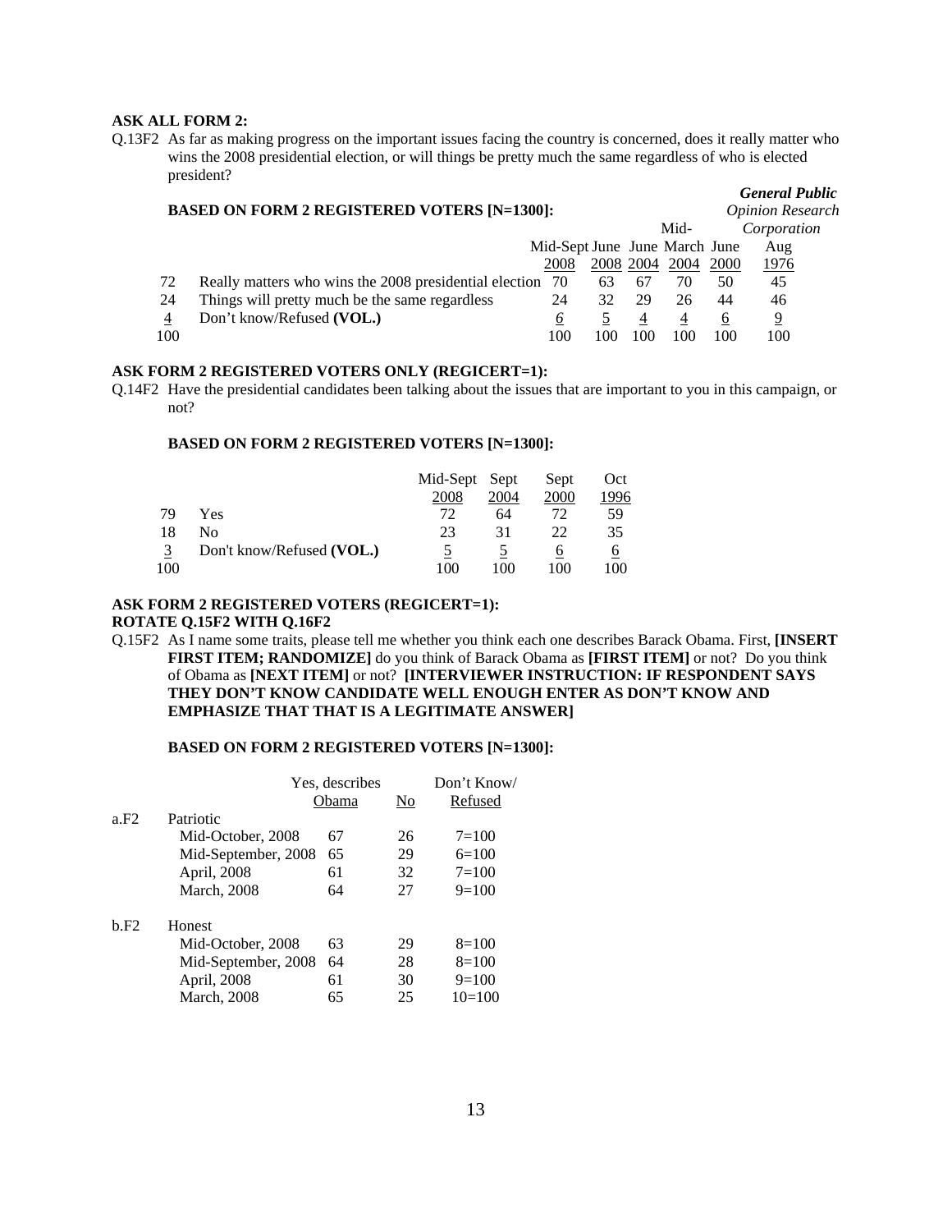**ASK ALL FORM 2:**

Q.13F2 As far as making progress on the important issues facing the country is concerned, does it really matter who wins the 2008 presidential election, or will things be pretty much the same regardless of who is elected president?

**BASED ON FORM 2 REGISTERED VOTERS [N=1300]:**

| | | Mid-Sept 2008 | June 2008 | June 2004 | Mid-March 2004 | June 2000 | *General Public Opinion Research Corporation* Aug 1976 |
|---|---|---|---|---|---|---|---|
| 72 | Really matters who wins the 2008 presidential election | 70 | 63 | 67 | 70 | 50 | 45 |
| 24 | Things will pretty much be the same regardless | 24 | 32 | 29 | 26 | 44 | 46 |
| 4 | Don't know/Refused **(VOL.)** | 6 | 5 | 4 | 4 | 6 | 9 |
| 100 | | 100 | 100 | 100 | 100 | 100 | 100 |

**ASK FORM 2 REGISTERED VOTERS ONLY (REGICERT=1):**

Q.14F2 Have the presidential candidates been talking about the issues that are important to you in this campaign, or not?

**BASED ON FORM 2 REGISTERED VOTERS [N=1300]:**

| | | Mid-Sept 2008 | Sept 2004 | Sept 2000 | Oct 1996 |
|---|---|---|---|---|---|
| 79 | Yes | 72 | 64 | 72 | 59 |
| 18 | No | 23 | 31 | 22 | 35 |
| 3 | Don't know/Refused **(VOL.)** | 5 | 5 | 6 | 6 |
| 100 | | 100 | 100 | 100 | 100 |

**ASK FORM 2 REGISTERED VOTERS (REGICERT=1):**
**ROTATE Q.15F2 WITH Q.16F2**

Q.15F2 As I name some traits, please tell me whether you think each one describes Barack Obama. First, **[INSERT FIRST ITEM; RANDOMIZE]** do you think of Barack Obama as **[FIRST ITEM]** or not? Do you think of Obama as **[NEXT ITEM]** or not? **[INTERVIEWER INSTRUCTION: IF RESPONDENT SAYS THEY DON'T KNOW CANDIDATE WELL ENOUGH ENTER AS DON'T KNOW AND EMPHASIZE THAT THAT IS A LEGITIMATE ANSWER]**

**BASED ON FORM 2 REGISTERED VOTERS [N=1300]:**

| | | Yes, describes Obama | No | Don't Know/ Refused |
|---|---|---|---|---|
| a.F2 | Patriotic | | | |
| | Mid-October, 2008 | 67 | 26 | 7=100 |
| | Mid-September, 2008 | 65 | 29 | 6=100 |
| | April, 2008 | 61 | 32 | 7=100 |
| | March, 2008 | 64 | 27 | 9=100 |
| b.F2 | Honest | | | |
| | Mid-October, 2008 | 63 | 29 | 8=100 |
| | Mid-September, 2008 | 64 | 28 | 8=100 |
| | April, 2008 | 61 | 30 | 9=100 |
| | March, 2008 | 65 | 25 | 10=100 |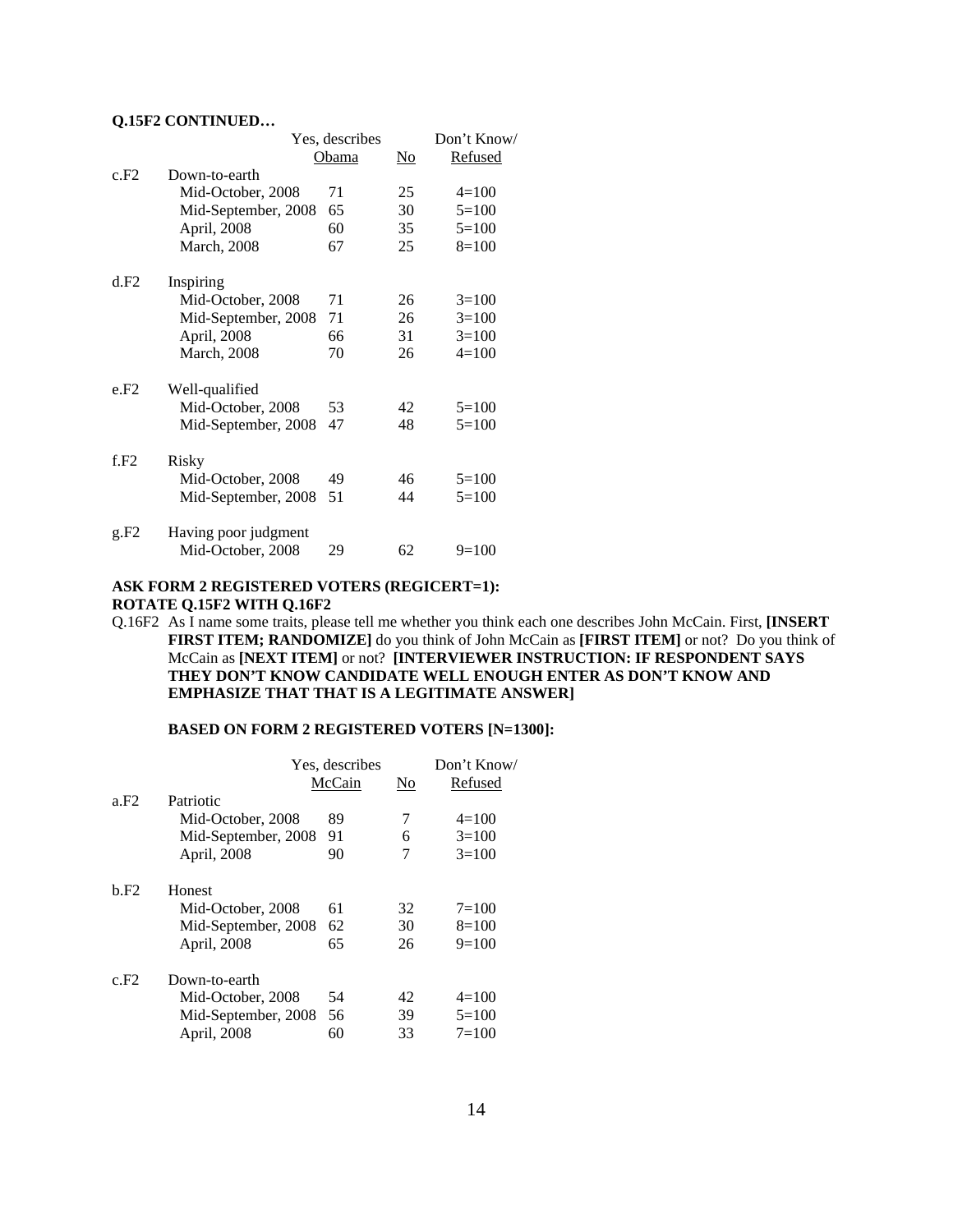**Q.15F2 CONTINUED…**

| | | Yes, describes Obama | No | Don't Know/ Refused |
|---|---|---|---|---|
| c.F2 | Down-to-earth | | | |
| | Mid-October, 2008 | 71 | 25 | 4=100 |
| | Mid-September, 2008 | 65 | 30 | 5=100 |
| | April, 2008 | 60 | 35 | 5=100 |
| | March, 2008 | 67 | 25 | 8=100 |
| d.F2 | Inspiring | | | |
| | Mid-October, 2008 | 71 | 26 | 3=100 |
| | Mid-September, 2008 | 71 | 26 | 3=100 |
| | April, 2008 | 66 | 31 | 3=100 |
| | March, 2008 | 70 | 26 | 4=100 |
| e.F2 | Well-qualified | | | |
| | Mid-October, 2008 | 53 | 42 | 5=100 |
| | Mid-September, 2008 | 47 | 48 | 5=100 |
| f.F2 | Risky | | | |
| | Mid-October, 2008 | 49 | 46 | 5=100 |
| | Mid-September, 2008 | 51 | 44 | 5=100 |
| g.F2 | Having poor judgment | | | |
| | Mid-October, 2008 | 29 | 62 | 9=100 |

**ASK FORM 2 REGISTERED VOTERS (REGICERT=1):**
**ROTATE Q.15F2 WITH Q.16F2**

Q.16F2 As I name some traits, please tell me whether you think each one describes John McCain. First, **[INSERT FIRST ITEM; RANDOMIZE]** do you think of John McCain as **[FIRST ITEM]** or not? Do you think of McCain as **[NEXT ITEM]** or not? **[INTERVIEWER INSTRUCTION: IF RESPONDENT SAYS THEY DON'T KNOW CANDIDATE WELL ENOUGH ENTER AS DON'T KNOW AND EMPHASIZE THAT THAT IS A LEGITIMATE ANSWER]**

**BASED ON FORM 2 REGISTERED VOTERS [N=1300]:**

| | | Yes, describes McCain | No | Don't Know/ Refused |
|---|---|---|---|---|
| a.F2 | Patriotic | | | |
| | Mid-October, 2008 | 89 | 7 | 4=100 |
| | Mid-September, 2008 | 91 | 6 | 3=100 |
| | April, 2008 | 90 | 7 | 3=100 |
| b.F2 | Honest | | | |
| | Mid-October, 2008 | 61 | 32 | 7=100 |
| | Mid-September, 2008 | 62 | 30 | 8=100 |
| | April, 2008 | 65 | 26 | 9=100 |
| c.F2 | Down-to-earth | | | |
| | Mid-October, 2008 | 54 | 42 | 4=100 |
| | Mid-September, 2008 | 56 | 39 | 5=100 |
| | April, 2008 | 60 | 33 | 7=100 |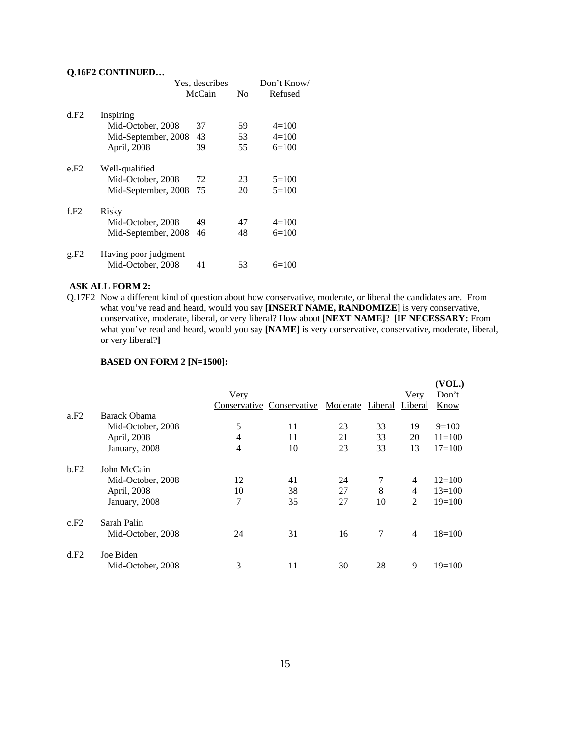**Q.16F2 CONTINUED…**

| | | Yes, describes McCain | No | Don't Know/ Refused |
|---|---|---|---|---|
| d.F2 | Inspiring | | | |
| | Mid-October, 2008 | 37 | 59 | 4=100 |
| | Mid-September, 2008 | 43 | 53 | 4=100 |
| | April, 2008 | 39 | 55 | 6=100 |
| e.F2 | Well-qualified | | | |
| | Mid-October, 2008 | 72 | 23 | 5=100 |
| | Mid-September, 2008 | 75 | 20 | 5=100 |
| f.F2 | Risky | | | |
| | Mid-October, 2008 | 49 | 47 | 4=100 |
| | Mid-September, 2008 | 46 | 48 | 6=100 |
| g.F2 | Having poor judgment | | | |
| | Mid-October, 2008 | 41 | 53 | 6=100 |

**ASK ALL FORM 2:**

Q.17F2 Now a different kind of question about how conservative, moderate, or liberal the candidates are. From what you've read and heard, would you say **[INSERT NAME, RANDOMIZE]** is very conservative, conservative, moderate, liberal, or very liberal? How about **[NEXT NAME]**? **[IF NECESSARY:** From what you've read and heard, would you say **[NAME]** is very conservative, conservative, moderate, liberal, or very liberal?**]**

**BASED ON FORM 2 [N=1500]:**

| | | Very Conservative | Conservative | Moderate | Liberal | Very Liberal | (VOL.) Don't Know |
|---|---|---|---|---|---|---|---|
| a.F2 | Barack Obama | | | | | | |
| | Mid-October, 2008 | 5 | 11 | 23 | 33 | 19 | 9=100 |
| | April, 2008 | 4 | 11 | 21 | 33 | 20 | 11=100 |
| | January, 2008 | 4 | 10 | 23 | 33 | 13 | 17=100 |
| b.F2 | John McCain | | | | | | |
| | Mid-October, 2008 | 12 | 41 | 24 | 7 | 4 | 12=100 |
| | April, 2008 | 10 | 38 | 27 | 8 | 4 | 13=100 |
| | January, 2008 | 7 | 35 | 27 | 10 | 2 | 19=100 |
| c.F2 | Sarah Palin | | | | | | |
| | Mid-October, 2008 | 24 | 31 | 16 | 7 | 4 | 18=100 |
| d.F2 | Joe Biden | | | | | | |
| | Mid-October, 2008 | 3 | 11 | 30 | 28 | 9 | 19=100 |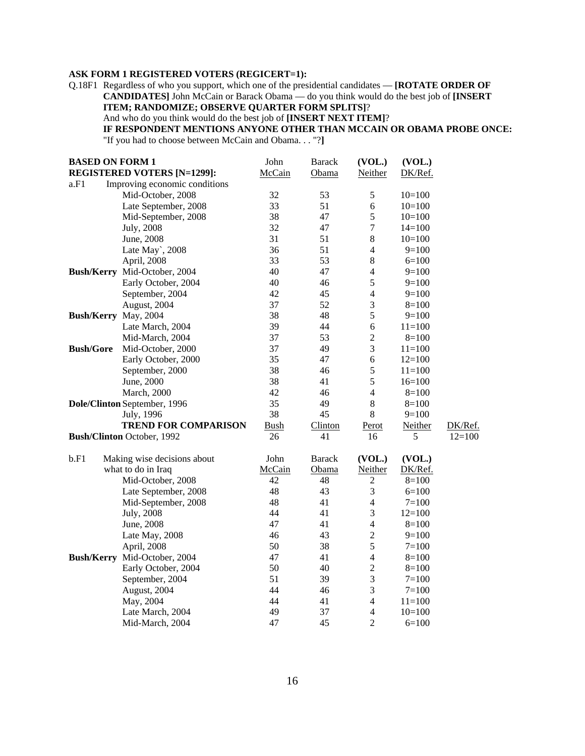**ASK FORM 1 REGISTERED VOTERS (REGICERT=1):**

Q.18F1 Regardless of who you support, which one of the presidential candidates — **[ROTATE ORDER OF CANDIDATES]** John McCain or Barack Obama — do you think would do the best job of **[INSERT ITEM; RANDOMIZE; OBSERVE QUARTER FORM SPLITS]**?
And who do you think would do the best job of **[INSERT NEXT ITEM]**?
**IF RESPONDENT MENTIONS ANYONE OTHER THAN MCCAIN OR OBAMA PROBE ONCE:** "If you had to choose between McCain and Obama. . . "?**]**

| **BASED ON FORM 1 REGISTERED VOTERS [N=1299]:** | | John McCain | Barack Obama | (VOL.) Neither | (VOL.) DK/Ref. | |
|---|---|---|---|---|---|---|
| a.F1 | Improving economic conditions | | | | | |
| | Mid-October, 2008 | 32 | 53 | 5 | 10=100 | |
| | Late September, 2008 | 33 | 51 | 6 | 10=100 | |
| | Mid-September, 2008 | 38 | 47 | 5 | 10=100 | |
| | July, 2008 | 32 | 47 | 7 | 14=100 | |
| | June, 2008 | 31 | 51 | 8 | 10=100 | |
| | Late May`, 2008 | 36 | 51 | 4 | 9=100 | |
| | April, 2008 | 33 | 53 | 8 | 6=100 | |
| **Bush/Kerry** | Mid-October, 2004 | 40 | 47 | 4 | 9=100 | |
| | Early October, 2004 | 40 | 46 | 5 | 9=100 | |
| | September, 2004 | 42 | 45 | 4 | 9=100 | |
| | August, 2004 | 37 | 52 | 3 | 8=100 | |
| **Bush/Kerry** | May, 2004 | 38 | 48 | 5 | 9=100 | |
| | Late March, 2004 | 39 | 44 | 6 | 11=100 | |
| | Mid-March, 2004 | 37 | 53 | 2 | 8=100 | |
| **Bush/Gore** | Mid-October, 2000 | 37 | 49 | 3 | 11=100 | |
| | Early October, 2000 | 35 | 47 | 6 | 12=100 | |
| | September, 2000 | 38 | 46 | 5 | 11=100 | |
| | June, 2000 | 38 | 41 | 5 | 16=100 | |
| | March, 2000 | 42 | 46 | 4 | 8=100 | |
| **Dole/Clinton** | September, 1996 | 35 | 49 | 8 | 8=100 | |
| | July, 1996 | 38 | 45 | 8 | 9=100 | |
| | **TREND FOR COMPARISON** | Bush | Clinton | Perot | Neither | DK/Ref. |
| **Bush/Clinton** | October, 1992 | 26 | 41 | 16 | 5 | 12=100 |

| b.F1 | Making wise decisions about what to do in Iraq | John McCain | Barack Obama | (VOL.) Neither | (VOL.) DK/Ref. |
|---|---|---|---|---|---|
| | Mid-October, 2008 | 42 | 48 | 2 | 8=100 |
| | Late September, 2008 | 48 | 43 | 3 | 6=100 |
| | Mid-September, 2008 | 48 | 41 | 4 | 7=100 |
| | July, 2008 | 44 | 41 | 3 | 12=100 |
| | June, 2008 | 47 | 41 | 4 | 8=100 |
| | Late May, 2008 | 46 | 43 | 2 | 9=100 |
| | April, 2008 | 50 | 38 | 5 | 7=100 |
| **Bush/Kerry** | Mid-October, 2004 | 47 | 41 | 4 | 8=100 |
| | Early October, 2004 | 50 | 40 | 2 | 8=100 |
| | September, 2004 | 51 | 39 | 3 | 7=100 |
| | August, 2004 | 44 | 46 | 3 | 7=100 |
| | May, 2004 | 44 | 41 | 4 | 11=100 |
| | Late March, 2004 | 49 | 37 | 4 | 10=100 |
| | Mid-March, 2004 | 47 | 45 | 2 | 6=100 |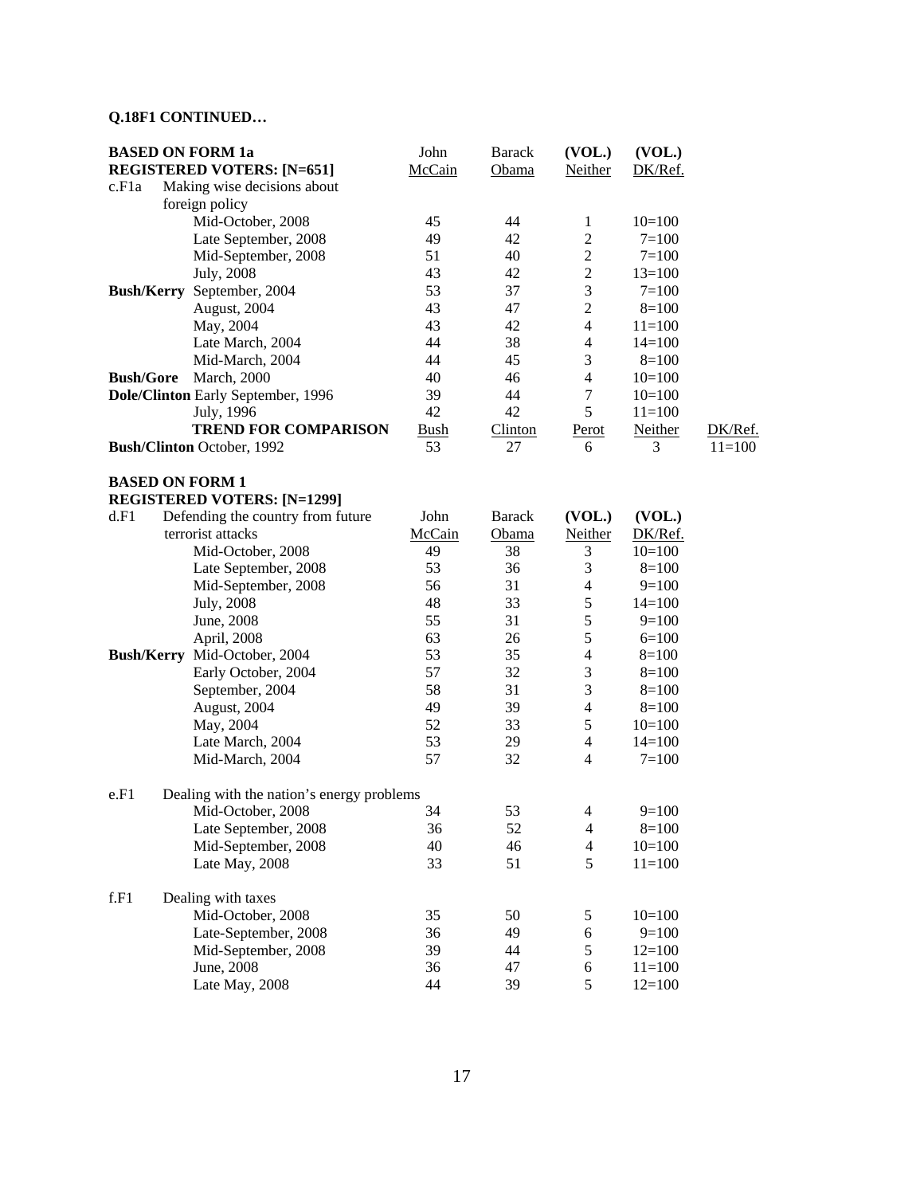**Q.18F1 CONTINUED…**

| **BASED ON FORM 1a REGISTERED VOTERS: [N=651]** | | John McCain | Barack Obama | (VOL.) Neither | (VOL.) DK/Ref. | |
|---|---|---|---|---|---|---|
| c.F1a | Making wise decisions about foreign policy | | | | | |
| | Mid-October, 2008 | 45 | 44 | 1 | 10=100 | |
| | Late September, 2008 | 49 | 42 | 2 | 7=100 | |
| | Mid-September, 2008 | 51 | 40 | 2 | 7=100 | |
| | July, 2008 | 43 | 42 | 2 | 13=100 | |
| **Bush/Kerry** | September, 2004 | 53 | 37 | 3 | 7=100 | |
| | August, 2004 | 43 | 47 | 2 | 8=100 | |
| | May, 2004 | 43 | 42 | 4 | 11=100 | |
| | Late March, 2004 | 44 | 38 | 4 | 14=100 | |
| | Mid-March, 2004 | 44 | 45 | 3 | 8=100 | |
| **Bush/Gore** | March, 2000 | 40 | 46 | 4 | 10=100 | |
| **Dole/Clinton** | Early September, 1996 | 39 | 44 | 7 | 10=100 | |
| | July, 1996 | 42 | 42 | 5 | 11=100 | |
| | **TREND FOR COMPARISON** | Bush | Clinton | Perot | Neither | DK/Ref. |
| **Bush/Clinton** | October, 1992 | 53 | 27 | 6 | 3 | 11=100 |

**BASED ON FORM 1**
**REGISTERED VOTERS: [N=1299]**

| | | John McCain | Barack Obama | (VOL.) Neither | (VOL.) DK/Ref. |
|---|---|---|---|---|---|
| d.F1 | Defending the country from future terrorist attacks | | | | |
| | Mid-October, 2008 | 49 | 38 | 3 | 10=100 |
| | Late September, 2008 | 53 | 36 | 3 | 8=100 |
| | Mid-September, 2008 | 56 | 31 | 4 | 9=100 |
| | July, 2008 | 48 | 33 | 5 | 14=100 |
| | June, 2008 | 55 | 31 | 5 | 9=100 |
| | April, 2008 | 63 | 26 | 5 | 6=100 |
| **Bush/Kerry** | Mid-October, 2004 | 53 | 35 | 4 | 8=100 |
| | Early October, 2004 | 57 | 32 | 3 | 8=100 |
| | September, 2004 | 58 | 31 | 3 | 8=100 |
| | August, 2004 | 49 | 39 | 4 | 8=100 |
| | May, 2004 | 52 | 33 | 5 | 10=100 |
| | Late March, 2004 | 53 | 29 | 4 | 14=100 |
| | Mid-March, 2004 | 57 | 32 | 4 | 7=100 |
| e.F1 | Dealing with the nation's energy problems | | | | |
| | Mid-October, 2008 | 34 | 53 | 4 | 9=100 |
| | Late September, 2008 | 36 | 52 | 4 | 8=100 |
| | Mid-September, 2008 | 40 | 46 | 4 | 10=100 |
| | Late May, 2008 | 33 | 51 | 5 | 11=100 |
| f.F1 | Dealing with taxes | | | | |
| | Mid-October, 2008 | 35 | 50 | 5 | 10=100 |
| | Late-September, 2008 | 36 | 49 | 6 | 9=100 |
| | Mid-September, 2008 | 39 | 44 | 5 | 12=100 |
| | June, 2008 | 36 | 47 | 6 | 11=100 |
| | Late May, 2008 | 44 | 39 | 5 | 12=100 |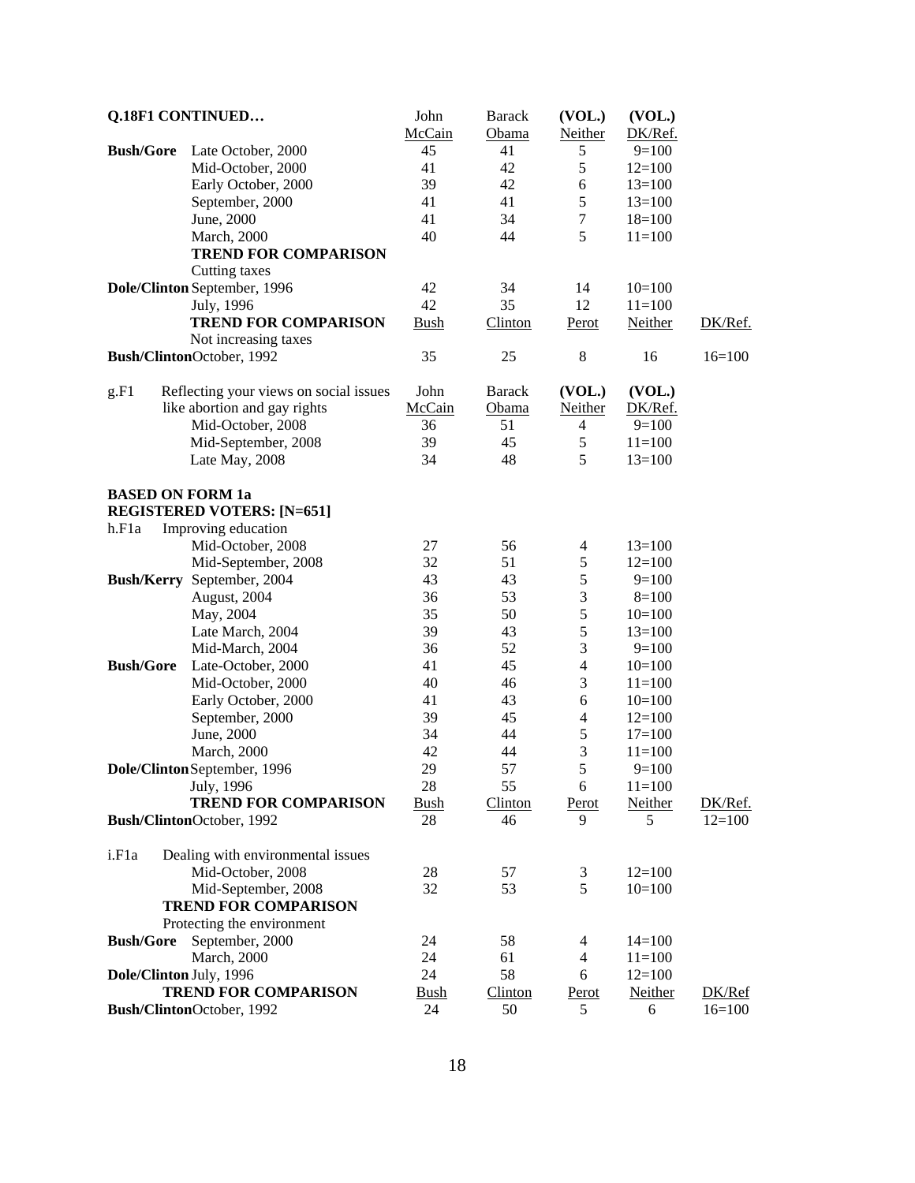**Q.18F1 CONTINUED…**

| | | John McCain | Barack Obama | (VOL.) Neither | (VOL.) DK/Ref. | |
|---|---|---|---|---|---|---|
| **Bush/Gore** | Late October, 2000 | 45 | 41 | 5 | 9=100 | |
| | Mid-October, 2000 | 41 | 42 | 5 | 12=100 | |
| | Early October, 2000 | 39 | 42 | 6 | 13=100 | |
| | September, 2000 | 41 | 41 | 5 | 13=100 | |
| | June, 2000 | 41 | 34 | 7 | 18=100 | |
| | March, 2000 | 40 | 44 | 5 | 11=100 | |
| | **TREND FOR COMPARISON** | | | | | |
| | Cutting taxes | | | | | |
| **Dole/Clinton** | September, 1996 | 42 | 34 | 14 | 10=100 | |
| | July, 1996 | 42 | 35 | 12 | 11=100 | |
| | **TREND FOR COMPARISON** | Bush | Clinton | Perot | Neither | DK/Ref. |
| | Not increasing taxes | | | | | |
| **Bush/Clinton** | October, 1992 | 35 | 25 | 8 | 16 | 16=100 |

| | | John McCain | Barack Obama | (VOL.) Neither | (VOL.) DK/Ref. |
|---|---|---|---|---|---|
| g.F1 | Reflecting your views on social issues like abortion and gay rights | | | | |
| | Mid-October, 2008 | 36 | 51 | 4 | 9=100 |
| | Mid-September, 2008 | 39 | 45 | 5 | 11=100 |
| | Late May, 2008 | 34 | 48 | 5 | 13=100 |

**BASED ON FORM 1a**
**REGISTERED VOTERS: [N=651]**

| | | John McCain | Barack Obama | (VOL.) Neither | (VOL.) DK/Ref. | |
|---|---|---|---|---|---|---|
| h.F1a | Improving education | | | | | |
| | Mid-October, 2008 | 27 | 56 | 4 | 13=100 | |
| | Mid-September, 2008 | 32 | 51 | 5 | 12=100 | |
| **Bush/Kerry** | September, 2004 | 43 | 43 | 5 | 9=100 | |
| | August, 2004 | 36 | 53 | 3 | 8=100 | |
| | May, 2004 | 35 | 50 | 5 | 10=100 | |
| | Late March, 2004 | 39 | 43 | 5 | 13=100 | |
| | Mid-March, 2004 | 36 | 52 | 3 | 9=100 | |
| **Bush/Gore** | Late-October, 2000 | 41 | 45 | 4 | 10=100 | |
| | Mid-October, 2000 | 40 | 46 | 3 | 11=100 | |
| | Early October, 2000 | 41 | 43 | 6 | 10=100 | |
| | September, 2000 | 39 | 45 | 4 | 12=100 | |
| | June, 2000 | 34 | 44 | 5 | 17=100 | |
| | March, 2000 | 42 | 44 | 3 | 11=100 | |
| **Dole/Clinton** | September, 1996 | 29 | 57 | 5 | 9=100 | |
| | July, 1996 | 28 | 55 | 6 | 11=100 | |
| | **TREND FOR COMPARISON** | Bush | Clinton | Perot | Neither | DK/Ref. |
| **Bush/Clinton** | October, 1992 | 28 | 46 | 9 | 5 | 12=100 |
| i.F1a | Dealing with environmental issues | | | | | |
| | Mid-October, 2008 | 28 | 57 | 3 | 12=100 | |
| | Mid-September, 2008 | 32 | 53 | 5 | 10=100 | |
| | **TREND FOR COMPARISON** | | | | | |
| | Protecting the environment | | | | | |
| **Bush/Gore** | September, 2000 | 24 | 58 | 4 | 14=100 | |
| | March, 2000 | 24 | 61 | 4 | 11=100 | |
| **Dole/Clinton** | July, 1996 | 24 | 58 | 6 | 12=100 | |
| | **TREND FOR COMPARISON** | Bush | Clinton | Perot | Neither | DK/Ref |
| **Bush/Clinton** | October, 1992 | 24 | 50 | 5 | 6 | 16=100 |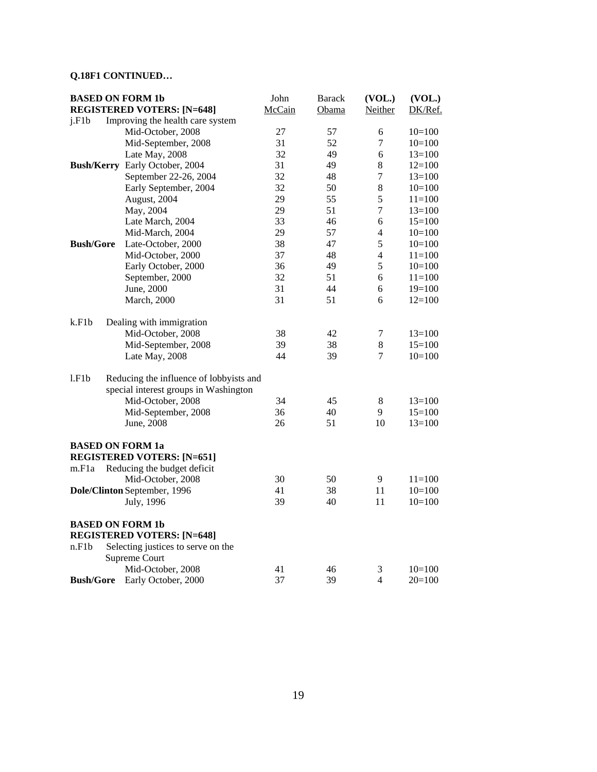**Q.18F1 CONTINUED…**

| | | John McCain | Barack Obama | (VOL.) Neither | (VOL.) DK/Ref. |
|---|---|---|---|---|---|
| **BASED ON FORM 1b REGISTERED VOTERS: [N=648]** | | | | | |
| j.F1b | Improving the health care system | | | | |
| | Mid-October, 2008 | 27 | 57 | 6 | 10=100 |
| | Mid-September, 2008 | 31 | 52 | 7 | 10=100 |
| | Late May, 2008 | 32 | 49 | 6 | 13=100 |
| **Bush/Kerry** | Early October, 2004 | 31 | 49 | 8 | 12=100 |
| | September 22-26, 2004 | 32 | 48 | 7 | 13=100 |
| | Early September, 2004 | 32 | 50 | 8 | 10=100 |
| | August, 2004 | 29 | 55 | 5 | 11=100 |
| | May, 2004 | 29 | 51 | 7 | 13=100 |
| | Late March, 2004 | 33 | 46 | 6 | 15=100 |
| | Mid-March, 2004 | 29 | 57 | 4 | 10=100 |
| **Bush/Gore** | Late-October, 2000 | 38 | 47 | 5 | 10=100 |
| | Mid-October, 2000 | 37 | 48 | 4 | 11=100 |
| | Early October, 2000 | 36 | 49 | 5 | 10=100 |
| | September, 2000 | 32 | 51 | 6 | 11=100 |
| | June, 2000 | 31 | 44 | 6 | 19=100 |
| | March, 2000 | 31 | 51 | 6 | 12=100 |
| k.F1b | Dealing with immigration | | | | |
| | Mid-October, 2008 | 38 | 42 | 7 | 13=100 |
| | Mid-September, 2008 | 39 | 38 | 8 | 15=100 |
| | Late May, 2008 | 44 | 39 | 7 | 10=100 |
| l.F1b | Reducing the influence of lobbyists and special interest groups in Washington | | | | |
| | Mid-October, 2008 | 34 | 45 | 8 | 13=100 |
| | Mid-September, 2008 | 36 | 40 | 9 | 15=100 |
| | June, 2008 | 26 | 51 | 10 | 13=100 |
| **BASED ON FORM 1a REGISTERED VOTERS: [N=651]** | | | | | |
| m.F1a | Reducing the budget deficit | | | | |
| | Mid-October, 2008 | 30 | 50 | 9 | 11=100 |
| **Dole/Clinton** | September, 1996 | 41 | 38 | 11 | 10=100 |
| | July, 1996 | 39 | 40 | 11 | 10=100 |
| **BASED ON FORM 1b REGISTERED VOTERS: [N=648]** | | | | | |
| n.F1b | Selecting justices to serve on the Supreme Court | | | | |
| | Mid-October, 2008 | 41 | 46 | 3 | 10=100 |
| **Bush/Gore** | Early October, 2000 | 37 | 39 | 4 | 20=100 |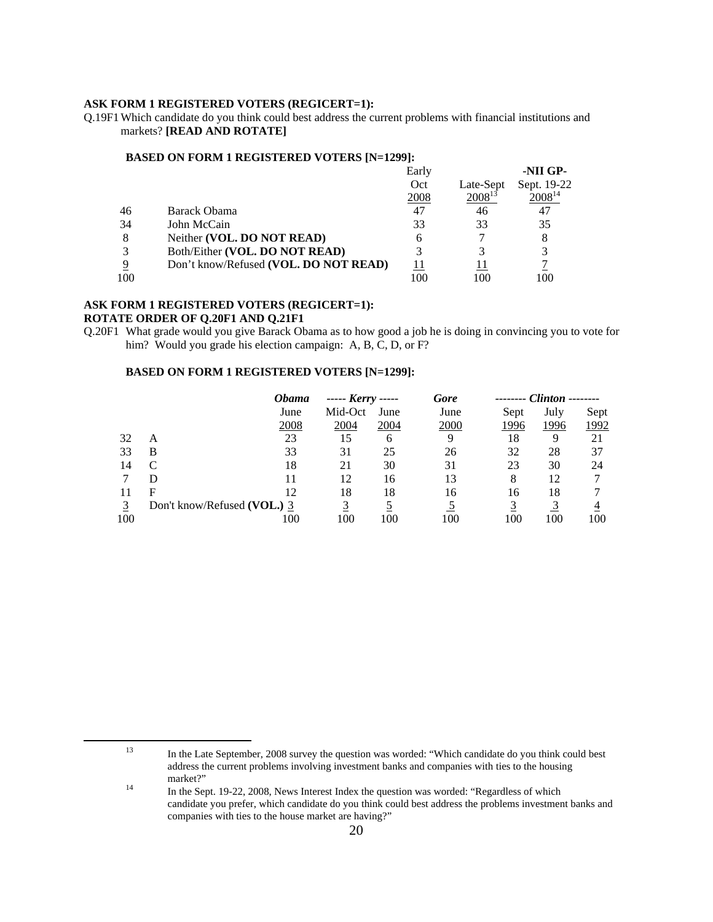**ASK FORM 1 REGISTERED VOTERS (REGICERT=1):**

Q.19F1 Which candidate do you think could best address the current problems with financial institutions and markets? **[READ AND ROTATE]**

**BASED ON FORM 1 REGISTERED VOTERS [N=1299]:**

| | | Early Oct 2008 | Late-Sept 2008[13] | -NII GP- Sept. 19-22 2008[14] |
|---|---|---|---|---|
| 46 | Barack Obama | 47 | 46 | 47 |
| 34 | John McCain | 33 | 33 | 35 |
| 8 | Neither **(VOL. DO NOT READ)** | 6 | 7 | 8 |
| 3 | Both/Either **(VOL. DO NOT READ)** | 3 | 3 | 3 |
| 9 | Don't know/Refused **(VOL. DO NOT READ)** | 11 | 11 | 7 |
| 100 | | 100 | 100 | 100 |

**ASK FORM 1 REGISTERED VOTERS (REGICERT=1):**
**ROTATE ORDER OF Q.20F1 AND Q.21F1**

Q.20F1 What grade would you give Barack Obama as to how good a job he is doing in convincing you to vote for him? Would you grade his election campaign: A, B, C, D, or F?

**BASED ON FORM 1 REGISTERED VOTERS [N=1299]:**

| | | *Obama* | *----- Kerry -----* | | *Gore* | *-------- Clinton --------* | | |
|---|---|---|---|---|---|---|---|---|
| | | June 2008 | Mid-Oct 2004 | June 2004 | June 2000 | Sept 1996 | July 1996 | Sept 1992 |
| 32 | A | 23 | 15 | 6 | 9 | 18 | 9 | 21 |
| 33 | B | 33 | 31 | 25 | 26 | 32 | 28 | 37 |
| 14 | C | 18 | 21 | 30 | 31 | 23 | 30 | 24 |
| 7 | D | 11 | 12 | 16 | 13 | 8 | 12 | 7 |
| 11 | F | 12 | 18 | 18 | 16 | 16 | 18 | 7 |
| 3 | Don't know/Refused **(VOL.)** | 3 | 3 | 5 | 5 | 3 | 3 | 4 |
| 100 | | 100 | 100 | 100 | 100 | 100 | 100 | 100 |

---

[13] In the Late September, 2008 survey the question was worded: "Which candidate do you think could best address the current problems involving investment banks and companies with ties to the housing market?"

[14] In the Sept. 19-22, 2008, News Interest Index the question was worded: "Regardless of which candidate you prefer, which candidate do you think could best address the problems investment banks and companies with ties to the house market are having?"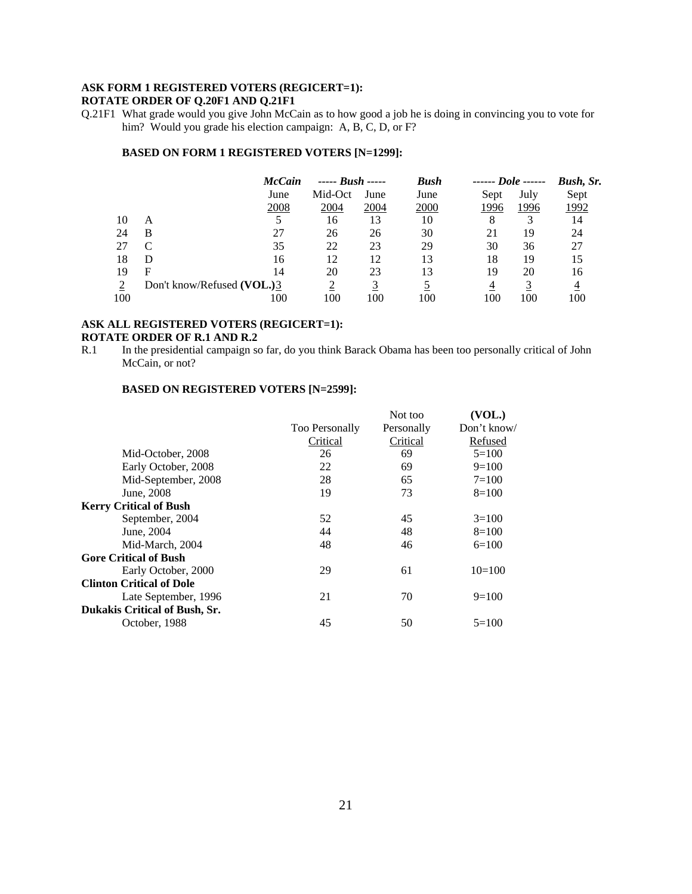**ASK FORM 1 REGISTERED VOTERS (REGICERT=1):**
**ROTATE ORDER OF Q.20F1 AND Q.21F1**

Q.21F1 What grade would you give John McCain as to how good a job he is doing in convincing you to vote for him? Would you grade his election campaign: A, B, C, D, or F?

**BASED ON FORM 1 REGISTERED VOTERS [N=1299]:**

| | | *McCain* | *----- Bush -----* | | *Bush* | *------ Dole ------* | | *Bush, Sr.* |
|---|---|---|---|---|---|---|---|---|
| | | June 2008 | Mid-Oct 2004 | June 2004 | June 2000 | Sept 1996 | July 1996 | Sept 1992 |
| 10 | A | 5 | 16 | 13 | 10 | 8 | 3 | 14 |
| 24 | B | 27 | 26 | 26 | 30 | 21 | 19 | 24 |
| 27 | C | 35 | 22 | 23 | 29 | 30 | 36 | 27 |
| 18 | D | 16 | 12 | 12 | 13 | 18 | 19 | 15 |
| 19 | F | 14 | 20 | 23 | 13 | 19 | 20 | 16 |
| 2 | Don't know/Refused **(VOL.)** | 3 | 2 | 3 | 5 | 4 | 3 | 4 |
| 100 | | 100 | 100 | 100 | 100 | 100 | 100 | 100 |

**ASK ALL REGISTERED VOTERS (REGICERT=1):**
**ROTATE ORDER OF R.1 AND R.2**

R.1 In the presidential campaign so far, do you think Barack Obama has been too personally critical of John McCain, or not?

**BASED ON REGISTERED VOTERS [N=2599]:**

| | Too Personally Critical | Not too Personally Critical | **(VOL.)** Don't know/ Refused |
|---|---|---|---|
| Mid-October, 2008 | 26 | 69 | 5=100 |
| Early October, 2008 | 22 | 69 | 9=100 |
| Mid-September, 2008 | 28 | 65 | 7=100 |
| June, 2008 | 19 | 73 | 8=100 |
| **Kerry Critical of Bush** | | | |
| September, 2004 | 52 | 45 | 3=100 |
| June, 2004 | 44 | 48 | 8=100 |
| Mid-March, 2004 | 48 | 46 | 6=100 |
| **Gore Critical of Bush** | | | |
| Early October, 2000 | 29 | 61 | 10=100 |
| **Clinton Critical of Dole** | | | |
| Late September, 1996 | 21 | 70 | 9=100 |
| **Dukakis Critical of Bush, Sr.** | | | |
| October, 1988 | 45 | 50 | 5=100 |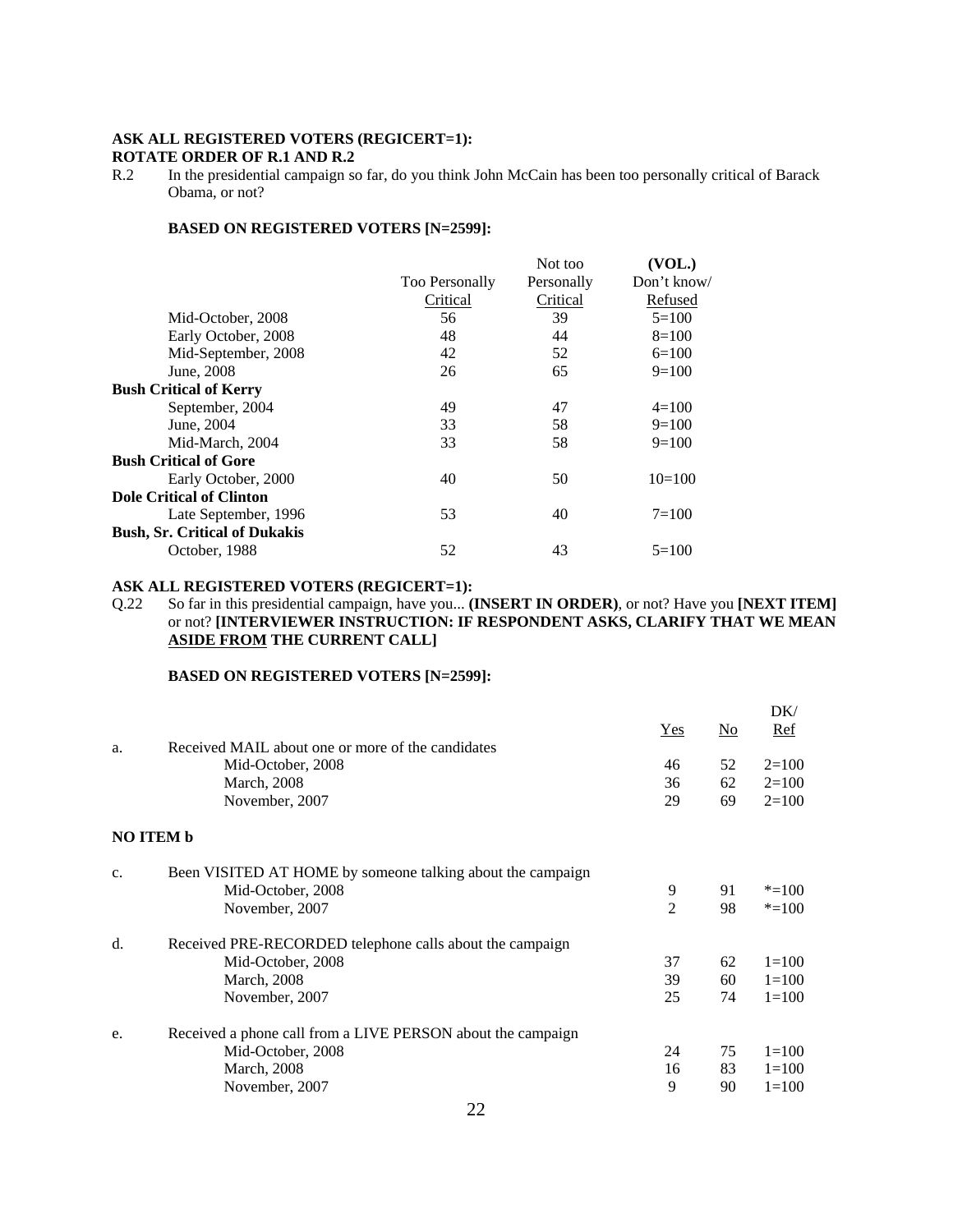**ASK ALL REGISTERED VOTERS (REGICERT=1):**
**ROTATE ORDER OF R.1 AND R.2**

R.2 In the presidential campaign so far, do you think John McCain has been too personally critical of Barack Obama, or not?

**BASED ON REGISTERED VOTERS [N=2599]:**

| | Too Personally Critical | Not too Personally Critical | (VOL.) Don't know/ Refused |
|---|---|---|---|
| Mid-October, 2008 | 56 | 39 | 5=100 |
| Early October, 2008 | 48 | 44 | 8=100 |
| Mid-September, 2008 | 42 | 52 | 6=100 |
| June, 2008 | 26 | 65 | 9=100 |
| **Bush Critical of Kerry** | | | |
| September, 2004 | 49 | 47 | 4=100 |
| June, 2004 | 33 | 58 | 9=100 |
| Mid-March, 2004 | 33 | 58 | 9=100 |
| **Bush Critical of Gore** | | | |
| Early October, 2000 | 40 | 50 | 10=100 |
| **Dole Critical of Clinton** | | | |
| Late September, 1996 | 53 | 40 | 7=100 |
| **Bush, Sr. Critical of Dukakis** | | | |
| October, 1988 | 52 | 43 | 5=100 |

**ASK ALL REGISTERED VOTERS (REGICERT=1):**

Q.22 So far in this presidential campaign, have you... **(INSERT IN ORDER)**, or not? Have you **[NEXT ITEM]** or not? **[INTERVIEWER INSTRUCTION: IF RESPONDENT ASKS, CLARIFY THAT WE MEAN ASIDE FROM THE CURRENT CALL]**

**BASED ON REGISTERED VOTERS [N=2599]:**

| | | Yes | No | DK/ Ref |
|---|---|---|---|---|
| a. | Received MAIL about one or more of the candidates | | | |
| | Mid-October, 2008 | 46 | 52 | 2=100 |
| | March, 2008 | 36 | 62 | 2=100 |
| | November, 2007 | 29 | 69 | 2=100 |

**NO ITEM b**

| | | Yes | No | DK/ Ref |
|---|---|---|---|---|
| c. | Been VISITED AT HOME by someone talking about the campaign | | | |
| | Mid-October, 2008 | 9 | 91 | *=100 |
| | November, 2007 | 2 | 98 | *=100 |
| d. | Received PRE-RECORDED telephone calls about the campaign | | | |
| | Mid-October, 2008 | 37 | 62 | 1=100 |
| | March, 2008 | 39 | 60 | 1=100 |
| | November, 2007 | 25 | 74 | 1=100 |
| e. | Received a phone call from a LIVE PERSON about the campaign | | | |
| | Mid-October, 2008 | 24 | 75 | 1=100 |
| | March, 2008 | 16 | 83 | 1=100 |
| | November, 2007 | 9 | 90 | 1=100 |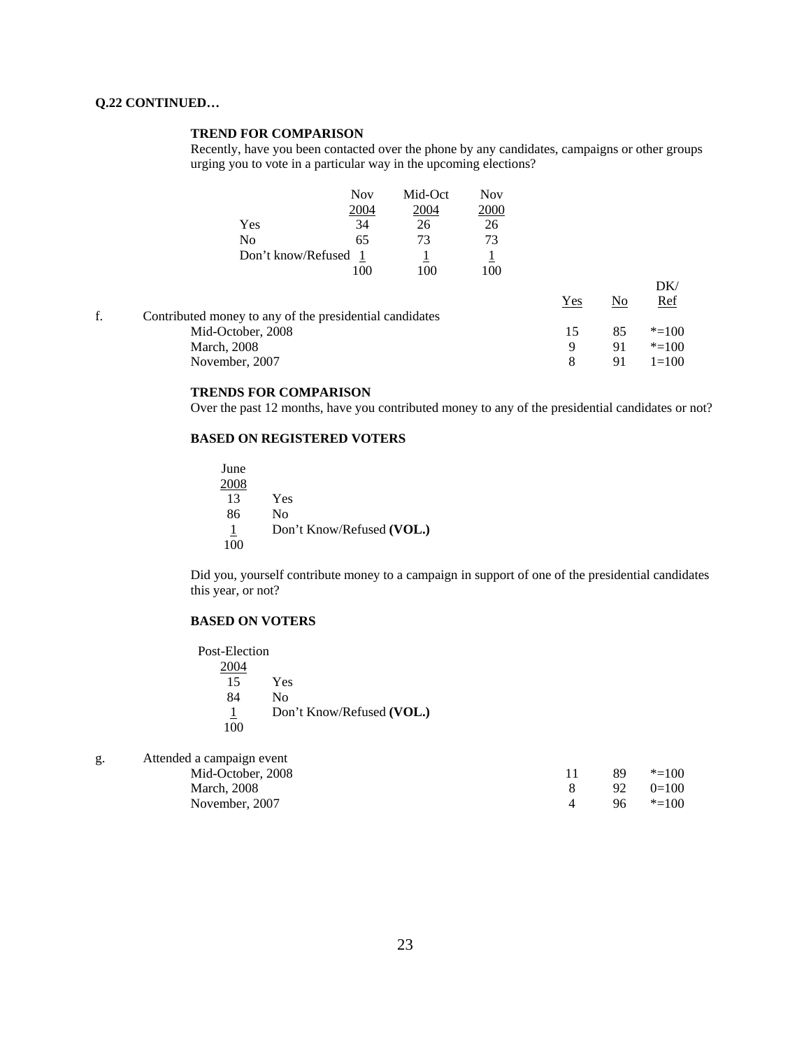**Q.22 CONTINUED…**

**TREND FOR COMPARISON**

Recently, have you been contacted over the phone by any candidates, campaigns or other groups urging you to vote in a particular way in the upcoming elections?

| | Nov 2004 | Mid-Oct 2004 | Nov 2000 |
|---|---|---|---|
| Yes | 34 | 26 | 26 |
| No | 65 | 73 | 73 |
| Don't know/Refused | 1 | 1 | 1 |
| | 100 | 100 | 100 |

| | | Yes | No | DK/ Ref |
|---|---|---|---|---|
| f. | Contributed money to any of the presidential candidates | | | |
| | Mid-October, 2008 | 15 | 85 | *=100 |
| | March, 2008 | 9 | 91 | *=100 |
| | November, 2007 | 8 | 91 | 1=100 |

**TRENDS FOR COMPARISON**

Over the past 12 months, have you contributed money to any of the presidential candidates or not?

**BASED ON REGISTERED VOTERS**

| June 2008 | |
|---|---|
| 13 | Yes |
| 86 | No |
| 1 | Don't Know/Refused **(VOL.)** |
| 100 | |

Did you, yourself contribute money to a campaign in support of one of the presidential candidates this year, or not?

**BASED ON VOTERS**

| Post-Election 2004 | |
|---|---|
| 15 | Yes |
| 84 | No |
| 1 | Don't Know/Refused **(VOL.)** |
| 100 | |

| | | Yes | No | DK/ Ref |
|---|---|---|---|---|
| g. | Attended a campaign event | | | |
| | Mid-October, 2008 | 11 | 89 | *=100 |
| | March, 2008 | 8 | 92 | 0=100 |
| | November, 2007 | 4 | 96 | *=100 |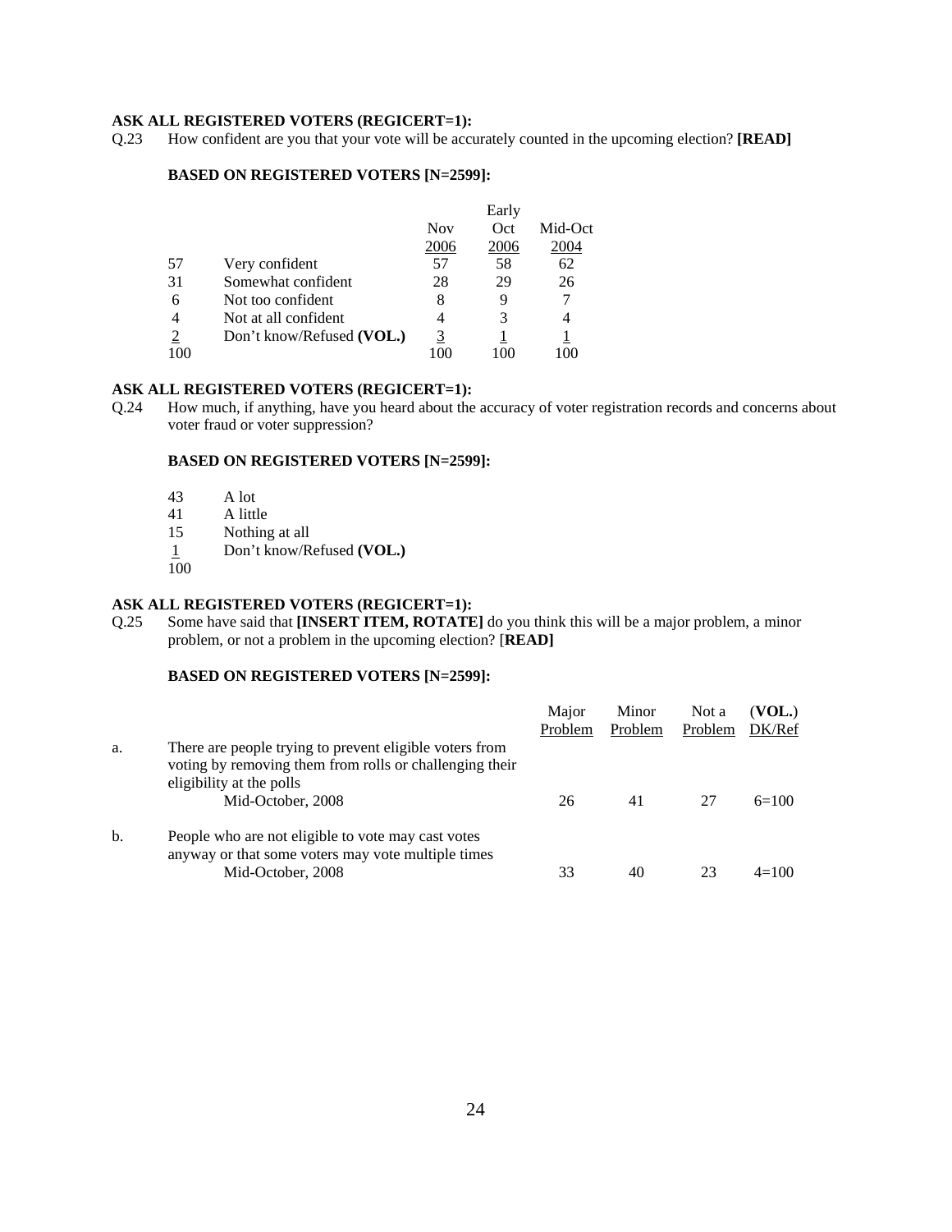**ASK ALL REGISTERED VOTERS (REGICERT=1):**

Q.23 How confident are you that your vote will be accurately counted in the upcoming election? **[READ]**

**BASED ON REGISTERED VOTERS [N=2599]:**

| | | Nov 2006 | Early Oct 2006 | Mid-Oct 2004 |
|---|---|---|---|---|
| 57 | Very confident | 57 | 58 | 62 |
| 31 | Somewhat confident | 28 | 29 | 26 |
| 6 | Not too confident | 8 | 9 | 7 |
| 4 | Not at all confident | 4 | 3 | 4 |
| 2 | Don't know/Refused **(VOL.)** | 3 | 1 | 1 |
| 100 | | 100 | 100 | 100 |

**ASK ALL REGISTERED VOTERS (REGICERT=1):**

Q.24 How much, if anything, have you heard about the accuracy of voter registration records and concerns about voter fraud or voter suppression?

**BASED ON REGISTERED VOTERS [N=2599]:**

| | |
|---|---|
| 43 | A lot |
| 41 | A little |
| 15 | Nothing at all |
| 1 | Don't know/Refused **(VOL.)** |
| 100 | |

**ASK ALL REGISTERED VOTERS (REGICERT=1):**

Q.25 Some have said that **[INSERT ITEM, ROTATE]** do you think this will be a major problem, a minor problem, or not a problem in the upcoming election? [**READ]**

**BASED ON REGISTERED VOTERS [N=2599]:**

| | | Major Problem | Minor Problem | Not a Problem | (**VOL.**) DK/Ref |
|---|---|---|---|---|---|
| a. | There are people trying to prevent eligible voters from voting by removing them from rolls or challenging their eligibility at the polls | | | | |
| | Mid-October, 2008 | 26 | 41 | 27 | 6=100 |
| b. | People who are not eligible to vote may cast votes anyway or that some voters may vote multiple times | | | | |
| | Mid-October, 2008 | 33 | 40 | 23 | 4=100 |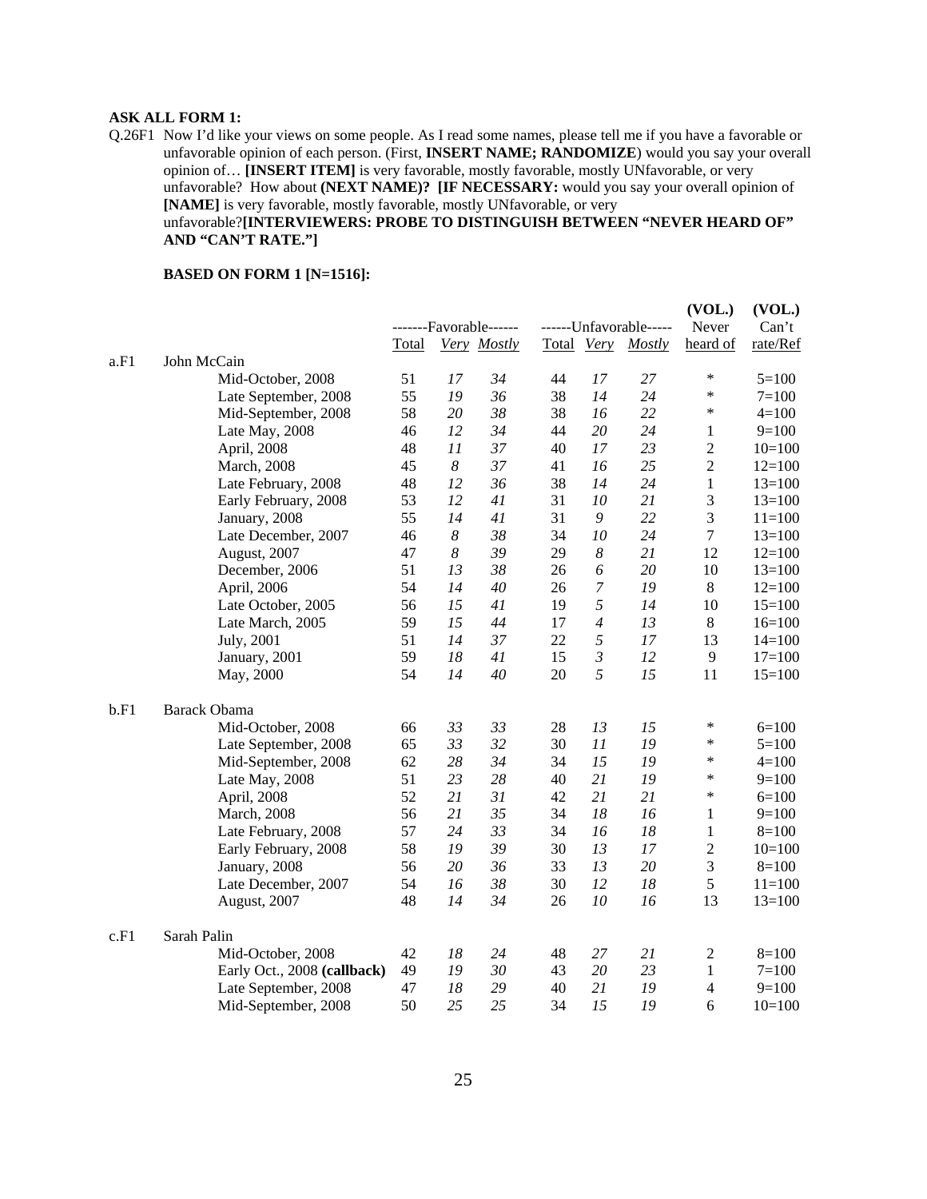**ASK ALL FORM 1:**

Q.26F1 Now I'd like your views on some people. As I read some names, please tell me if you have a favorable or unfavorable opinion of each person. (First, **INSERT NAME; RANDOMIZE**) would you say your overall opinion of… **[INSERT ITEM]** is very favorable, mostly favorable, mostly UNfavorable, or very unfavorable? How about **(NEXT NAME)? [IF NECESSARY:** would you say your overall opinion of **[NAME]** is very favorable, mostly favorable, mostly UNfavorable, or very unfavorable?**[INTERVIEWERS: PROBE TO DISTINGUISH BETWEEN "NEVER HEARD OF" AND "CAN'T RATE."]**

**BASED ON FORM 1 [N=1516]:**

| | | -------Favorable------ | | | ------Unfavorable----- | | | (VOL.) Never | (VOL.) Can't |
|---|---|---|---|---|---|---|---|---|---|
| | | Total | *Very* | *Mostly* | Total | *Very* | *Mostly* | heard of | rate/Ref |
| a.F1 | John McCain | | | | | | | | |
| | Mid-October, 2008 | 51 | *17* | *34* | 44 | *17* | *27* | * | 5=100 |
| | Late September, 2008 | 55 | *19* | *36* | 38 | *14* | *24* | * | 7=100 |
| | Mid-September, 2008 | 58 | *20* | *38* | 38 | *16* | *22* | * | 4=100 |
| | Late May, 2008 | 46 | *12* | *34* | 44 | *20* | *24* | 1 | 9=100 |
| | April, 2008 | 48 | *11* | *37* | 40 | *17* | *23* | 2 | 10=100 |
| | March, 2008 | 45 | *8* | *37* | 41 | *16* | *25* | 2 | 12=100 |
| | Late February, 2008 | 48 | *12* | *36* | 38 | *14* | *24* | 1 | 13=100 |
| | Early February, 2008 | 53 | *12* | *41* | 31 | *10* | *21* | 3 | 13=100 |
| | January, 2008 | 55 | *14* | *41* | 31 | *9* | *22* | 3 | 11=100 |
| | Late December, 2007 | 46 | *8* | *38* | 34 | *10* | *24* | 7 | 13=100 |
| | August, 2007 | 47 | *8* | *39* | 29 | *8* | *21* | 12 | 12=100 |
| | December, 2006 | 51 | *13* | *38* | 26 | *6* | *20* | 10 | 13=100 |
| | April, 2006 | 54 | *14* | *40* | 26 | *7* | *19* | 8 | 12=100 |
| | Late October, 2005 | 56 | *15* | *41* | 19 | *5* | *14* | 10 | 15=100 |
| | Late March, 2005 | 59 | *15* | *44* | 17 | *4* | *13* | 8 | 16=100 |
| | July, 2001 | 51 | *14* | *37* | 22 | *5* | *17* | 13 | 14=100 |
| | January, 2001 | 59 | *18* | *41* | 15 | *3* | *12* | 9 | 17=100 |
| | May, 2000 | 54 | *14* | *40* | 20 | *5* | *15* | 11 | 15=100 |
| b.F1 | Barack Obama | | | | | | | | |
| | Mid-October, 2008 | 66 | *33* | *33* | 28 | *13* | *15* | * | 6=100 |
| | Late September, 2008 | 65 | *33* | *32* | 30 | *11* | *19* | * | 5=100 |
| | Mid-September, 2008 | 62 | *28* | *34* | 34 | *15* | *19* | * | 4=100 |
| | Late May, 2008 | 51 | *23* | *28* | 40 | *21* | *19* | * | 9=100 |
| | April, 2008 | 52 | *21* | *31* | 42 | *21* | *21* | * | 6=100 |
| | March, 2008 | 56 | *21* | *35* | 34 | *18* | *16* | 1 | 9=100 |
| | Late February, 2008 | 57 | *24* | *33* | 34 | *16* | *18* | 1 | 8=100 |
| | Early February, 2008 | 58 | *19* | *39* | 30 | *13* | *17* | 2 | 10=100 |
| | January, 2008 | 56 | *20* | *36* | 33 | *13* | *20* | 3 | 8=100 |
| | Late December, 2007 | 54 | *16* | *38* | 30 | *12* | *18* | 5 | 11=100 |
| | August, 2007 | 48 | *14* | *34* | 26 | *10* | *16* | 13 | 13=100 |
| c.F1 | Sarah Palin | | | | | | | | |
| | Mid-October, 2008 | 42 | *18* | *24* | 48 | *27* | *21* | 2 | 8=100 |
| | Early Oct., 2008 **(callback)** | 49 | *19* | *30* | 43 | *20* | *23* | 1 | 7=100 |
| | Late September, 2008 | 47 | *18* | *29* | 40 | *21* | *19* | 4 | 9=100 |
| | Mid-September, 2008 | 50 | *25* | *25* | 34 | *15* | *19* | 6 | 10=100 |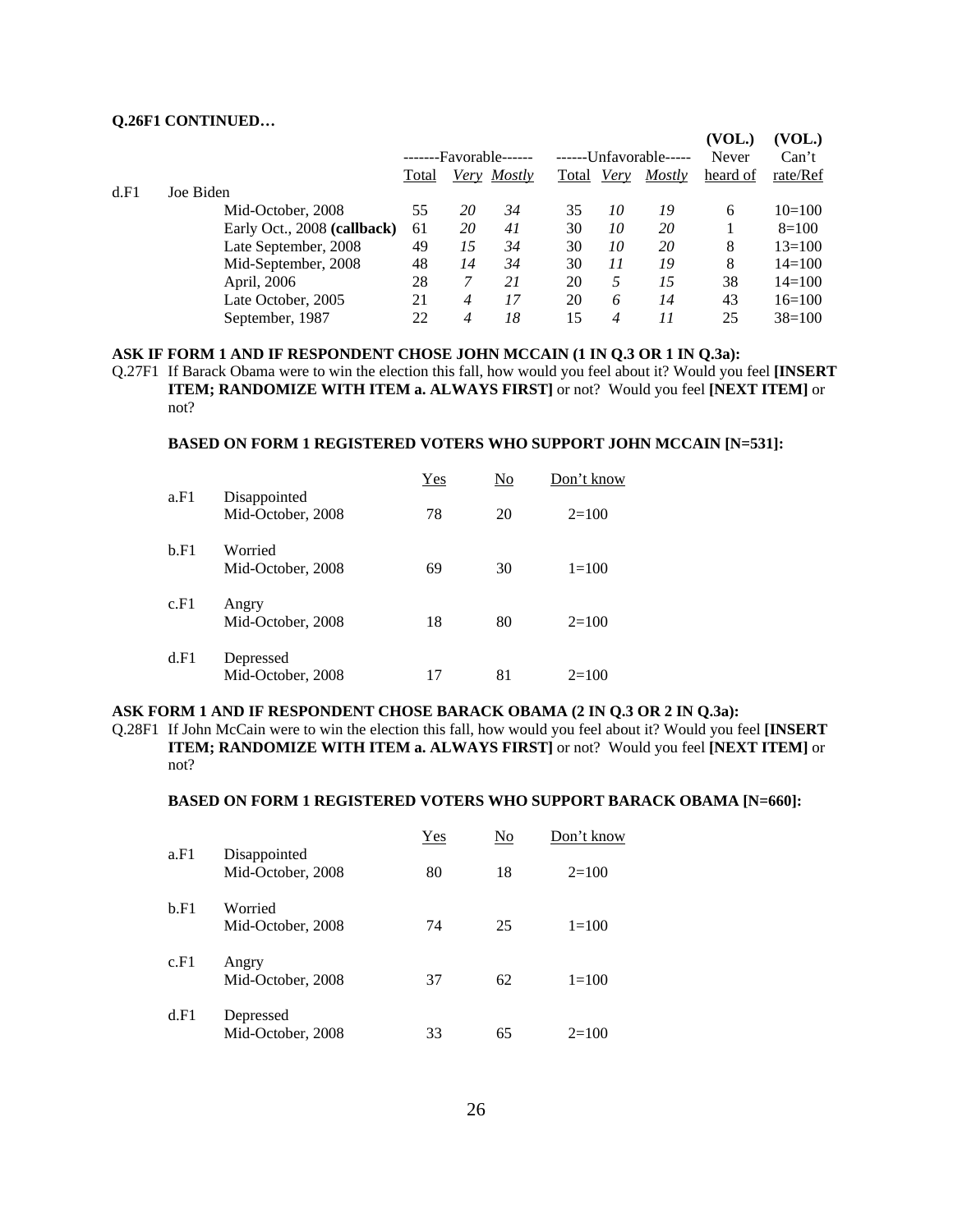**Q.26F1 CONTINUED…**

| | | -------Favorable------ | | | ------Unfavorable----- | | | (VOL.) Never | (VOL.) Can't |
|---|---|---|---|---|---|---|---|---|---|
| | | Total | *Very* | *Mostly* | Total | *Very* | *Mostly* | heard of | rate/Ref |
| d.F1 | Joe Biden | | | | | | | | |
| | Mid-October, 2008 | 55 | *20* | *34* | 35 | *10* | *19* | 6 | 10=100 |
| | Early Oct., 2008 **(callback)** | 61 | *20* | *41* | 30 | *10* | *20* | 1 | 8=100 |
| | Late September, 2008 | 49 | *15* | *34* | 30 | *10* | *20* | 8 | 13=100 |
| | Mid-September, 2008 | 48 | *14* | *34* | 30 | *11* | *19* | 8 | 14=100 |
| | April, 2006 | 28 | *7* | *21* | 20 | *5* | *15* | 38 | 14=100 |
| | Late October, 2005 | 21 | *4* | *17* | 20 | *6* | *14* | 43 | 16=100 |
| | September, 1987 | 22 | *4* | *18* | 15 | *4* | *11* | 25 | 38=100 |

**ASK IF FORM 1 AND IF RESPONDENT CHOSE JOHN MCCAIN (1 IN Q.3 OR 1 IN Q.3a):**

Q.27F1 If Barack Obama were to win the election this fall, how would you feel about it? Would you feel **[INSERT ITEM; RANDOMIZE WITH ITEM a. ALWAYS FIRST]** or not? Would you feel **[NEXT ITEM]** or not?

**BASED ON FORM 1 REGISTERED VOTERS WHO SUPPORT JOHN MCCAIN [N=531]:**

| | | Yes | No | Don't know |
|---|---|---|---|---|
| a.F1 | Disappointed | | | |
| | Mid-October, 2008 | 78 | 20 | 2=100 |
| b.F1 | Worried | | | |
| | Mid-October, 2008 | 69 | 30 | 1=100 |
| c.F1 | Angry | | | |
| | Mid-October, 2008 | 18 | 80 | 2=100 |
| d.F1 | Depressed | | | |
| | Mid-October, 2008 | 17 | 81 | 2=100 |

**ASK FORM 1 AND IF RESPONDENT CHOSE BARACK OBAMA (2 IN Q.3 OR 2 IN Q.3a):**

Q.28F1 If John McCain were to win the election this fall, how would you feel about it? Would you feel **[INSERT ITEM; RANDOMIZE WITH ITEM a. ALWAYS FIRST]** or not? Would you feel **[NEXT ITEM]** or not?

**BASED ON FORM 1 REGISTERED VOTERS WHO SUPPORT BARACK OBAMA [N=660]:**

| | | Yes | No | Don't know |
|---|---|---|---|---|
| a.F1 | Disappointed | | | |
| | Mid-October, 2008 | 80 | 18 | 2=100 |
| b.F1 | Worried | | | |
| | Mid-October, 2008 | 74 | 25 | 1=100 |
| c.F1 | Angry | | | |
| | Mid-October, 2008 | 37 | 62 | 1=100 |
| d.F1 | Depressed | | | |
| | Mid-October, 2008 | 33 | 65 | 2=100 |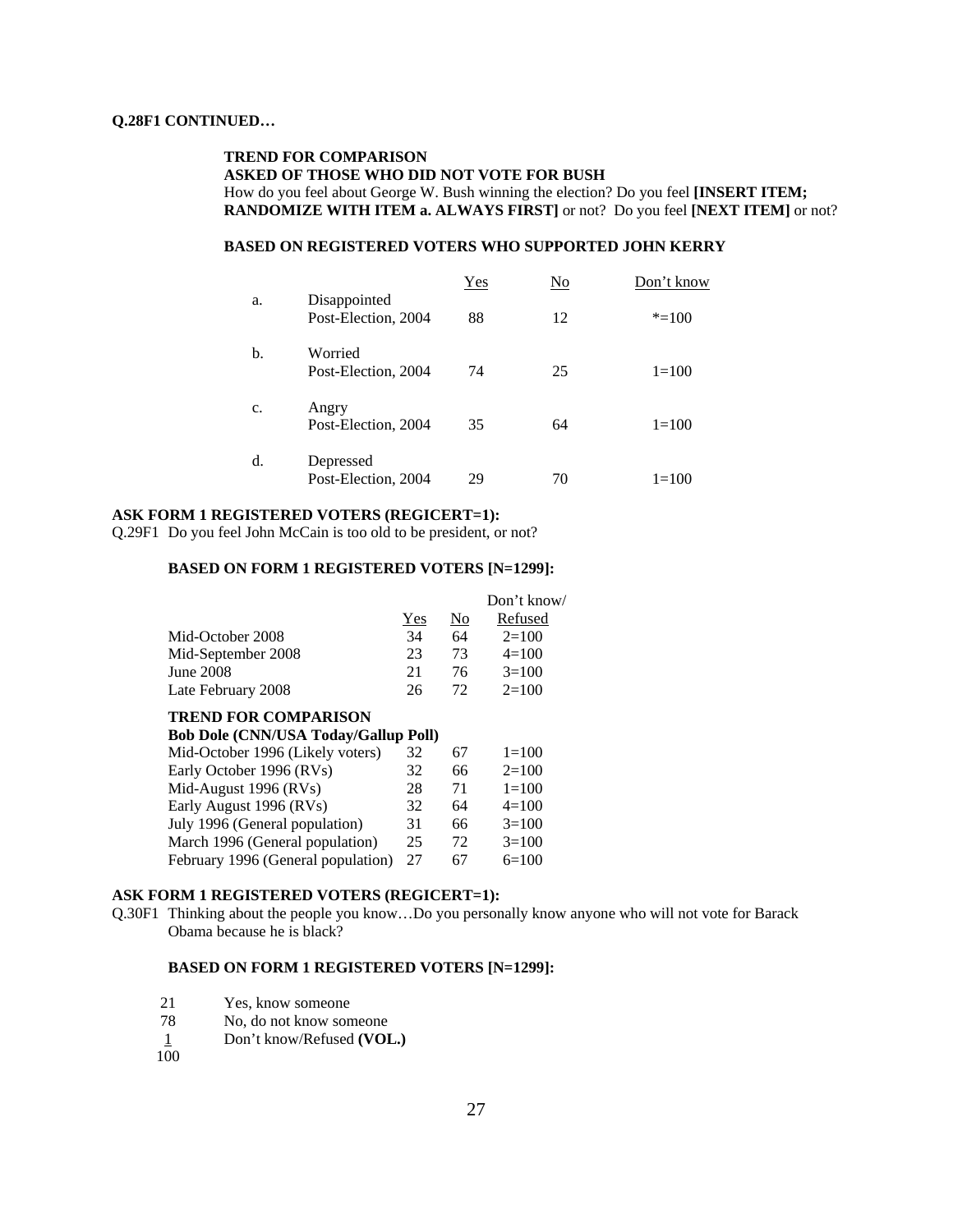**Q.28F1 CONTINUED…**

**TREND FOR COMPARISON**
**ASKED OF THOSE WHO DID NOT VOTE FOR BUSH**
How do you feel about George W. Bush winning the election? Do you feel **[INSERT ITEM; RANDOMIZE WITH ITEM a. ALWAYS FIRST]** or not? Do you feel **[NEXT ITEM]** or not?

**BASED ON REGISTERED VOTERS WHO SUPPORTED JOHN KERRY**

| | | Yes | No | Don't know |
|---|---|---|---|---|
| a. | Disappointed<br>Post-Election, 2004 | 88 | 12 | *=100 |
| b. | Worried<br>Post-Election, 2004 | 74 | 25 | 1=100 |
| c. | Angry<br>Post-Election, 2004 | 35 | 64 | 1=100 |
| d. | Depressed<br>Post-Election, 2004 | 29 | 70 | 1=100 |

**ASK FORM 1 REGISTERED VOTERS (REGICERT=1):**
Q.29F1 Do you feel John McCain is too old to be president, or not?

**BASED ON FORM 1 REGISTERED VOTERS [N=1299]:**

| | Yes | No | Don't know/ Refused |
|---|---|---|---|
| Mid-October 2008 | 34 | 64 | 2=100 |
| Mid-September 2008 | 23 | 73 | 4=100 |
| June 2008 | 21 | 76 | 3=100 |
| Late February 2008 | 26 | 72 | 2=100 |
| **TREND FOR COMPARISON** | | | |
| **Bob Dole (CNN/USA Today/Gallup Poll)** | | | |
| Mid-October 1996 (Likely voters) | 32 | 67 | 1=100 |
| Early October 1996 (RVs) | 32 | 66 | 2=100 |
| Mid-August 1996 (RVs) | 28 | 71 | 1=100 |
| Early August 1996 (RVs) | 32 | 64 | 4=100 |
| July 1996 (General population) | 31 | 66 | 3=100 |
| March 1996 (General population) | 25 | 72 | 3=100 |
| February 1996 (General population) | 27 | 67 | 6=100 |

**ASK FORM 1 REGISTERED VOTERS (REGICERT=1):**
Q.30F1 Thinking about the people you know…Do you personally know anyone who will not vote for Barack Obama because he is black?

**BASED ON FORM 1 REGISTERED VOTERS [N=1299]:**

| | |
|---|---|
| 21 | Yes, know someone |
| 78 | No, do not know someone |
| 1 | Don't know/Refused **(VOL.)** |
| 100 | |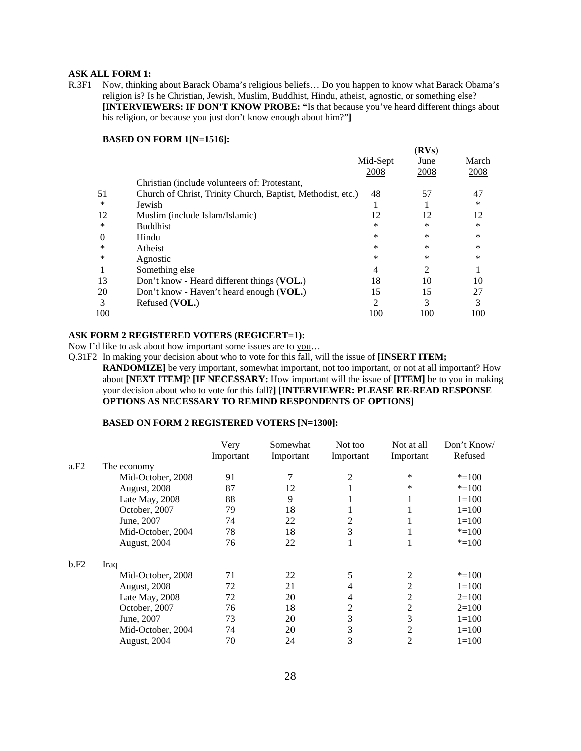**ASK ALL FORM 1:**

R.3F1 Now, thinking about Barack Obama's religious beliefs… Do you happen to know what Barack Obama's religion is? Is he Christian, Jewish, Muslim, Buddhist, Hindu, atheist, agnostic, or something else? **[INTERVIEWERS: IF DON'T KNOW PROBE: "**Is that because you've heard different things about his religion, or because you just don't know enough about him?"**]**

**BASED ON FORM 1[N=1516]:**

| | | Mid-Sept 2008 | (RVs) June 2008 | March 2008 |
|---|---|---|---|---|
| 51 | Christian (include volunteers of: Protestant, Church of Christ, Trinity Church, Baptist, Methodist, etc.) | 48 | 57 | 47 |
| * | Jewish | 1 | 1 | * |
| 12 | Muslim (include Islam/Islamic) | 12 | 12 | 12 |
| * | Buddhist | * | * | * |
| 0 | Hindu | * | * | * |
| * | Atheist | * | * | * |
| * | Agnostic | * | * | * |
| 1 | Something else | 4 | 2 | 1 |
| 13 | Don't know - Heard different things (**VOL.**) | 18 | 10 | 10 |
| 20 | Don't know - Haven't heard enough (**VOL.**) | 15 | 15 | 27 |
| 3 | Refused (**VOL.**) | 2 | 3 | 3 |
| 100 | | 100 | 100 | 100 |

**ASK FORM 2 REGISTERED VOTERS (REGICERT=1):**

Now I'd like to ask about how important some issues are to you…

Q.31F2 In making your decision about who to vote for this fall, will the issue of **[INSERT ITEM; RANDOMIZE]** be very important, somewhat important, not too important, or not at all important? How about **[NEXT ITEM]**? **[IF NECESSARY:** How important will the issue of **[ITEM]** be to you in making your decision about who to vote for this fall?**] [INTERVIEWER: PLEASE RE-READ RESPONSE OPTIONS AS NECESSARY TO REMIND RESPONDENTS OF OPTIONS]**

**BASED ON FORM 2 REGISTERED VOTERS [N=1300]:**

| | | Very Important | Somewhat Important | Not too Important | Not at all Important | Don't Know/ Refused |
|---|---|---|---|---|---|---|
| a.F2 | The economy | | | | | |
| | Mid-October, 2008 | 91 | 7 | 2 | * | *=100 |
| | August, 2008 | 87 | 12 | 1 | * | *=100 |
| | Late May, 2008 | 88 | 9 | 1 | 1 | 1=100 |
| | October, 2007 | 79 | 18 | 1 | 1 | 1=100 |
| | June, 2007 | 74 | 22 | 2 | 1 | 1=100 |
| | Mid-October, 2004 | 78 | 18 | 3 | 1 | *=100 |
| | August, 2004 | 76 | 22 | 1 | 1 | *=100 |
| b.F2 | Iraq | | | | | |
| | Mid-October, 2008 | 71 | 22 | 5 | 2 | *=100 |
| | August, 2008 | 72 | 21 | 4 | 2 | 1=100 |
| | Late May, 2008 | 72 | 20 | 4 | 2 | 2=100 |
| | October, 2007 | 76 | 18 | 2 | 2 | 2=100 |
| | June, 2007 | 73 | 20 | 3 | 3 | 1=100 |
| | Mid-October, 2004 | 74 | 20 | 3 | 2 | 1=100 |
| | August, 2004 | 70 | 24 | 3 | 2 | 1=100 |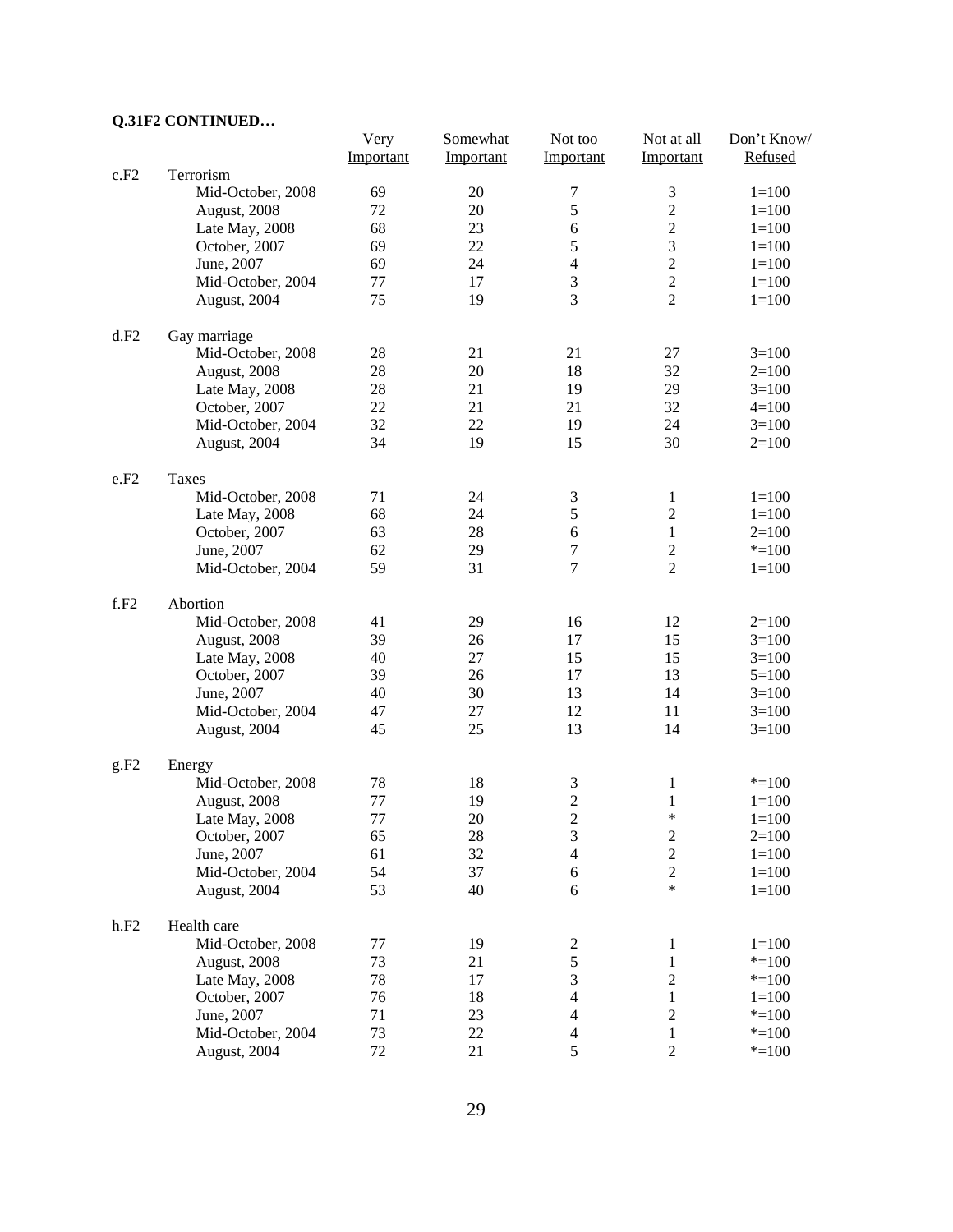**Q.31F2 CONTINUED…**

| | | Very Important | Somewhat Important | Not too Important | Not at all Important | Don't Know/ Refused |
|---|---|---|---|---|---|---|
| c.F2 | Terrorism | | | | | |
| | Mid-October, 2008 | 69 | 20 | 7 | 3 | 1=100 |
| | August, 2008 | 72 | 20 | 5 | 2 | 1=100 |
| | Late May, 2008 | 68 | 23 | 6 | 2 | 1=100 |
| | October, 2007 | 69 | 22 | 5 | 3 | 1=100 |
| | June, 2007 | 69 | 24 | 4 | 2 | 1=100 |
| | Mid-October, 2004 | 77 | 17 | 3 | 2 | 1=100 |
| | August, 2004 | 75 | 19 | 3 | 2 | 1=100 |
| d.F2 | Gay marriage | | | | | |
| | Mid-October, 2008 | 28 | 21 | 21 | 27 | 3=100 |
| | August, 2008 | 28 | 20 | 18 | 32 | 2=100 |
| | Late May, 2008 | 28 | 21 | 19 | 29 | 3=100 |
| | October, 2007 | 22 | 21 | 21 | 32 | 4=100 |
| | Mid-October, 2004 | 32 | 22 | 19 | 24 | 3=100 |
| | August, 2004 | 34 | 19 | 15 | 30 | 2=100 |
| e.F2 | Taxes | | | | | |
| | Mid-October, 2008 | 71 | 24 | 3 | 1 | 1=100 |
| | Late May, 2008 | 68 | 24 | 5 | 2 | 1=100 |
| | October, 2007 | 63 | 28 | 6 | 1 | 2=100 |
| | June, 2007 | 62 | 29 | 7 | 2 | *=100 |
| | Mid-October, 2004 | 59 | 31 | 7 | 2 | 1=100 |
| f.F2 | Abortion | | | | | |
| | Mid-October, 2008 | 41 | 29 | 16 | 12 | 2=100 |
| | August, 2008 | 39 | 26 | 17 | 15 | 3=100 |
| | Late May, 2008 | 40 | 27 | 15 | 15 | 3=100 |
| | October, 2007 | 39 | 26 | 17 | 13 | 5=100 |
| | June, 2007 | 40 | 30 | 13 | 14 | 3=100 |
| | Mid-October, 2004 | 47 | 27 | 12 | 11 | 3=100 |
| | August, 2004 | 45 | 25 | 13 | 14 | 3=100 |
| g.F2 | Energy | | | | | |
| | Mid-October, 2008 | 78 | 18 | 3 | 1 | *=100 |
| | August, 2008 | 77 | 19 | 2 | 1 | 1=100 |
| | Late May, 2008 | 77 | 20 | 2 | * | 1=100 |
| | October, 2007 | 65 | 28 | 3 | 2 | 2=100 |
| | June, 2007 | 61 | 32 | 4 | 2 | 1=100 |
| | Mid-October, 2004 | 54 | 37 | 6 | 2 | 1=100 |
| | August, 2004 | 53 | 40 | 6 | * | 1=100 |
| h.F2 | Health care | | | | | |
| | Mid-October, 2008 | 77 | 19 | 2 | 1 | 1=100 |
| | August, 2008 | 73 | 21 | 5 | 1 | *=100 |
| | Late May, 2008 | 78 | 17 | 3 | 2 | *=100 |
| | October, 2007 | 76 | 18 | 4 | 1 | 1=100 |
| | June, 2007 | 71 | 23 | 4 | 2 | *=100 |
| | Mid-October, 2004 | 73 | 22 | 4 | 1 | *=100 |
| | August, 2004 | 72 | 21 | 5 | 2 | *=100 |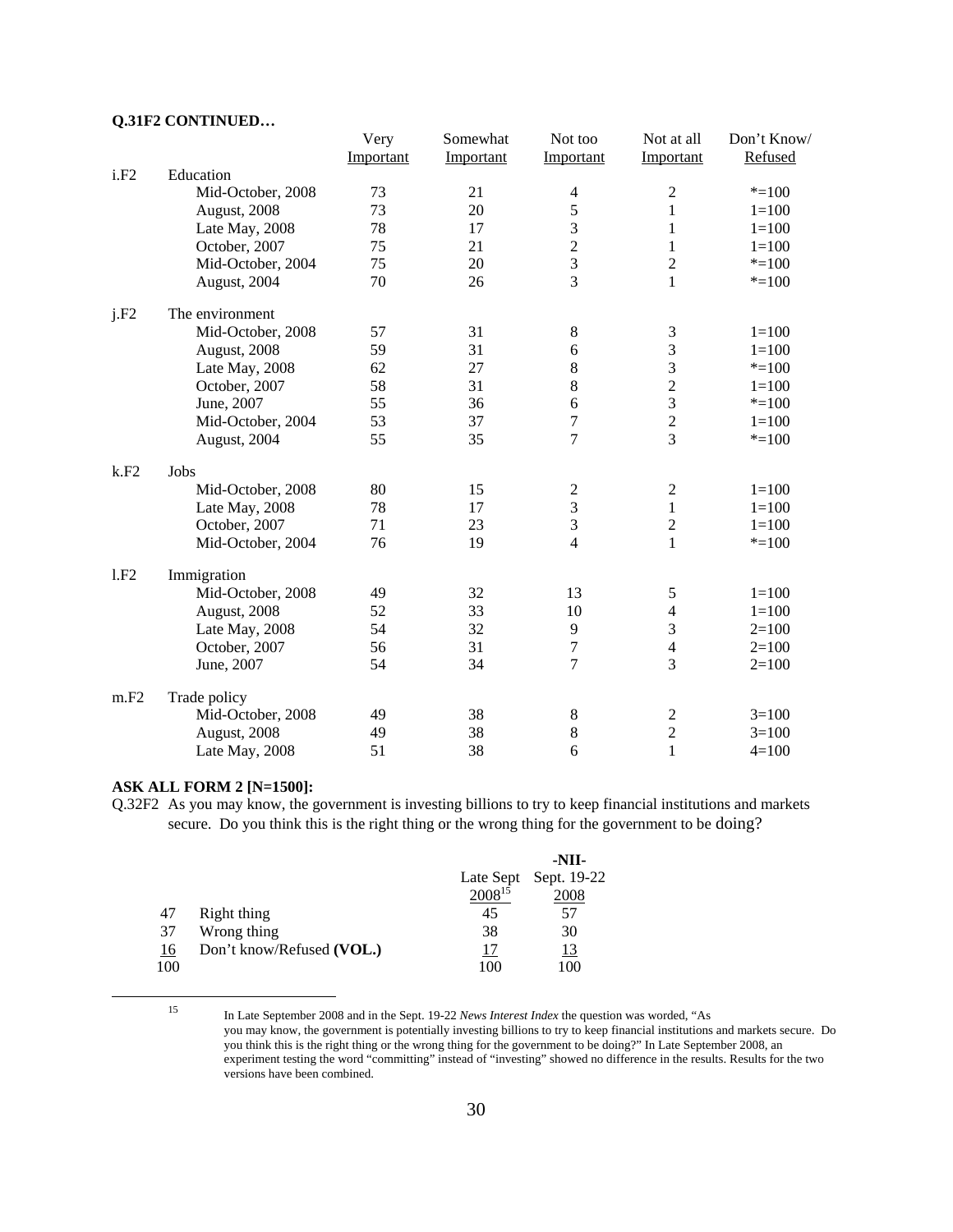**Q.31F2 CONTINUED…**

| | | Very Important | Somewhat Important | Not too Important | Not at all Important | Don't Know/ Refused |
|---|---|---|---|---|---|---|
| i.F2 | Education | | | | | |
| | Mid-October, 2008 | 73 | 21 | 4 | 2 | *=100 |
| | August, 2008 | 73 | 20 | 5 | 1 | 1=100 |
| | Late May, 2008 | 78 | 17 | 3 | 1 | 1=100 |
| | October, 2007 | 75 | 21 | 2 | 1 | 1=100 |
| | Mid-October, 2004 | 75 | 20 | 3 | 2 | *=100 |
| | August, 2004 | 70 | 26 | 3 | 1 | *=100 |
| j.F2 | The environment | | | | | |
| | Mid-October, 2008 | 57 | 31 | 8 | 3 | 1=100 |
| | August, 2008 | 59 | 31 | 6 | 3 | 1=100 |
| | Late May, 2008 | 62 | 27 | 8 | 3 | *=100 |
| | October, 2007 | 58 | 31 | 8 | 2 | 1=100 |
| | June, 2007 | 55 | 36 | 6 | 3 | *=100 |
| | Mid-October, 2004 | 53 | 37 | 7 | 2 | 1=100 |
| | August, 2004 | 55 | 35 | 7 | 3 | *=100 |
| k.F2 | Jobs | | | | | |
| | Mid-October, 2008 | 80 | 15 | 2 | 2 | 1=100 |
| | Late May, 2008 | 78 | 17 | 3 | 1 | 1=100 |
| | October, 2007 | 71 | 23 | 3 | 2 | 1=100 |
| | Mid-October, 2004 | 76 | 19 | 4 | 1 | *=100 |
| l.F2 | Immigration | | | | | |
| | Mid-October, 2008 | 49 | 32 | 13 | 5 | 1=100 |
| | August, 2008 | 52 | 33 | 10 | 4 | 1=100 |
| | Late May, 2008 | 54 | 32 | 9 | 3 | 2=100 |
| | October, 2007 | 56 | 31 | 7 | 4 | 2=100 |
| | June, 2007 | 54 | 34 | 7 | 3 | 2=100 |
| m.F2 | Trade policy | | | | | |
| | Mid-October, 2008 | 49 | 38 | 8 | 2 | 3=100 |
| | August, 2008 | 49 | 38 | 8 | 2 | 3=100 |
| | Late May, 2008 | 51 | 38 | 6 | 1 | 4=100 |

**ASK ALL FORM 2 [N=1500]:**

Q.32F2 As you may know, the government is investing billions to try to keep financial institutions and markets secure. Do you think this is the right thing or the wrong thing for the government to be doing?

| | | Late Sept 2008[15] | -NII- Sept. 19-22 2008 |
|---|---|---|---|
| 47 | Right thing | 45 | 57 |
| 37 | Wrong thing | 38 | 30 |
| 16 | Don't know/Refused **(VOL.)** | 17 | 13 |
| 100 | | 100 | 100 |

[15] In Late September 2008 and in the Sept. 19-22 *News Interest Index* the question was worded, "As you may know, the government is potentially investing billions to try to keep financial institutions and markets secure. Do you think this is the right thing or the wrong thing for the government to be doing?" In Late September 2008, an experiment testing the word "committing" instead of "investing" showed no difference in the results. Results for the two versions have been combined.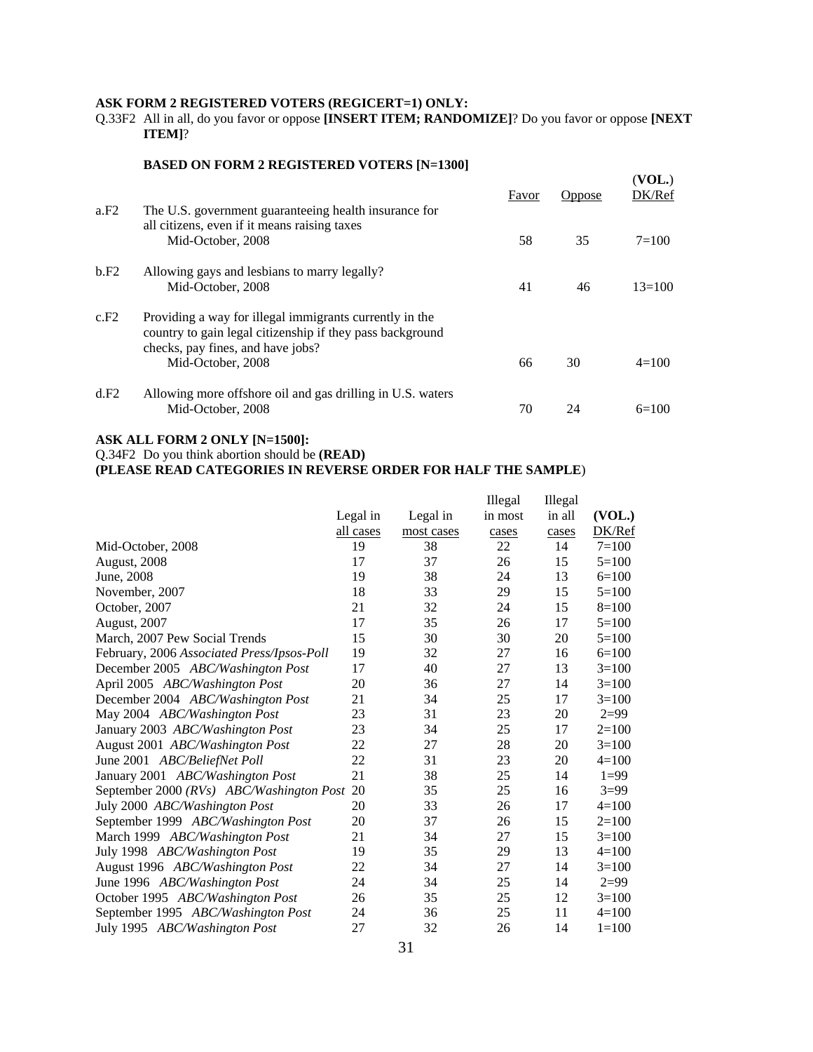**ASK FORM 2 REGISTERED VOTERS (REGICERT=1) ONLY:**

Q.33F2 All in all, do you favor or oppose **[INSERT ITEM; RANDOMIZE]**? Do you favor or oppose **[NEXT ITEM]**?

**BASED ON FORM 2 REGISTERED VOTERS [N=1300]**

| | | Favor | Oppose | (VOL.) DK/Ref |
|---|---|---|---|---|
| a.F2 | The U.S. government guaranteeing health insurance for all citizens, even if it means raising taxes | | | |
| | Mid-October, 2008 | 58 | 35 | 7=100 |
| b.F2 | Allowing gays and lesbians to marry legally? | | | |
| | Mid-October, 2008 | 41 | 46 | 13=100 |
| c.F2 | Providing a way for illegal immigrants currently in the country to gain legal citizenship if they pass background checks, pay fines, and have jobs? | | | |
| | Mid-October, 2008 | 66 | 30 | 4=100 |
| d.F2 | Allowing more offshore oil and gas drilling in U.S. waters | | | |
| | Mid-October, 2008 | 70 | 24 | 6=100 |

**ASK ALL FORM 2 ONLY [N=1500]:**

Q.34F2 Do you think abortion should be **(READ)**

**(PLEASE READ CATEGORIES IN REVERSE ORDER FOR HALF THE SAMPLE)**

| | Legal in all cases | Legal in most cases | Illegal in most cases | Illegal in all cases | (VOL.) DK/Ref |
|---|---|---|---|---|---|
| Mid-October, 2008 | 19 | 38 | 22 | 14 | 7=100 |
| August, 2008 | 17 | 37 | 26 | 15 | 5=100 |
| June, 2008 | 19 | 38 | 24 | 13 | 6=100 |
| November, 2007 | 18 | 33 | 29 | 15 | 5=100 |
| October, 2007 | 21 | 32 | 24 | 15 | 8=100 |
| August, 2007 | 17 | 35 | 26 | 17 | 5=100 |
| March, 2007 Pew Social Trends | 15 | 30 | 30 | 20 | 5=100 |
| February, 2006 *Associated Press/Ipsos-Poll* | 19 | 32 | 27 | 16 | 6=100 |
| December 2005 *ABC/Washington Post* | 17 | 40 | 27 | 13 | 3=100 |
| April 2005 *ABC/Washington Post* | 20 | 36 | 27 | 14 | 3=100 |
| December 2004 *ABC/Washington Post* | 21 | 34 | 25 | 17 | 3=100 |
| May 2004 *ABC/Washington Post* | 23 | 31 | 23 | 20 | 2=99 |
| January 2003 *ABC/Washington Post* | 23 | 34 | 25 | 17 | 2=100 |
| August 2001 *ABC/Washington Post* | 22 | 27 | 28 | 20 | 3=100 |
| June 2001 *ABC/BeliefNet Poll* | 22 | 31 | 23 | 20 | 4=100 |
| January 2001 *ABC/Washington Post* | 21 | 38 | 25 | 14 | 1=99 |
| September 2000 *(RVs) ABC/Washington Post* | 20 | 35 | 25 | 16 | 3=99 |
| July 2000 *ABC/Washington Post* | 20 | 33 | 26 | 17 | 4=100 |
| September 1999 *ABC/Washington Post* | 20 | 37 | 26 | 15 | 2=100 |
| March 1999 *ABC/Washington Post* | 21 | 34 | 27 | 15 | 3=100 |
| July 1998 *ABC/Washington Post* | 19 | 35 | 29 | 13 | 4=100 |
| August 1996 *ABC/Washington Post* | 22 | 34 | 27 | 14 | 3=100 |
| June 1996 *ABC/Washington Post* | 24 | 34 | 25 | 14 | 2=99 |
| October 1995 *ABC/Washington Post* | 26 | 35 | 25 | 12 | 3=100 |
| September 1995 *ABC/Washington Post* | 24 | 36 | 25 | 11 | 4=100 |
| July 1995 *ABC/Washington Post* | 27 | 32 | 26 | 14 | 1=100 |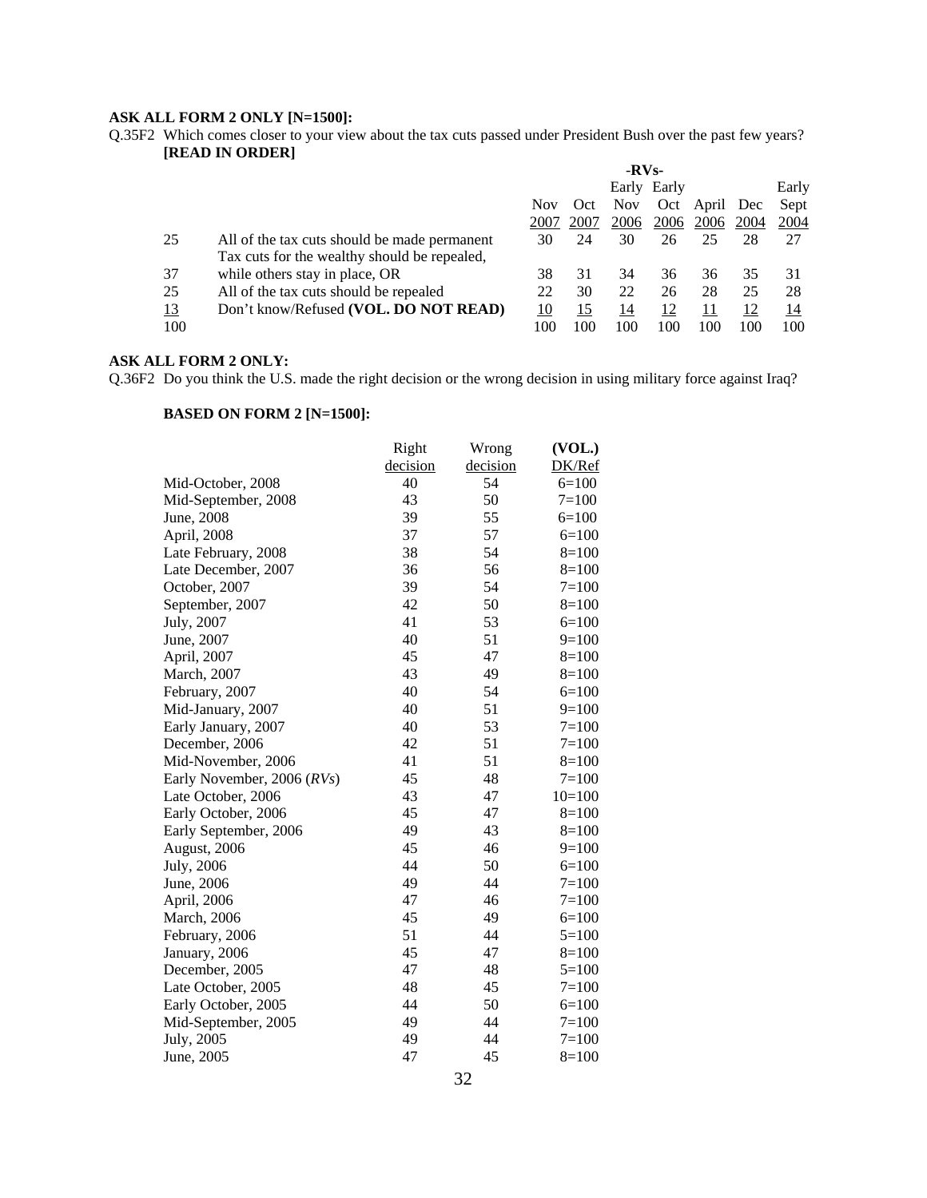**ASK ALL FORM 2 ONLY [N=1500]:**

Q.35F2 Which comes closer to your view about the tax cuts passed under President Bush over the past few years? **[READ IN ORDER]**

| | | -RVs- | | | | | | |
|---|---|---|---|---|---|---|---|---|
| | | Nov 2007 | Oct 2007 | Early Nov 2006 | Early Oct 2006 | April 2006 | Dec 2004 | Early Sept 2004 |
| 25 | All of the tax cuts should be made permanent | 30 | 24 | 30 | 26 | 25 | 28 | 27 |
| 37 | Tax cuts for the wealthy should be repealed, while others stay in place, OR | 38 | 31 | 34 | 36 | 36 | 35 | 31 |
| 25 | All of the tax cuts should be repealed | 22 | 30 | 22 | 26 | 28 | 25 | 28 |
| 13 | Don't know/Refused **(VOL. DO NOT READ)** | 10 | 15 | 14 | 12 | 11 | 12 | 14 |
| 100 | | 100 | 100 | 100 | 100 | 100 | 100 | 100 |

**ASK ALL FORM 2 ONLY:**

Q.36F2 Do you think the U.S. made the right decision or the wrong decision in using military force against Iraq?

**BASED ON FORM 2 [N=1500]:**

| | Right decision | Wrong decision | (VOL.) DK/Ref |
|---|---|---|---|
| Mid-October, 2008 | 40 | 54 | 6=100 |
| Mid-September, 2008 | 43 | 50 | 7=100 |
| June, 2008 | 39 | 55 | 6=100 |
| April, 2008 | 37 | 57 | 6=100 |
| Late February, 2008 | 38 | 54 | 8=100 |
| Late December, 2007 | 36 | 56 | 8=100 |
| October, 2007 | 39 | 54 | 7=100 |
| September, 2007 | 42 | 50 | 8=100 |
| July, 2007 | 41 | 53 | 6=100 |
| June, 2007 | 40 | 51 | 9=100 |
| April, 2007 | 45 | 47 | 8=100 |
| March, 2007 | 43 | 49 | 8=100 |
| February, 2007 | 40 | 54 | 6=100 |
| Mid-January, 2007 | 40 | 51 | 9=100 |
| Early January, 2007 | 40 | 53 | 7=100 |
| December, 2006 | 42 | 51 | 7=100 |
| Mid-November, 2006 | 41 | 51 | 8=100 |
| Early November, 2006 (*RVs*) | 45 | 48 | 7=100 |
| Late October, 2006 | 43 | 47 | 10=100 |
| Early October, 2006 | 45 | 47 | 8=100 |
| Early September, 2006 | 49 | 43 | 8=100 |
| August, 2006 | 45 | 46 | 9=100 |
| July, 2006 | 44 | 50 | 6=100 |
| June, 2006 | 49 | 44 | 7=100 |
| April, 2006 | 47 | 46 | 7=100 |
| March, 2006 | 45 | 49 | 6=100 |
| February, 2006 | 51 | 44 | 5=100 |
| January, 2006 | 45 | 47 | 8=100 |
| December, 2005 | 47 | 48 | 5=100 |
| Late October, 2005 | 48 | 45 | 7=100 |
| Early October, 2005 | 44 | 50 | 6=100 |
| Mid-September, 2005 | 49 | 44 | 7=100 |
| July, 2005 | 49 | 44 | 7=100 |
| June, 2005 | 47 | 45 | 8=100 |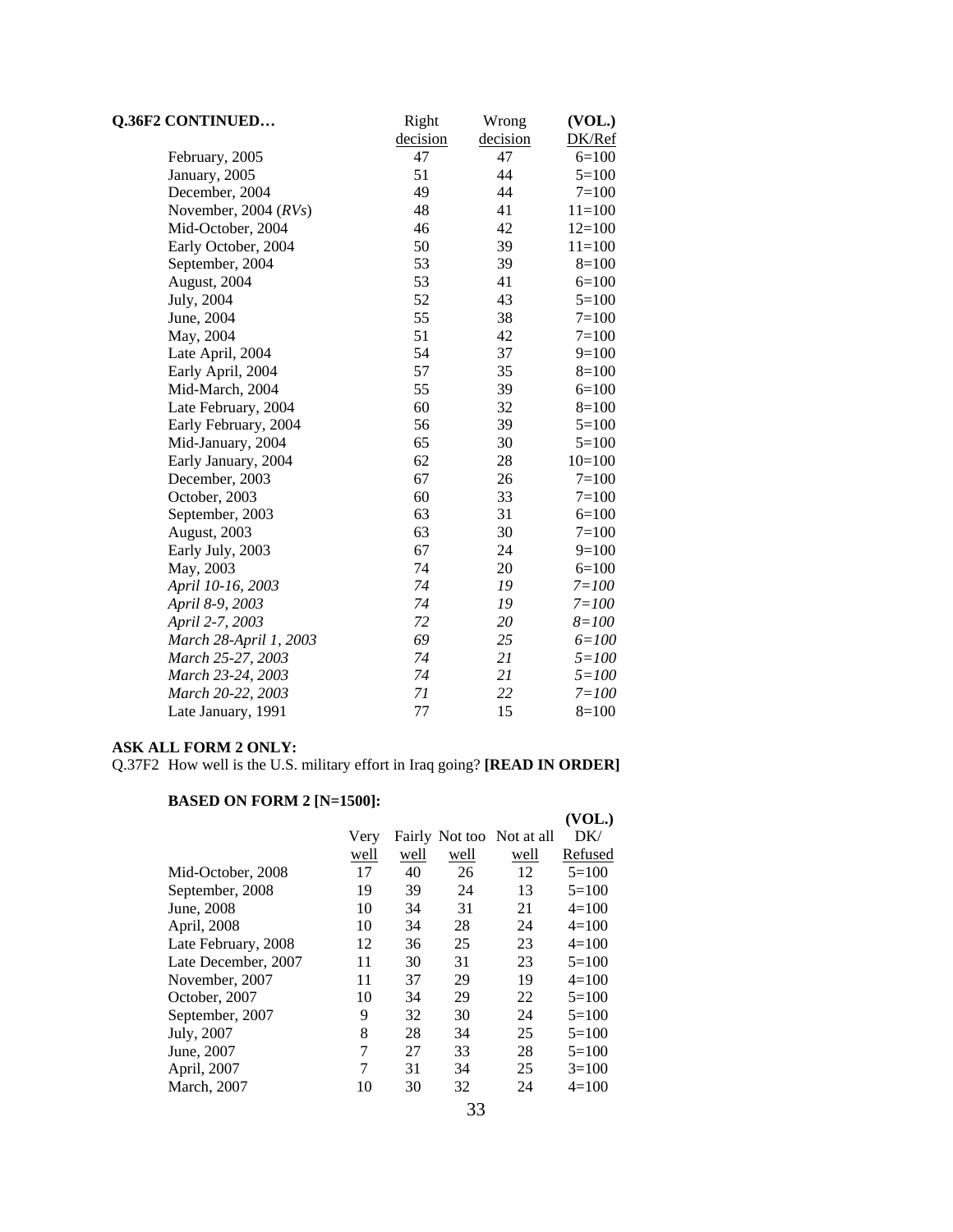**Q.36F2 CONTINUED…**

| | Right decision | Wrong decision | (VOL.) DK/Ref |
|---|---|---|---|
| February, 2005 | 47 | 47 | 6=100 |
| January, 2005 | 51 | 44 | 5=100 |
| December, 2004 | 49 | 44 | 7=100 |
| November, 2004 (*RVs*) | 48 | 41 | 11=100 |
| Mid-October, 2004 | 46 | 42 | 12=100 |
| Early October, 2004 | 50 | 39 | 11=100 |
| September, 2004 | 53 | 39 | 8=100 |
| August, 2004 | 53 | 41 | 6=100 |
| July, 2004 | 52 | 43 | 5=100 |
| June, 2004 | 55 | 38 | 7=100 |
| May, 2004 | 51 | 42 | 7=100 |
| Late April, 2004 | 54 | 37 | 9=100 |
| Early April, 2004 | 57 | 35 | 8=100 |
| Mid-March, 2004 | 55 | 39 | 6=100 |
| Late February, 2004 | 60 | 32 | 8=100 |
| Early February, 2004 | 56 | 39 | 5=100 |
| Mid-January, 2004 | 65 | 30 | 5=100 |
| Early January, 2004 | 62 | 28 | 10=100 |
| December, 2003 | 67 | 26 | 7=100 |
| October, 2003 | 60 | 33 | 7=100 |
| September, 2003 | 63 | 31 | 6=100 |
| August, 2003 | 63 | 30 | 7=100 |
| Early July, 2003 | 67 | 24 | 9=100 |
| May, 2003 | 74 | 20 | 6=100 |
| *April 10-16, 2003* | *74* | *19* | *7=100* |
| *April 8-9, 2003* | *74* | *19* | *7=100* |
| *April 2-7, 2003* | *72* | *20* | *8=100* |
| *March 28-April 1, 2003* | *69* | *25* | *6=100* |
| *March 25-27, 2003* | *74* | *21* | *5=100* |
| *March 23-24, 2003* | *74* | *21* | *5=100* |
| *March 20-22, 2003* | *71* | *22* | *7=100* |
| Late January, 1991 | 77 | 15 | 8=100 |

**ASK ALL FORM 2 ONLY:**

Q.37F2 How well is the U.S. military effort in Iraq going? **[READ IN ORDER]**

**BASED ON FORM 2 [N=1500]:**

| | Very well | Fairly well | Not too well | Not at all well | (VOL.) DK/ Refused |
|---|---|---|---|---|---|
| Mid-October, 2008 | 17 | 40 | 26 | 12 | 5=100 |
| September, 2008 | 19 | 39 | 24 | 13 | 5=100 |
| June, 2008 | 10 | 34 | 31 | 21 | 4=100 |
| April, 2008 | 10 | 34 | 28 | 24 | 4=100 |
| Late February, 2008 | 12 | 36 | 25 | 23 | 4=100 |
| Late December, 2007 | 11 | 30 | 31 | 23 | 5=100 |
| November, 2007 | 11 | 37 | 29 | 19 | 4=100 |
| October, 2007 | 10 | 34 | 29 | 22 | 5=100 |
| September, 2007 | 9 | 32 | 30 | 24 | 5=100 |
| July, 2007 | 8 | 28 | 34 | 25 | 5=100 |
| June, 2007 | 7 | 27 | 33 | 28 | 5=100 |
| April, 2007 | 7 | 31 | 34 | 25 | 3=100 |
| March, 2007 | 10 | 30 | 32 | 24 | 4=100 |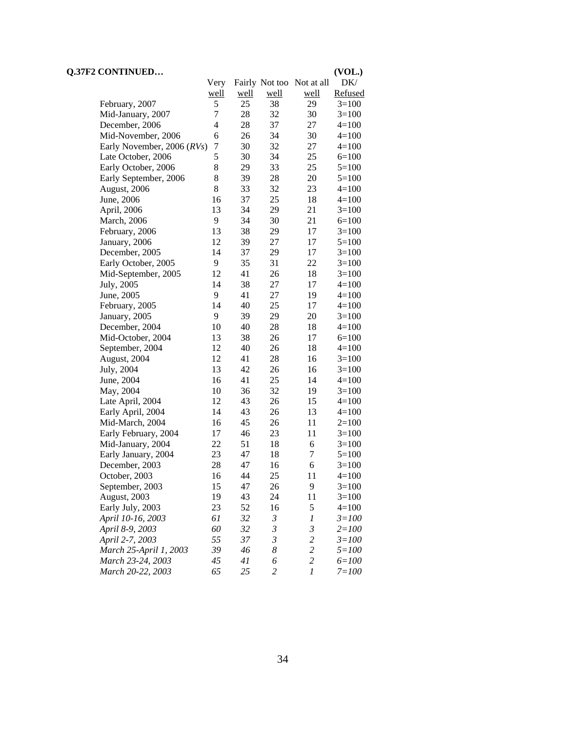**Q.37F2 CONTINUED…**

| | Very well | Fairly well | Not too well | Not at all well | (VOL.) DK/ Refused |
|---|---|---|---|---|---|
| February, 2007 | 5 | 25 | 38 | 29 | 3=100 |
| Mid-January, 2007 | 7 | 28 | 32 | 30 | 3=100 |
| December, 2006 | 4 | 28 | 37 | 27 | 4=100 |
| Mid-November, 2006 | 6 | 26 | 34 | 30 | 4=100 |
| Early November, 2006 (*RVs*) | 7 | 30 | 32 | 27 | 4=100 |
| Late October, 2006 | 5 | 30 | 34 | 25 | 6=100 |
| Early October, 2006 | 8 | 29 | 33 | 25 | 5=100 |
| Early September, 2006 | 8 | 39 | 28 | 20 | 5=100 |
| August, 2006 | 8 | 33 | 32 | 23 | 4=100 |
| June, 2006 | 16 | 37 | 25 | 18 | 4=100 |
| April, 2006 | 13 | 34 | 29 | 21 | 3=100 |
| March, 2006 | 9 | 34 | 30 | 21 | 6=100 |
| February, 2006 | 13 | 38 | 29 | 17 | 3=100 |
| January, 2006 | 12 | 39 | 27 | 17 | 5=100 |
| December, 2005 | 14 | 37 | 29 | 17 | 3=100 |
| Early October, 2005 | 9 | 35 | 31 | 22 | 3=100 |
| Mid-September, 2005 | 12 | 41 | 26 | 18 | 3=100 |
| July, 2005 | 14 | 38 | 27 | 17 | 4=100 |
| June, 2005 | 9 | 41 | 27 | 19 | 4=100 |
| February, 2005 | 14 | 40 | 25 | 17 | 4=100 |
| January, 2005 | 9 | 39 | 29 | 20 | 3=100 |
| December, 2004 | 10 | 40 | 28 | 18 | 4=100 |
| Mid-October, 2004 | 13 | 38 | 26 | 17 | 6=100 |
| September, 2004 | 12 | 40 | 26 | 18 | 4=100 |
| August, 2004 | 12 | 41 | 28 | 16 | 3=100 |
| July, 2004 | 13 | 42 | 26 | 16 | 3=100 |
| June, 2004 | 16 | 41 | 25 | 14 | 4=100 |
| May, 2004 | 10 | 36 | 32 | 19 | 3=100 |
| Late April, 2004 | 12 | 43 | 26 | 15 | 4=100 |
| Early April, 2004 | 14 | 43 | 26 | 13 | 4=100 |
| Mid-March, 2004 | 16 | 45 | 26 | 11 | 2=100 |
| Early February, 2004 | 17 | 46 | 23 | 11 | 3=100 |
| Mid-January, 2004 | 22 | 51 | 18 | 6 | 3=100 |
| Early January, 2004 | 23 | 47 | 18 | 7 | 5=100 |
| December, 2003 | 28 | 47 | 16 | 6 | 3=100 |
| October, 2003 | 16 | 44 | 25 | 11 | 4=100 |
| September, 2003 | 15 | 47 | 26 | 9 | 3=100 |
| August, 2003 | 19 | 43 | 24 | 11 | 3=100 |
| Early July, 2003 | 23 | 52 | 16 | 5 | 4=100 |
| *April 10-16, 2003* | *61* | *32* | *3* | *1* | *3=100* |
| *April 8-9, 2003* | *60* | *32* | *3* | *3* | *2=100* |
| *April 2-7, 2003* | *55* | *37* | *3* | *2* | *3=100* |
| *March 25-April 1, 2003* | *39* | *46* | *8* | *2* | *5=100* |
| *March 23-24, 2003* | *45* | *41* | *6* | *2* | *6=100* |
| *March 20-22, 2003* | *65* | *25* | *2* | *1* | *7=100* |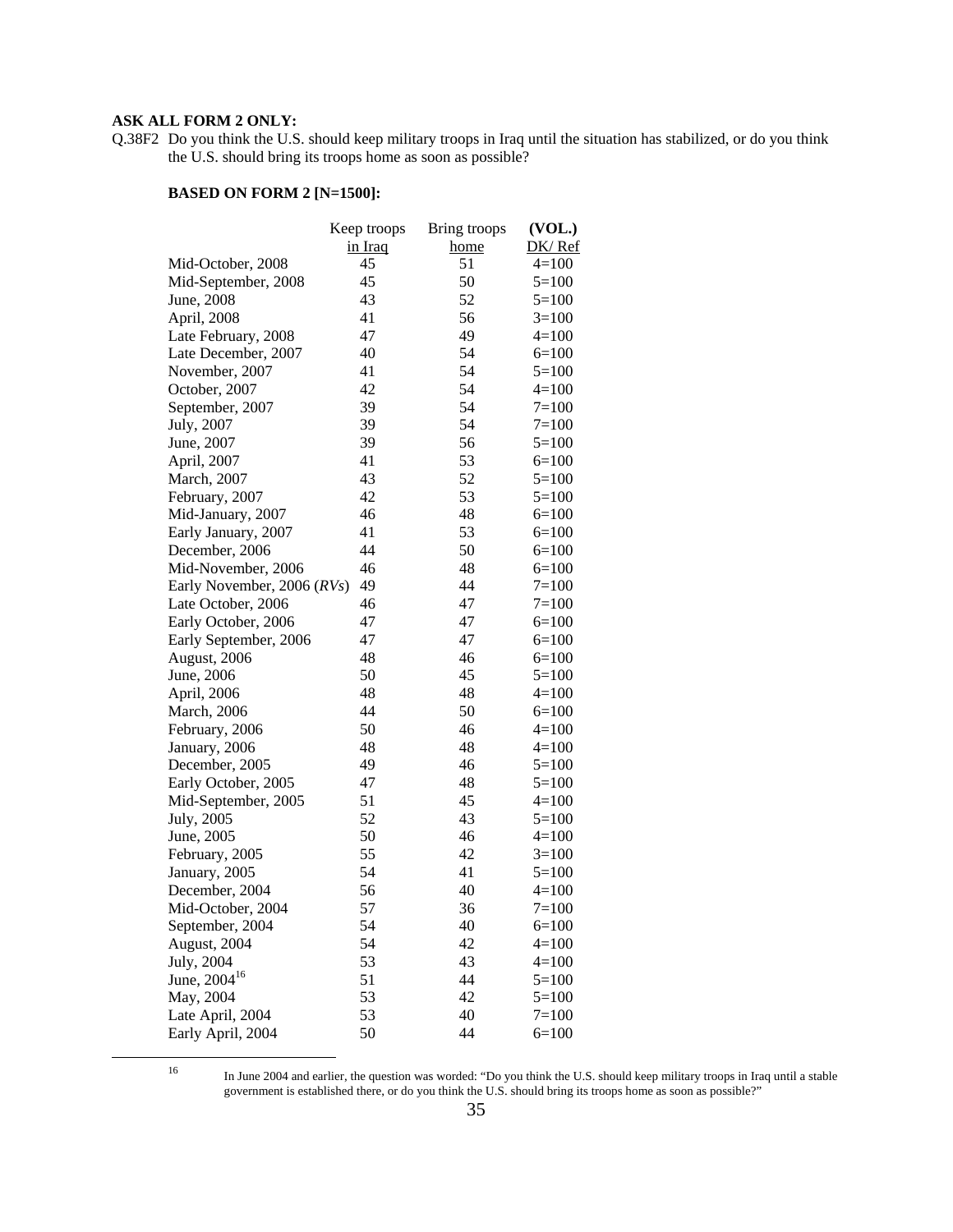**ASK ALL FORM 2 ONLY:**

Q.38F2 Do you think the U.S. should keep military troops in Iraq until the situation has stabilized, or do you think the U.S. should bring its troops home as soon as possible?

**BASED ON FORM 2 [N=1500]:**

| | Keep troops in Iraq | Bring troops home | (VOL.) DK/ Ref |
|---|---|---|---|
| Mid-October, 2008 | 45 | 51 | 4=100 |
| Mid-September, 2008 | 45 | 50 | 5=100 |
| June, 2008 | 43 | 52 | 5=100 |
| April, 2008 | 41 | 56 | 3=100 |
| Late February, 2008 | 47 | 49 | 4=100 |
| Late December, 2007 | 40 | 54 | 6=100 |
| November, 2007 | 41 | 54 | 5=100 |
| October, 2007 | 42 | 54 | 4=100 |
| September, 2007 | 39 | 54 | 7=100 |
| July, 2007 | 39 | 54 | 7=100 |
| June, 2007 | 39 | 56 | 5=100 |
| April, 2007 | 41 | 53 | 6=100 |
| March, 2007 | 43 | 52 | 5=100 |
| February, 2007 | 42 | 53 | 5=100 |
| Mid-January, 2007 | 46 | 48 | 6=100 |
| Early January, 2007 | 41 | 53 | 6=100 |
| December, 2006 | 44 | 50 | 6=100 |
| Mid-November, 2006 | 46 | 48 | 6=100 |
| Early November, 2006 (*RVs*) | 49 | 44 | 7=100 |
| Late October, 2006 | 46 | 47 | 7=100 |
| Early October, 2006 | 47 | 47 | 6=100 |
| Early September, 2006 | 47 | 47 | 6=100 |
| August, 2006 | 48 | 46 | 6=100 |
| June, 2006 | 50 | 45 | 5=100 |
| April, 2006 | 48 | 48 | 4=100 |
| March, 2006 | 44 | 50 | 6=100 |
| February, 2006 | 50 | 46 | 4=100 |
| January, 2006 | 48 | 48 | 4=100 |
| December, 2005 | 49 | 46 | 5=100 |
| Early October, 2005 | 47 | 48 | 5=100 |
| Mid-September, 2005 | 51 | 45 | 4=100 |
| July, 2005 | 52 | 43 | 5=100 |
| June, 2005 | 50 | 46 | 4=100 |
| February, 2005 | 55 | 42 | 3=100 |
| January, 2005 | 54 | 41 | 5=100 |
| December, 2004 | 56 | 40 | 4=100 |
| Mid-October, 2004 | 57 | 36 | 7=100 |
| September, 2004 | 54 | 40 | 6=100 |
| August, 2004 | 54 | 42 | 4=100 |
| July, 2004 | 53 | 43 | 4=100 |
| June, 2004[16] | 51 | 44 | 5=100 |
| May, 2004 | 53 | 42 | 5=100 |
| Late April, 2004 | 53 | 40 | 7=100 |
| Early April, 2004 | 50 | 44 | 6=100 |

[16] In June 2004 and earlier, the question was worded: "Do you think the U.S. should keep military troops in Iraq until a stable government is established there, or do you think the U.S. should bring its troops home as soon as possible?"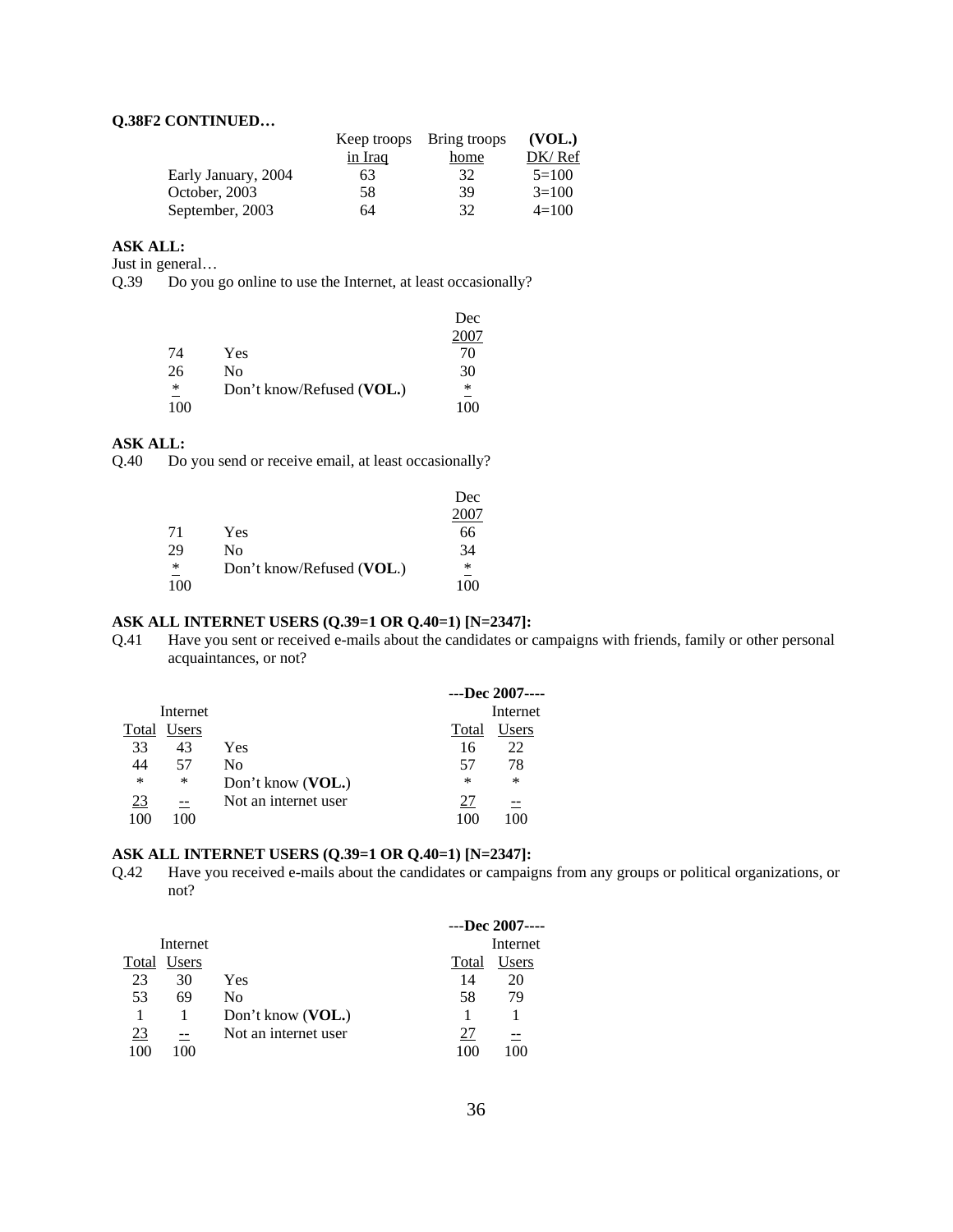**Q.38F2 CONTINUED…**

| | Keep troops in Iraq | Bring troops home | (VOL.) DK/ Ref |
|---|---|---|---|
| Early January, 2004 | 63 | 32 | 5=100 |
| October, 2003 | 58 | 39 | 3=100 |
| September, 2003 | 64 | 32 | 4=100 |

**ASK ALL:**
Just in general…
Q.39 Do you go online to use the Internet, at least occasionally?

| | | Dec 2007 |
|---|---|---|
| 74 | Yes | 70 |
| 26 | No | 30 |
| * | Don't know/Refused (**VOL.**) | * |
| 100 | | 100 |

**ASK ALL:**
Q.40 Do you send or receive email, at least occasionally?

| | | Dec 2007 |
|---|---|---|
| 71 | Yes | 66 |
| 29 | No | 34 |
| * | Don't know/Refused (**VOL.**) | * |
| 100 | | 100 |

**ASK ALL INTERNET USERS (Q.39=1 OR Q.40=1) [N=2347]:**
Q.41 Have you sent or received e-mails about the candidates or campaigns with friends, family or other personal acquaintances, or not?

| Total | Internet Users | | ---Dec 2007---- Total | Internet Users |
|---|---|---|---|---|
| 33 | 43 | Yes | 16 | 22 |
| 44 | 57 | No | 57 | 78 |
| * | * | Don't know (**VOL.**) | * | * |
| 23 | -- | Not an internet user | 27 | -- |
| 100 | 100 | | 100 | 100 |

**ASK ALL INTERNET USERS (Q.39=1 OR Q.40=1) [N=2347]:**
Q.42 Have you received e-mails about the candidates or campaigns from any groups or political organizations, or not?

| Total | Internet Users | | ---Dec 2007---- Total | Internet Users |
|---|---|---|---|---|
| 23 | 30 | Yes | 14 | 20 |
| 53 | 69 | No | 58 | 79 |
| 1 | 1 | Don't know (**VOL.**) | 1 | 1 |
| 23 | -- | Not an internet user | 27 | -- |
| 100 | 100 | | 100 | 100 |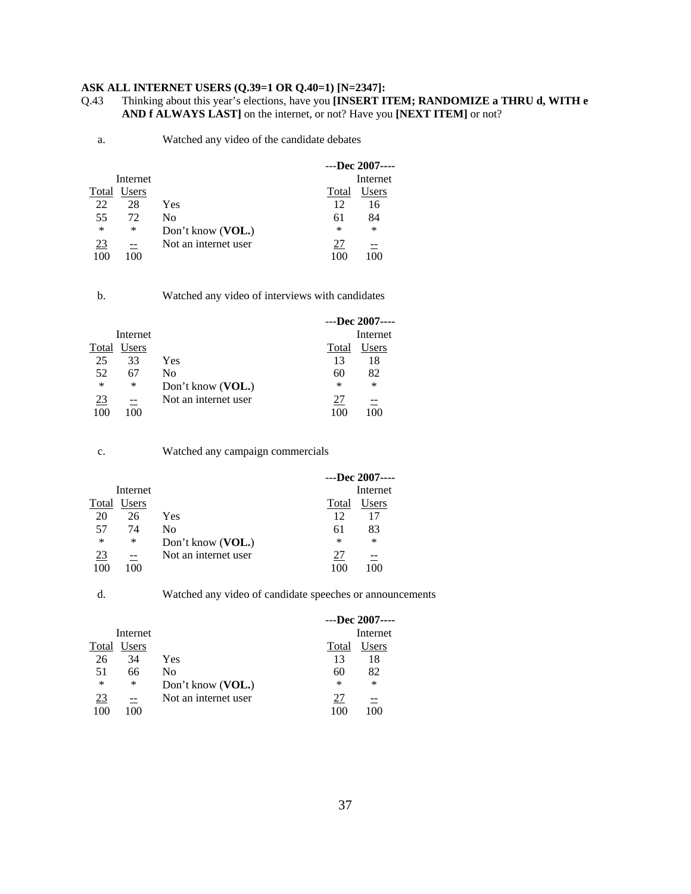**ASK ALL INTERNET USERS (Q.39=1 OR Q.40=1) [N=2347]:**

Q.43 Thinking about this year's elections, have you **[INSERT ITEM; RANDOMIZE a THRU d, WITH e AND f ALWAYS LAST]** on the internet, or not? Have you **[NEXT ITEM]** or not?

a. Watched any video of the candidate debates

| Total | Internet Users | | ---Dec 2007---- Total | Internet Users |
|---|---|---|---|---|
| 22 | 28 | Yes | 12 | 16 |
| 55 | 72 | No | 61 | 84 |
| * | * | Don't know (**VOL.**) | * | * |
| 23 | -- | Not an internet user | 27 | -- |
| 100 | 100 | | 100 | 100 |

b. Watched any video of interviews with candidates

| Total | Internet Users | | ---Dec 2007---- Total | Internet Users |
|---|---|---|---|---|
| 25 | 33 | Yes | 13 | 18 |
| 52 | 67 | No | 60 | 82 |
| * | * | Don't know (**VOL.**) | * | * |
| 23 | -- | Not an internet user | 27 | -- |
| 100 | 100 | | 100 | 100 |

c. Watched any campaign commercials

| Total | Internet Users | | ---Dec 2007---- Total | Internet Users |
|---|---|---|---|---|
| 20 | 26 | Yes | 12 | 17 |
| 57 | 74 | No | 61 | 83 |
| * | * | Don't know (**VOL.**) | * | * |
| 23 | -- | Not an internet user | 27 | -- |
| 100 | 100 | | 100 | 100 |

d. Watched any video of candidate speeches or announcements

| Total | Internet Users | | ---Dec 2007---- Total | Internet Users |
|---|---|---|---|---|
| 26 | 34 | Yes | 13 | 18 |
| 51 | 66 | No | 60 | 82 |
| * | * | Don't know (**VOL.**) | * | * |
| 23 | -- | Not an internet user | 27 | -- |
| 100 | 100 | | 100 | 100 |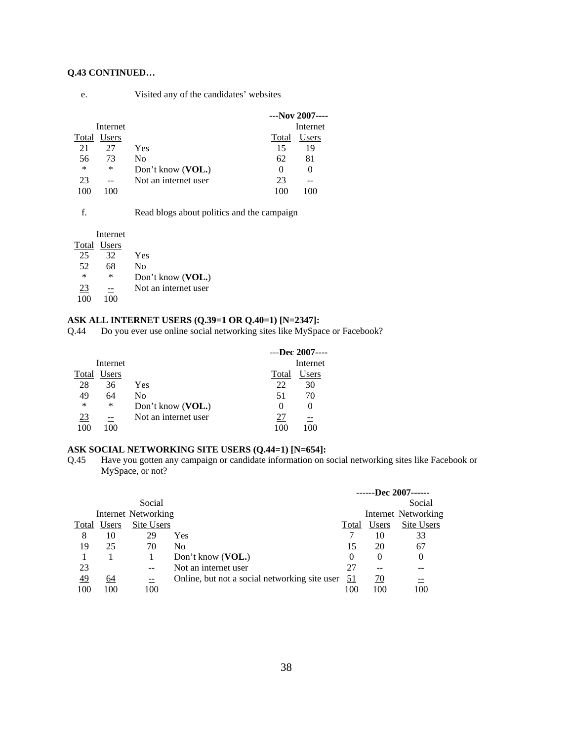**Q.43 CONTINUED…**

e. Visited any of the candidates' websites

| | | | ---Nov 2007---- | |
|---|---|---|---|---|
| | Internet | | | Internet |
| Total | Users | | Total | Users |
| 21 | 27 | Yes | 15 | 19 |
| 56 | 73 | No | 62 | 81 |
| * | * | Don't know (**VOL.**) | 0 | 0 |
| 23 | -- | Not an internet user | 23 | -- |
| 100 | 100 | | 100 | 100 |

f. Read blogs about politics and the campaign

| | Internet | |
|---|---|---|
| Total | Users | |
| 25 | 32 | Yes |
| 52 | 68 | No |
| * | * | Don't know (**VOL.**) |
| 23 | -- | Not an internet user |
| 100 | 100 | |

**ASK ALL INTERNET USERS (Q.39=1 OR Q.40=1) [N=2347]:**

Q.44 Do you ever use online social networking sites like MySpace or Facebook?

| | | | ---Dec 2007---- | |
|---|---|---|---|---|
| | Internet | | | Internet |
| Total | Users | | Total | Users |
| 28 | 36 | Yes | 22 | 30 |
| 49 | 64 | No | 51 | 70 |
| * | * | Don't know (**VOL.**) | 0 | 0 |
| 23 | -- | Not an internet user | 27 | -- |
| 100 | 100 | | 100 | 100 |

**ASK SOCIAL NETWORKING SITE USERS (Q.44=1) [N=654]:**

Q.45 Have you gotten any campaign or candidate information on social networking sites like Facebook or MySpace, or not?

| | | | | ------Dec 2007------ | | |
|---|---|---|---|---|---|---|
| | | Social | | | | Social |
| | Internet | Networking | | | Internet | Networking |
| Total | Users | Site Users | | Total | Users | Site Users |
| 8 | 10 | 29 | Yes | 7 | 10 | 33 |
| 19 | 25 | 70 | No | 15 | 20 | 67 |
| 1 | 1 | 1 | Don't know (**VOL.**) | 0 | 0 | 0 |
| 23 | | -- | Not an internet user | 27 | -- | -- |
| 49 | 64 | -- | Online, but not a social networking site user | 51 | 70 | -- |
| 100 | 100 | 100 | | 100 | 100 | 100 |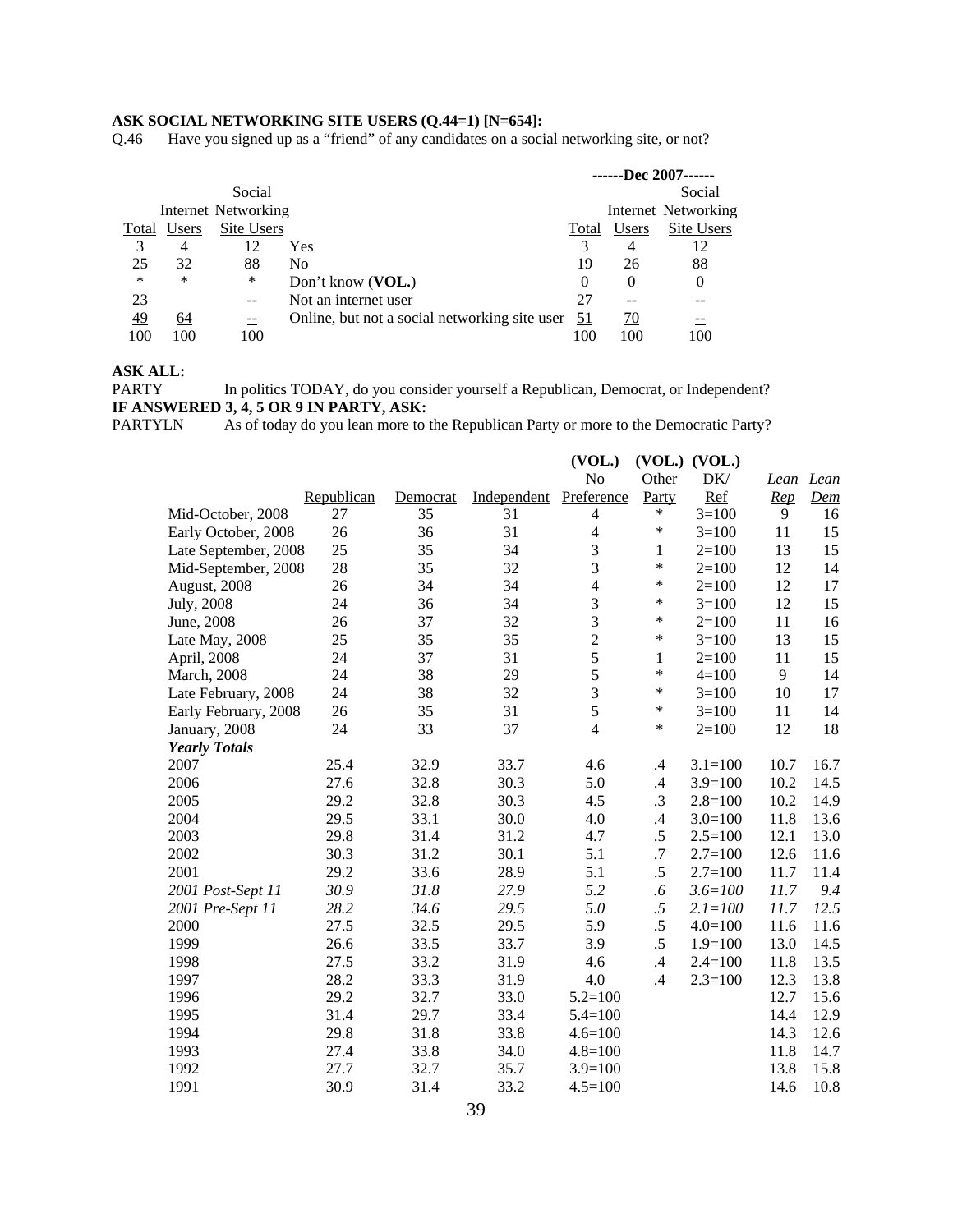**ASK SOCIAL NETWORKING SITE USERS (Q.44=1) [N=654]:**

Q.46 Have you signed up as a "friend" of any candidates on a social networking site, or not?

| Total | Internet Users | Social Networking Site Users | | Dec 2007 Total | Dec 2007 Internet Users | Dec 2007 Social Networking Site Users |
|---|---|---|---|---|---|---|
| 3 | 4 | 12 | Yes | 3 | 4 | 12 |
| 25 | 32 | 88 | No | 19 | 26 | 88 |
| * | * | * | Don't know (**VOL.**) | 0 | 0 | 0 |
| 23 | | -- | Not an internet user | 27 | -- | -- |
| 49 | 64 | -- | Online, but not a social networking site user | 51 | 70 | -- |
| 100 | 100 | 100 | | 100 | 100 | 100 |

**ASK ALL:**

PARTY In politics TODAY, do you consider yourself a Republican, Democrat, or Independent?

**IF ANSWERED 3, 4, 5 OR 9 IN PARTY, ASK:**

PARTYLN As of today do you lean more to the Republican Party or more to the Democratic Party?

| | Republican | Democrat | Independent | (VOL.) No Preference | (VOL.) Other Party | (VOL.) DK/ Ref | *Lean Rep* | *Lean Dem* |
|---|---|---|---|---|---|---|---|---|
| Mid-October, 2008 | 27 | 35 | 31 | 4 | * | 3=100 | 9 | 16 |
| Early October, 2008 | 26 | 36 | 31 | 4 | * | 3=100 | 11 | 15 |
| Late September, 2008 | 25 | 35 | 34 | 3 | 1 | 2=100 | 13 | 15 |
| Mid-September, 2008 | 28 | 35 | 32 | 3 | * | 2=100 | 12 | 14 |
| August, 2008 | 26 | 34 | 34 | 4 | * | 2=100 | 12 | 17 |
| July, 2008 | 24 | 36 | 34 | 3 | * | 3=100 | 12 | 15 |
| June, 2008 | 26 | 37 | 32 | 3 | * | 2=100 | 11 | 16 |
| Late May, 2008 | 25 | 35 | 35 | 2 | * | 3=100 | 13 | 15 |
| April, 2008 | 24 | 37 | 31 | 5 | 1 | 2=100 | 11 | 15 |
| March, 2008 | 24 | 38 | 29 | 5 | * | 4=100 | 9 | 14 |
| Late February, 2008 | 24 | 38 | 32 | 3 | * | 3=100 | 10 | 17 |
| Early February, 2008 | 26 | 35 | 31 | 5 | * | 3=100 | 11 | 14 |
| January, 2008 | 24 | 33 | 37 | 4 | * | 2=100 | 12 | 18 |
| ***Yearly Totals*** | | | | | | | | |
| 2007 | 25.4 | 32.9 | 33.7 | 4.6 | .4 | 3.1=100 | 10.7 | 16.7 |
| 2006 | 27.6 | 32.8 | 30.3 | 5.0 | .4 | 3.9=100 | 10.2 | 14.5 |
| 2005 | 29.2 | 32.8 | 30.3 | 4.5 | .3 | 2.8=100 | 10.2 | 14.9 |
| 2004 | 29.5 | 33.1 | 30.0 | 4.0 | .4 | 3.0=100 | 11.8 | 13.6 |
| 2003 | 29.8 | 31.4 | 31.2 | 4.7 | .5 | 2.5=100 | 12.1 | 13.0 |
| 2002 | 30.3 | 31.2 | 30.1 | 5.1 | .7 | 2.7=100 | 12.6 | 11.6 |
| 2001 | 29.2 | 33.6 | 28.9 | 5.1 | .5 | 2.7=100 | 11.7 | 11.4 |
| *2001 Post-Sept 11* | *30.9* | *31.8* | *27.9* | *5.2* | *.6* | *3.6=100* | *11.7* | *9.4* |
| *2001 Pre-Sept 11* | *28.2* | *34.6* | *29.5* | *5.0* | *.5* | *2.1=100* | *11.7* | *12.5* |
| 2000 | 27.5 | 32.5 | 29.5 | 5.9 | .5 | 4.0=100 | 11.6 | 11.6 |
| 1999 | 26.6 | 33.5 | 33.7 | 3.9 | .5 | 1.9=100 | 13.0 | 14.5 |
| 1998 | 27.5 | 33.2 | 31.9 | 4.6 | .4 | 2.4=100 | 11.8 | 13.5 |
| 1997 | 28.2 | 33.3 | 31.9 | 4.0 | .4 | 2.3=100 | 12.3 | 13.8 |
| 1996 | 29.2 | 32.7 | 33.0 | 5.2=100 | | | 12.7 | 15.6 |
| 1995 | 31.4 | 29.7 | 33.4 | 5.4=100 | | | 14.4 | 12.9 |
| 1994 | 29.8 | 31.8 | 33.8 | 4.6=100 | | | 14.3 | 12.6 |
| 1993 | 27.4 | 33.8 | 34.0 | 4.8=100 | | | 11.8 | 14.7 |
| 1992 | 27.7 | 32.7 | 35.7 | 3.9=100 | | | 13.8 | 15.8 |
| 1991 | 30.9 | 31.4 | 33.2 | 4.5=100 | | | 14.6 | 10.8 |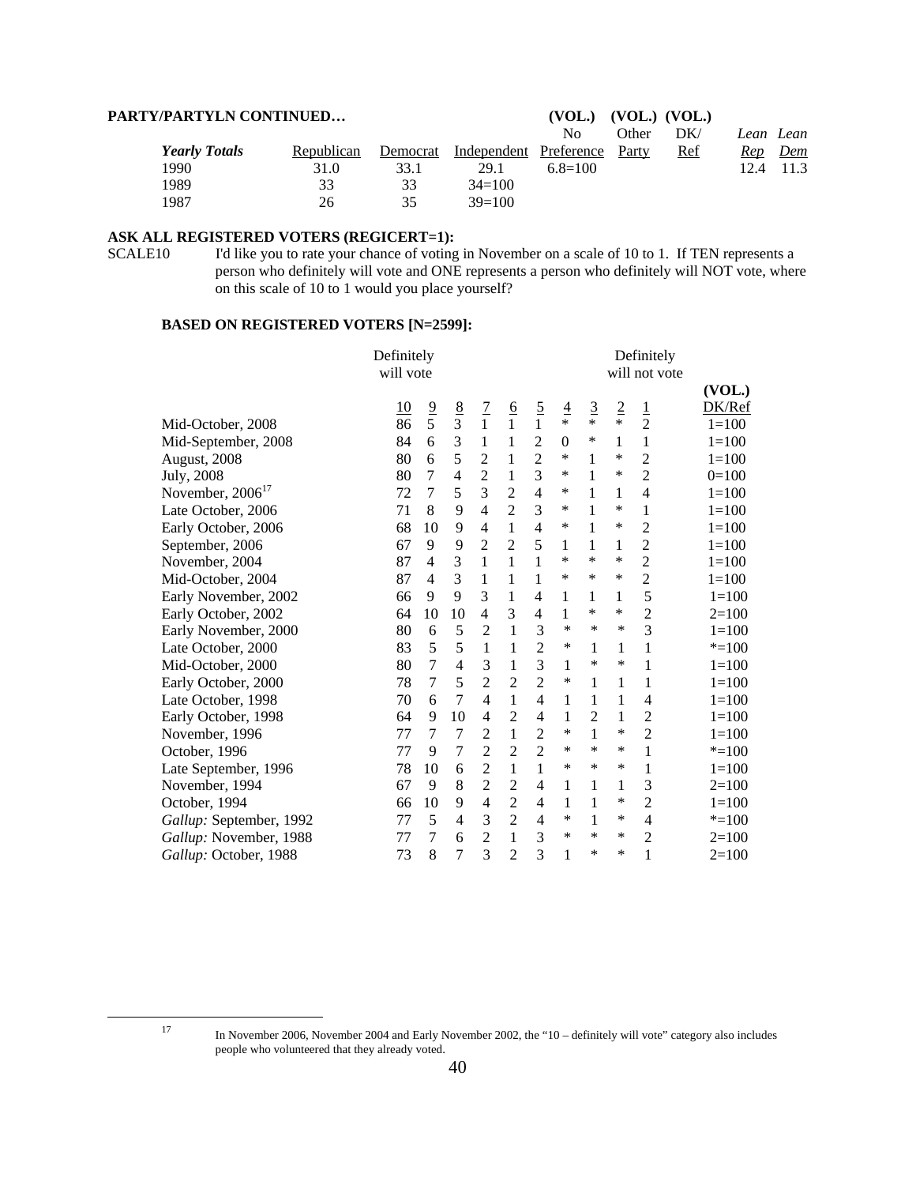**PARTY/PARTYLN CONTINUED…**

| *Yearly Totals* | Republican | Democrat | Independent | (VOL.) No Preference | (VOL.) Other Party | (VOL.) DK/ Ref | *Lean Rep* | *Lean Dem* |
|---|---|---|---|---|---|---|---|---|
| 1990 | 31.0 | 33.1 | 29.1 | 6.8=100 | | | 12.4 | 11.3 |
| 1989 | 33 | 33 | 34=100 | | | | | |
| 1987 | 26 | 35 | 39=100 | | | | | |

**ASK ALL REGISTERED VOTERS (REGICERT=1):**

SCALE10 I'd like you to rate your chance of voting in November on a scale of 10 to 1. If TEN represents a person who definitely will vote and ONE represents a person who definitely will NOT vote, where on this scale of 10 to 1 would you place yourself?

**BASED ON REGISTERED VOTERS [N=2599]:**

| | Definitely will vote 10 | 9 | 8 | 7 | 6 | 5 | 4 | 3 | 2 | Definitely will not vote 1 | (VOL.) DK/Ref |
|---|---|---|---|---|---|---|---|---|---|---|---|
| Mid-October, 2008 | 86 | 5 | 3 | 1 | 1 | 1 | * | * | * | 2 | 1=100 |
| Mid-September, 2008 | 84 | 6 | 3 | 1 | 1 | 2 | 0 | * | 1 | 1 | 1=100 |
| August, 2008 | 80 | 6 | 5 | 2 | 1 | 2 | * | 1 | * | 2 | 1=100 |
| July, 2008 | 80 | 7 | 4 | 2 | 1 | 3 | * | 1 | * | 2 | 0=100 |
| November, 2006[17] | 72 | 7 | 5 | 3 | 2 | 4 | * | 1 | 1 | 4 | 1=100 |
| Late October, 2006 | 71 | 8 | 9 | 4 | 2 | 3 | * | 1 | * | 1 | 1=100 |
| Early October, 2006 | 68 | 10 | 9 | 4 | 1 | 4 | * | 1 | * | 2 | 1=100 |
| September, 2006 | 67 | 9 | 9 | 2 | 2 | 5 | 1 | 1 | 1 | 2 | 1=100 |
| November, 2004 | 87 | 4 | 3 | 1 | 1 | 1 | * | * | * | 2 | 1=100 |
| Mid-October, 2004 | 87 | 4 | 3 | 1 | 1 | 1 | * | * | * | 2 | 1=100 |
| Early November, 2002 | 66 | 9 | 9 | 3 | 1 | 4 | 1 | 1 | 1 | 5 | 1=100 |
| Early October, 2002 | 64 | 10 | 10 | 4 | 3 | 4 | 1 | * | * | 2 | 2=100 |
| Early November, 2000 | 80 | 6 | 5 | 2 | 1 | 3 | * | * | * | 3 | 1=100 |
| Late October, 2000 | 83 | 5 | 5 | 1 | 1 | 2 | * | 1 | 1 | 1 | *=100 |
| Mid-October, 2000 | 80 | 7 | 4 | 3 | 1 | 3 | 1 | * | * | 1 | 1=100 |
| Early October, 2000 | 78 | 7 | 5 | 2 | 2 | 2 | * | 1 | 1 | 1 | 1=100 |
| Late October, 1998 | 70 | 6 | 7 | 4 | 1 | 4 | 1 | 1 | 1 | 4 | 1=100 |
| Early October, 1998 | 64 | 9 | 10 | 4 | 2 | 4 | 1 | 2 | 1 | 2 | 1=100 |
| November, 1996 | 77 | 7 | 7 | 2 | 1 | 2 | * | 1 | * | 2 | 1=100 |
| October, 1996 | 77 | 9 | 7 | 2 | 2 | 2 | * | * | * | 1 | *=100 |
| Late September, 1996 | 78 | 10 | 6 | 2 | 1 | 1 | * | * | * | 1 | 1=100 |
| November, 1994 | 67 | 9 | 8 | 2 | 2 | 4 | 1 | 1 | 1 | 3 | 2=100 |
| October, 1994 | 66 | 10 | 9 | 4 | 2 | 4 | 1 | 1 | * | 2 | 1=100 |
| *Gallup:* September, 1992 | 77 | 5 | 4 | 3 | 2 | 4 | * | 1 | * | 4 | *=100 |
| *Gallup:* November, 1988 | 77 | 7 | 6 | 2 | 1 | 3 | * | * | * | 2 | 2=100 |
| *Gallup:* October, 1988 | 73 | 8 | 7 | 3 | 2 | 3 | 1 | * | * | 1 | 2=100 |

[17] In November 2006, November 2004 and Early November 2002, the "10 – definitely will vote" category also includes people who volunteered that they already voted.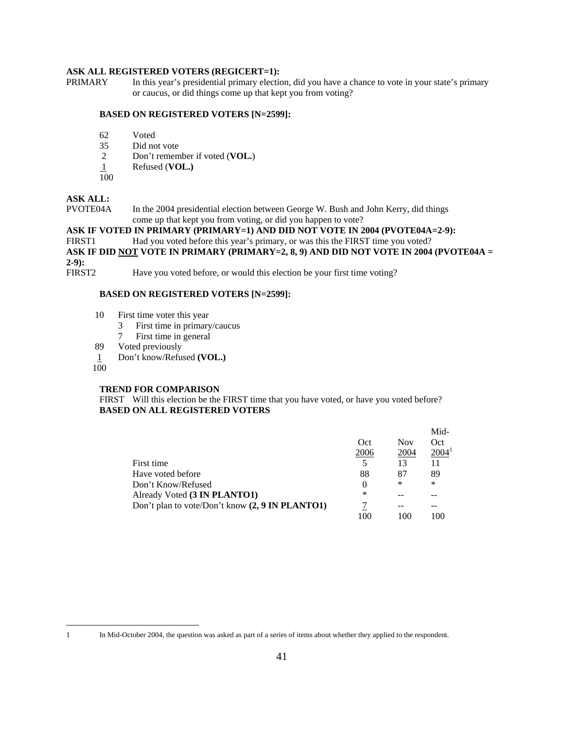**ASK ALL REGISTERED VOTERS (REGICERT=1):**

PRIMARY In this year's presidential primary election, did you have a chance to vote in your state's primary or caucus, or did things come up that kept you from voting?

**BASED ON REGISTERED VOTERS [N=2599]:**

| | |
|---|---|
| 62 | Voted |
| 35 | Did not vote |
| 2 | Don't remember if voted (**VOL.**) |
| 1 | Refused (**VOL.**) |
| 100 | |

**ASK ALL:**

PVOTE04A In the 2004 presidential election between George W. Bush and John Kerry, did things come up that kept you from voting, or did you happen to vote?

**ASK IF VOTED IN PRIMARY (PRIMARY=1) AND DID NOT VOTE IN 2004 (PVOTE04A=2-9):**

FIRST1 Had you voted before this year's primary, or was this the FIRST time you voted?

**ASK IF DID <u>NOT</u> VOTE IN PRIMARY (PRIMARY=2, 8, 9) AND DID NOT VOTE IN 2004 (PVOTE04A = 2-9):**

FIRST2 Have you voted before, or would this election be your first time voting?

**BASED ON REGISTERED VOTERS [N=2599]:**

| | |
|---|---|
| 10 | First time voter this year |
| 3 | First time in primary/caucus |
| 7 | First time in general |
| 89 | Voted previously |
| 1 | Don't know/Refused **(VOL.)** |
| 100 | |

**TREND FOR COMPARISON**

FIRST Will this election be the FIRST time that you have voted, or have you voted before?

**BASED ON ALL REGISTERED VOTERS**

| | Oct 2006 | Nov 2004 | Mid-Oct 2004[1] |
|---|---|---|---|
| First time | 5 | 13 | 11 |
| Have voted before | 88 | 87 | 89 |
| Don't Know/Refused | 0 | * | * |
| Already Voted **(3 IN PLANTO1)** | * | -- | -- |
| Don't plan to vote/Don't know **(2, 9 IN PLANTO1)** | 7 | -- | -- |
| | 100 | 100 | 100 |

1 In Mid-October 2004, the question was asked as part of a series of items about whether they applied to the respondent.